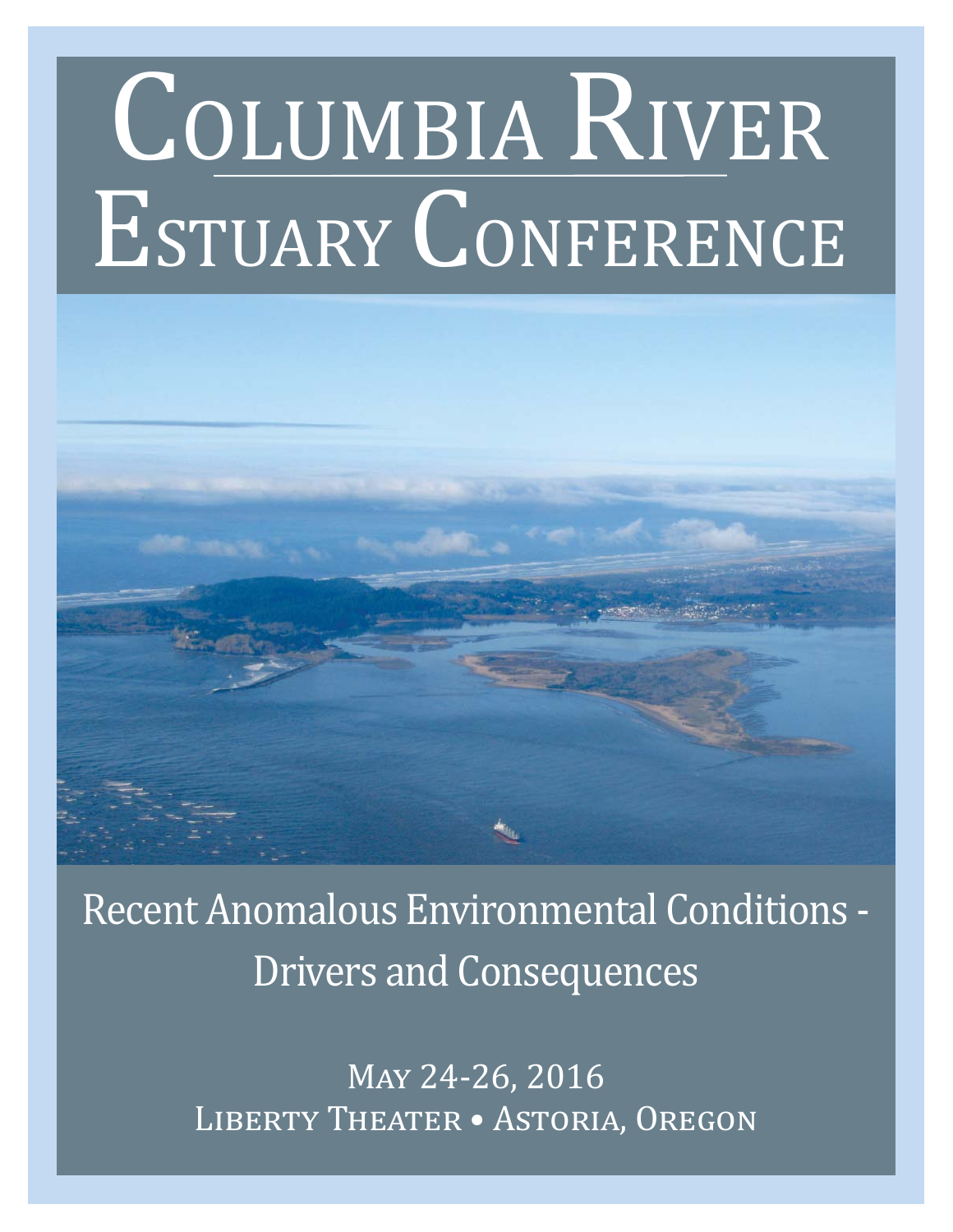# Columbia River Estuary Conference

## Recent Anomalous Environmental Conditions - Drivers and Consequences

May 24-26, 2016

Liberty Theater • Astoria, Oregon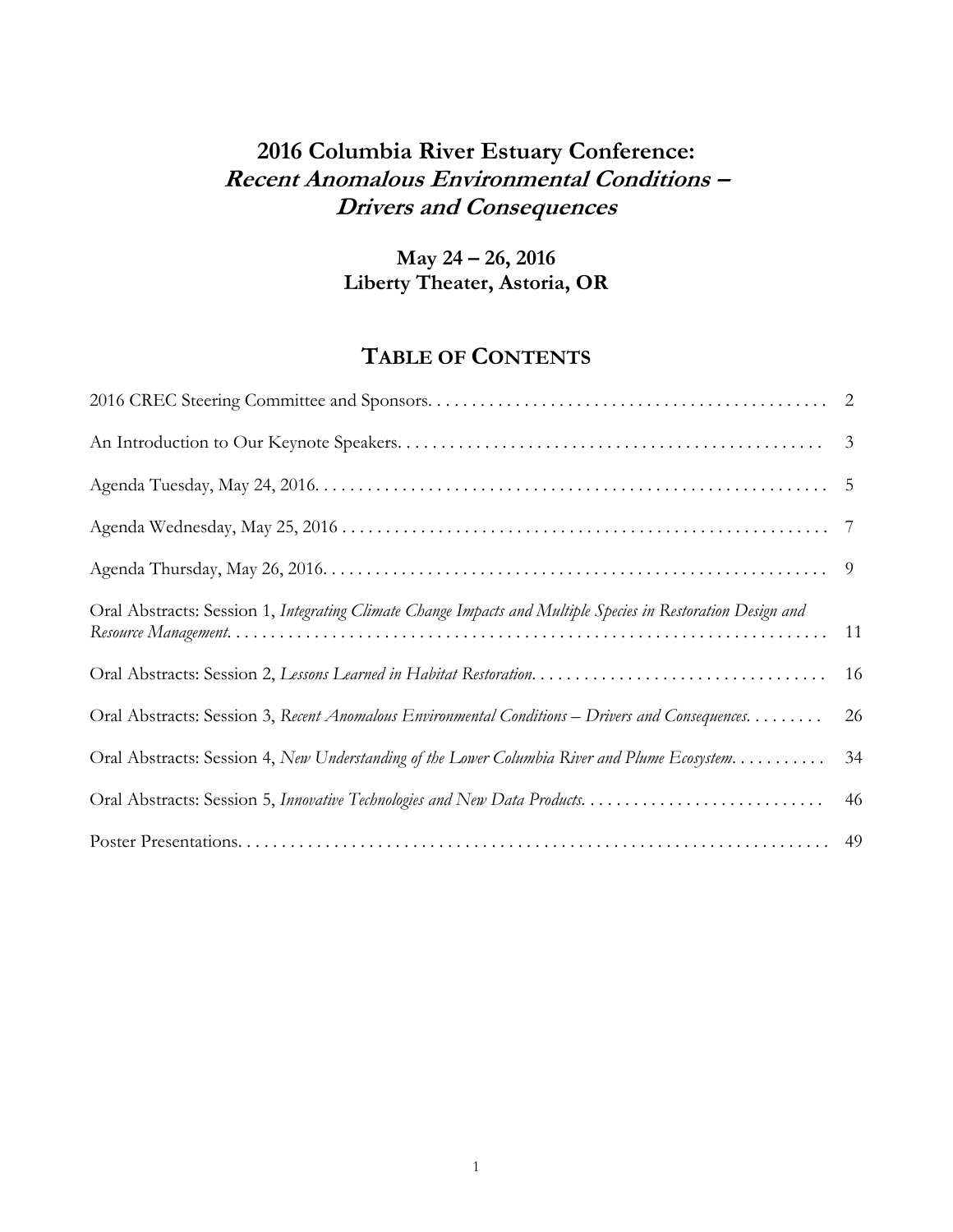# 2016 Columbia River Estuary Conference:
## *Recent Anomalous Environmental Conditions – Drivers and Consequences*

**May 24 – 26, 2016**
**Liberty Theater, Astoria, OR**

## TABLE OF CONTENTS

| | |
|---|---|
| 2016 CREC Steering Committee and Sponsors | 2 |
| An Introduction to Our Keynote Speakers | 3 |
| Agenda Tuesday, May 24, 2016 | 5 |
| Agenda Wednesday, May 25, 2016 | 7 |
| Agenda Thursday, May 26, 2016 | 9 |
| Oral Abstracts: Session 1, *Integrating Climate Change Impacts and Multiple Species in Restoration Design and Resource Management* | 11 |
| Oral Abstracts: Session 2, *Lessons Learned in Habitat Restoration* | 16 |
| Oral Abstracts: Session 3, *Recent Anomalous Environmental Conditions – Drivers and Consequences* | 26 |
| Oral Abstracts: Session 4, *New Understanding of the Lower Columbia River and Plume Ecosystem* | 34 |
| Oral Abstracts: Session 5, *Innovative Technologies and New Data Products* | 46 |
| Poster Presentations | 49 |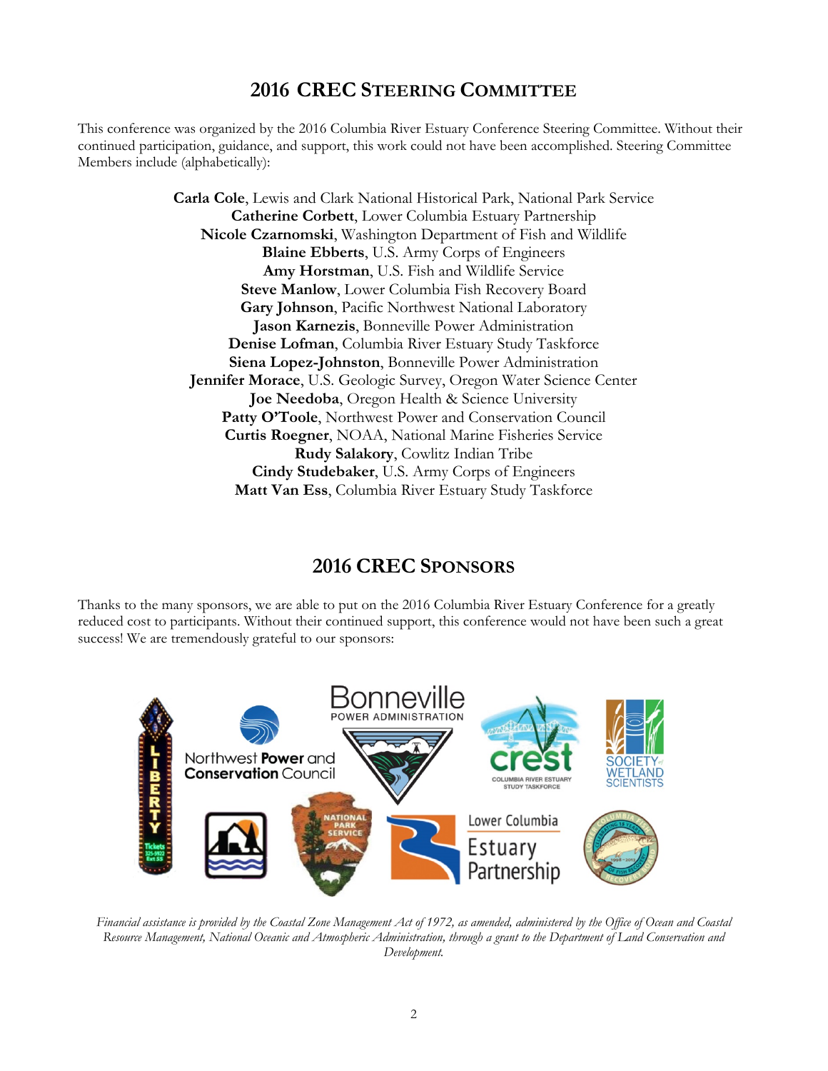## 2016 CREC Steering Committee

This conference was organized by the 2016 Columbia River Estuary Conference Steering Committee. Without their continued participation, guidance, and support, this work could not have been accomplished. Steering Committee Members include (alphabetically):

**Carla Cole**, Lewis and Clark National Historical Park, National Park Service
**Catherine Corbett**, Lower Columbia Estuary Partnership
**Nicole Czarnomski**, Washington Department of Fish and Wildlife
**Blaine Ebberts**, U.S. Army Corps of Engineers
**Amy Horstman**, U.S. Fish and Wildlife Service
**Steve Manlow**, Lower Columbia Fish Recovery Board
**Gary Johnson**, Pacific Northwest National Laboratory
**Jason Karnezis**, Bonneville Power Administration
**Denise Lofman**, Columbia River Estuary Study Taskforce
**Siena Lopez-Johnston**, Bonneville Power Administration
**Jennifer Morace**, U.S. Geologic Survey, Oregon Water Science Center
**Joe Needoba**, Oregon Health & Science University
**Patty O'Toole**, Northwest Power and Conservation Council
**Curtis Roegner**, NOAA, National Marine Fisheries Service
**Rudy Salakory**, Cowlitz Indian Tribe
**Cindy Studebaker**, U.S. Army Corps of Engineers
**Matt Van Ess**, Columbia River Estuary Study Taskforce

## 2016 CREC Sponsors

Thanks to the many sponsors, we are able to put on the 2016 Columbia River Estuary Conference for a greatly reduced cost to participants. Without their continued support, this conference would not have been such a great success! We are tremendously grateful to our sponsors:

*Financial assistance is provided by the Coastal Zone Management Act of 1972, as amended, administered by the Office of Ocean and Coastal Resource Management, National Oceanic and Atmospheric Administration, through a grant to the Department of Land Conservation and Development.*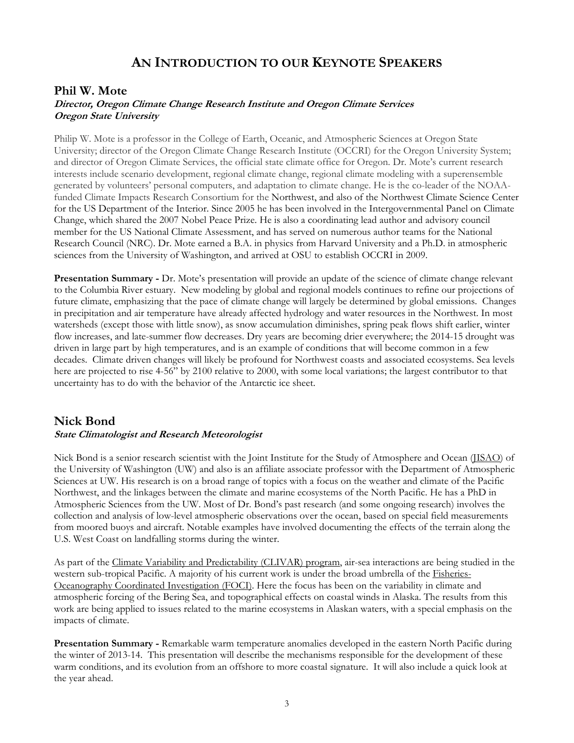# An Introduction to our Keynote Speakers

## Phil W. Mote

***Director, Oregon Climate Change Research Institute and Oregon Climate Services***
***Oregon State University***

Philip W. Mote is a professor in the College of Earth, Oceanic, and Atmospheric Sciences at Oregon State University; director of the Oregon Climate Change Research Institute (OCCRI) for the Oregon University System; and director of Oregon Climate Services, the official state climate office for Oregon. Dr. Mote's current research interests include scenario development, regional climate change, regional climate modeling with a superensemble generated by volunteers' personal computers, and adaptation to climate change. He is the co-leader of the NOAA-funded Climate Impacts Research Consortium for the Northwest, and also of the Northwest Climate Science Center for the US Department of the Interior. Since 2005 he has been involved in the Intergovernmental Panel on Climate Change, which shared the 2007 Nobel Peace Prize. He is also a coordinating lead author and advisory council member for the US National Climate Assessment, and has served on numerous author teams for the National Research Council (NRC). Dr. Mote earned a B.A. in physics from Harvard University and a Ph.D. in atmospheric sciences from the University of Washington, and arrived at OSU to establish OCCRI in 2009.

**Presentation Summary -** Dr. Mote's presentation will provide an update of the science of climate change relevant to the Columbia River estuary. New modeling by global and regional models continues to refine our projections of future climate, emphasizing that the pace of climate change will largely be determined by global emissions. Changes in precipitation and air temperature have already affected hydrology and water resources in the Northwest. In most watersheds (except those with little snow), as snow accumulation diminishes, spring peak flows shift earlier, winter flow increases, and late-summer flow decreases. Dry years are becoming drier everywhere; the 2014-15 drought was driven in large part by high temperatures, and is an example of conditions that will become common in a few decades. Climate driven changes will likely be profound for Northwest coasts and associated ecosystems. Sea levels here are projected to rise 4-56" by 2100 relative to 2000, with some local variations; the largest contributor to that uncertainty has to do with the behavior of the Antarctic ice sheet.

## Nick Bond

***State Climatologist and Research Meteorologist***

Nick Bond is a senior research scientist with the Joint Institute for the Study of Atmosphere and Ocean (JISAO) of the University of Washington (UW) and also is an affiliate associate professor with the Department of Atmospheric Sciences at UW. His research is on a broad range of topics with a focus on the weather and climate of the Pacific Northwest, and the linkages between the climate and marine ecosystems of the North Pacific. He has a PhD in Atmospheric Sciences from the UW. Most of Dr. Bond's past research (and some ongoing research) involves the collection and analysis of low-level atmospheric observations over the ocean, based on special field measurements from moored buoys and aircraft. Notable examples have involved documenting the effects of the terrain along the U.S. West Coast on landfalling storms during the winter.

As part of the Climate Variability and Predictability (CLIVAR) program, air-sea interactions are being studied in the western sub-tropical Pacific. A majority of his current work is under the broad umbrella of the Fisheries-Oceanography Coordinated Investigation (FOCI). Here the focus has been on the variability in climate and atmospheric forcing of the Bering Sea, and topographical effects on coastal winds in Alaska. The results from this work are being applied to issues related to the marine ecosystems in Alaskan waters, with a special emphasis on the impacts of climate.

**Presentation Summary -** Remarkable warm temperature anomalies developed in the eastern North Pacific during the winter of 2013-14. This presentation will describe the mechanisms responsible for the development of these warm conditions, and its evolution from an offshore to more coastal signature. It will also include a quick look at the year ahead.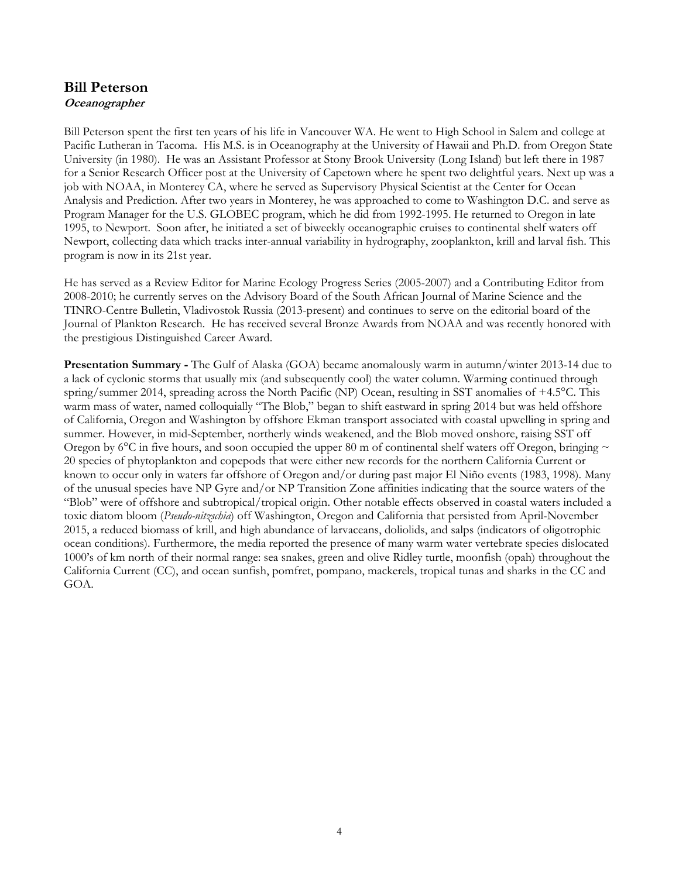## Bill Peterson

***Oceanographer***

Bill Peterson spent the first ten years of his life in Vancouver WA. He went to High School in Salem and college at Pacific Lutheran in Tacoma. His M.S. is in Oceanography at the University of Hawaii and Ph.D. from Oregon State University (in 1980). He was an Assistant Professor at Stony Brook University (Long Island) but left there in 1987 for a Senior Research Officer post at the University of Capetown where he spent two delightful years. Next up was a job with NOAA, in Monterey CA, where he served as Supervisory Physical Scientist at the Center for Ocean Analysis and Prediction. After two years in Monterey, he was approached to come to Washington D.C. and serve as Program Manager for the U.S. GLOBEC program, which he did from 1992-1995. He returned to Oregon in late 1995, to Newport. Soon after, he initiated a set of biweekly oceanographic cruises to continental shelf waters off Newport, collecting data which tracks inter-annual variability in hydrography, zooplankton, krill and larval fish. This program is now in its 21st year.

He has served as a Review Editor for Marine Ecology Progress Series (2005-2007) and a Contributing Editor from 2008-2010; he currently serves on the Advisory Board of the South African Journal of Marine Science and the TINRO-Centre Bulletin, Vladivostok Russia (2013-present) and continues to serve on the editorial board of the Journal of Plankton Research. He has received several Bronze Awards from NOAA and was recently honored with the prestigious Distinguished Career Award.

**Presentation Summary -** The Gulf of Alaska (GOA) became anomalously warm in autumn/winter 2013-14 due to a lack of cyclonic storms that usually mix (and subsequently cool) the water column. Warming continued through spring/summer 2014, spreading across the North Pacific (NP) Ocean, resulting in SST anomalies of +4.5°C. This warm mass of water, named colloquially "The Blob," began to shift eastward in spring 2014 but was held offshore of California, Oregon and Washington by offshore Ekman transport associated with coastal upwelling in spring and summer. However, in mid-September, northerly winds weakened, and the Blob moved onshore, raising SST off Oregon by 6°C in five hours, and soon occupied the upper 80 m of continental shelf waters off Oregon, bringing ~ 20 species of phytoplankton and copepods that were either new records for the northern California Current or known to occur only in waters far offshore of Oregon and/or during past major El Niño events (1983, 1998). Many of the unusual species have NP Gyre and/or NP Transition Zone affinities indicating that the source waters of the "Blob" were of offshore and subtropical/tropical origin. Other notable effects observed in coastal waters included a toxic diatom bloom (*Pseudo-nitzschia*) off Washington, Oregon and California that persisted from April-November 2015, a reduced biomass of krill, and high abundance of larvaceans, doliolids, and salps (indicators of oligotrophic ocean conditions). Furthermore, the media reported the presence of many warm water vertebrate species dislocated 1000's of km north of their normal range: sea snakes, green and olive Ridley turtle, moonfish (opah) throughout the California Current (CC), and ocean sunfish, pomfret, pompano, mackerels, tropical tunas and sharks in the CC and GOA.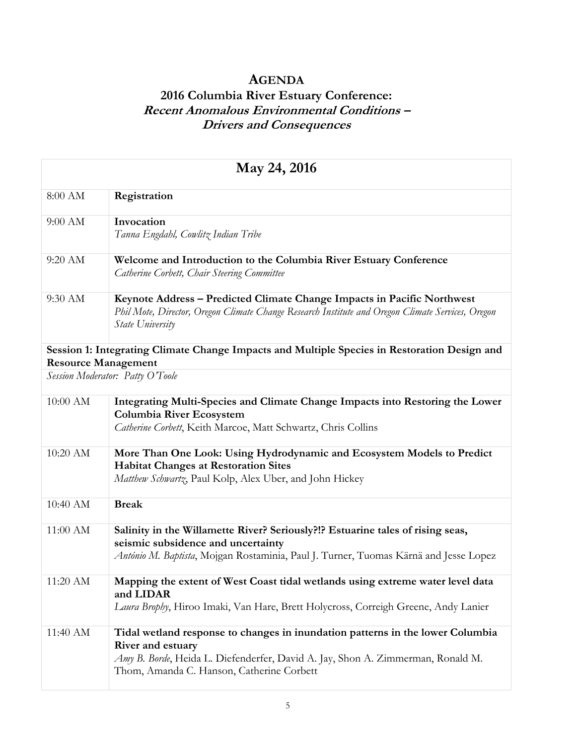# AGENDA

## 2016 Columbia River Estuary Conference: *Recent Anomalous Environmental Conditions – Drivers and Consequences*

| May 24, 2016 | |
|---|---|
| 8:00 AM | **Registration** |
| 9:00 AM | **Invocation**<br>*Tanna Engdahl, Cowlitz Indian Tribe* |
| 9:20 AM | **Welcome and Introduction to the Columbia River Estuary Conference**<br>*Catherine Corbett, Chair Steering Committee* |
| 9:30 AM | **Keynote Address – Predicted Climate Change Impacts in Pacific Northwest**<br>*Phil Mote, Director, Oregon Climate Change Research Institute and Oregon Climate Services, Oregon State University* |
| **Session 1: Integrating Climate Change Impacts and Multiple Species in Restoration Design and Resource Management** | |
| *Session Moderator: Patty O'Toole* | |
| 10:00 AM | **Integrating Multi-Species and Climate Change Impacts into Restoring the Lower Columbia River Ecosystem**<br>*Catherine Corbett*, Keith Marcoe, Matt Schwartz, Chris Collins |
| 10:20 AM | **More Than One Look: Using Hydrodynamic and Ecosystem Models to Predict Habitat Changes at Restoration Sites**<br>*Matthew Schwartz*, Paul Kolp, Alex Uber, and John Hickey |
| 10:40 AM | **Break** |
| 11:00 AM | **Salinity in the Willamette River? Seriously?!? Estuarine tales of rising seas, seismic subsidence and uncertainty**<br>*António M. Baptista*, Mojgan Rostaminia, Paul J. Turner, Tuomas Kärnä and Jesse Lopez |
| 11:20 AM | **Mapping the extent of West Coast tidal wetlands using extreme water level data and LIDAR**<br>*Laura Brophy*, Hiroo Imaki, Van Hare, Brett Holycross, Correigh Greene, Andy Lanier |
| 11:40 AM | **Tidal wetland response to changes in inundation patterns in the lower Columbia River and estuary**<br>*Amy B. Borde*, Heida L. Diefenderfer, David A. Jay, Shon A. Zimmerman, Ronald M. Thom, Amanda C. Hanson, Catherine Corbett |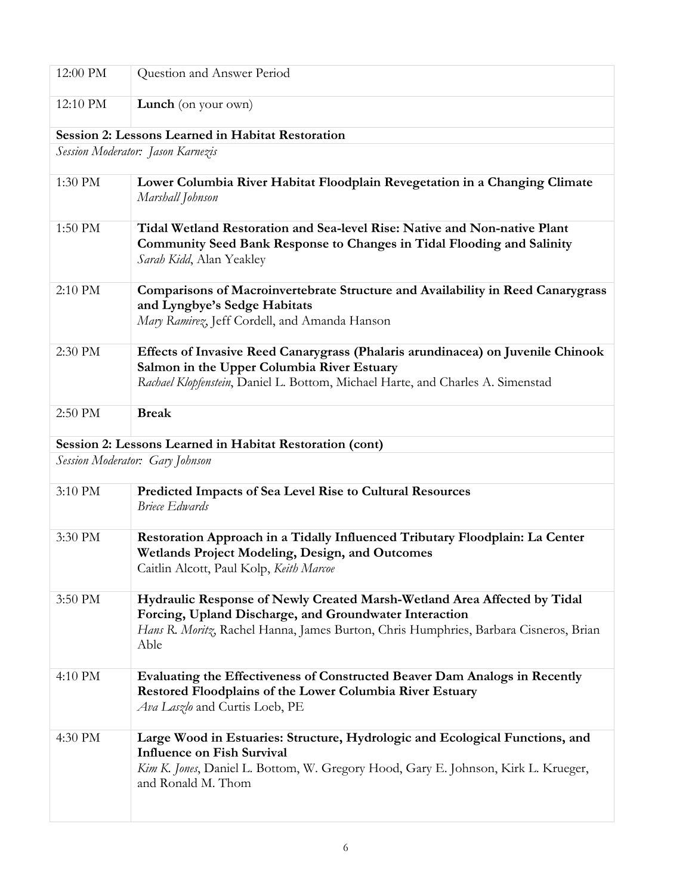| | |
|---|---|
| 12:00 PM | Question and Answer Period |
| 12:10 PM | **Lunch** (on your own) |
| **Session 2: Lessons Learned in Habitat Restoration** | |
| *Session Moderator: Jason Karnezis* | |
| 1:30 PM | **Lower Columbia River Habitat Floodplain Revegetation in a Changing Climate**<br>*Marshall Johnson* |
| 1:50 PM | **Tidal Wetland Restoration and Sea-level Rise: Native and Non-native Plant Community Seed Bank Response to Changes in Tidal Flooding and Salinity**<br>*Sarah Kidd*, Alan Yeakley |
| 2:10 PM | **Comparisons of Macroinvertebrate Structure and Availability in Reed Canarygrass and Lyngbye's Sedge Habitats**<br>*Mary Ramirez*, Jeff Cordell, and Amanda Hanson |
| 2:30 PM | **Effects of Invasive Reed Canarygrass (Phalaris arundinacea) on Juvenile Chinook Salmon in the Upper Columbia River Estuary**<br>*Rachael Klopfenstein*, Daniel L. Bottom, Michael Harte, and Charles A. Simenstad |
| 2:50 PM | **Break** |
| **Session 2: Lessons Learned in Habitat Restoration (cont)** | |
| *Session Moderator: Gary Johnson* | |
| 3:10 PM | **Predicted Impacts of Sea Level Rise to Cultural Resources**<br>*Briece Edwards* |
| 3:30 PM | **Restoration Approach in a Tidally Influenced Tributary Floodplain: La Center Wetlands Project Modeling, Design, and Outcomes**<br>Caitlin Alcott, Paul Kolp, *Keith Marcoe* |
| 3:50 PM | **Hydraulic Response of Newly Created Marsh-Wetland Area Affected by Tidal Forcing, Upland Discharge, and Groundwater Interaction**<br>*Hans R. Moritz*, Rachel Hanna, James Burton, Chris Humphries, Barbara Cisneros, Brian Able |
| 4:10 PM | **Evaluating the Effectiveness of Constructed Beaver Dam Analogs in Recently Restored Floodplains of the Lower Columbia River Estuary**<br>*Ava Laszlo* and Curtis Loeb, PE |
| 4:30 PM | **Large Wood in Estuaries: Structure, Hydrologic and Ecological Functions, and Influence on Fish Survival**<br>*Kim K. Jones*, Daniel L. Bottom, W. Gregory Hood, Gary E. Johnson, Kirk L. Krueger, and Ronald M. Thom |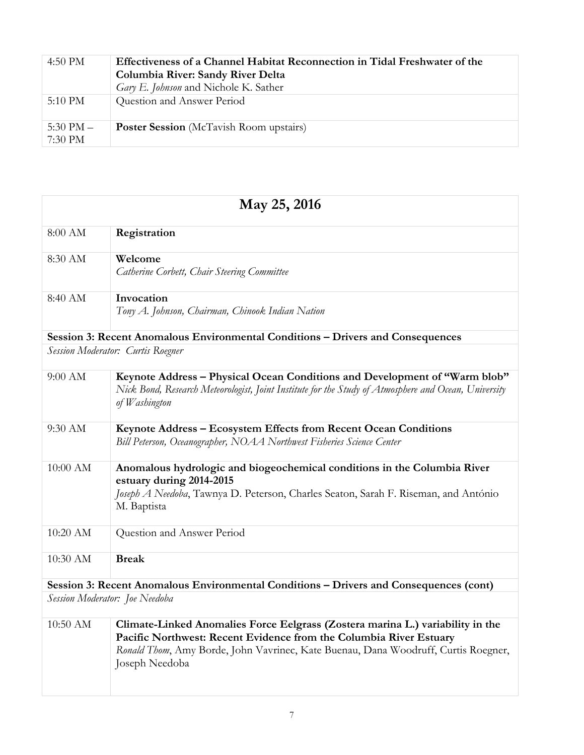| | |
|---|---|
| 4:50 PM | **Effectiveness of a Channel Habitat Reconnection in Tidal Freshwater of the Columbia River: Sandy River Delta**<br>*Gary E. Johnson* and Nichole K. Sather |
| 5:10 PM | Question and Answer Period |
| 5:30 PM – 7:30 PM | **Poster Session** (McTavish Room upstairs) |

## May 25, 2016

| | |
|---|---|
| 8:00 AM | **Registration** |
| 8:30 AM | **Welcome**<br>*Catherine Corbett, Chair Steering Committee* |
| 8:40 AM | **Invocation**<br>*Tony A. Johnson, Chairman, Chinook Indian Nation* |

**Session 3: Recent Anomalous Environmental Conditions – Drivers and Consequences**

*Session Moderator: Curtis Roegner*

| | |
|---|---|
| 9:00 AM | **Keynote Address – Physical Ocean Conditions and Development of "Warm blob"**<br>*Nick Bond, Research Meteorologist, Joint Institute for the Study of Atmosphere and Ocean, University of Washington* |
| 9:30 AM | **Keynote Address – Ecosystem Effects from Recent Ocean Conditions**<br>*Bill Peterson, Oceanographer, NOAA Northwest Fisheries Science Center* |
| 10:00 AM | **Anomalous hydrologic and biogeochemical conditions in the Columbia River estuary during 2014-2015**<br>*Joseph A Needoba*, Tawnya D. Peterson, Charles Seaton, Sarah F. Riseman, and António M. Baptista |
| 10:20 AM | Question and Answer Period |
| 10:30 AM | **Break** |

**Session 3: Recent Anomalous Environmental Conditions – Drivers and Consequences (cont)**

*Session Moderator: Joe Needoba*

| | |
|---|---|
| 10:50 AM | **Climate-Linked Anomalies Force Eelgrass (Zostera marina L.) variability in the Pacific Northwest: Recent Evidence from the Columbia River Estuary**<br>*Ronald Thom*, Amy Borde, John Vavrinec, Kate Buenau, Dana Woodruff, Curtis Roegner, Joseph Needoba |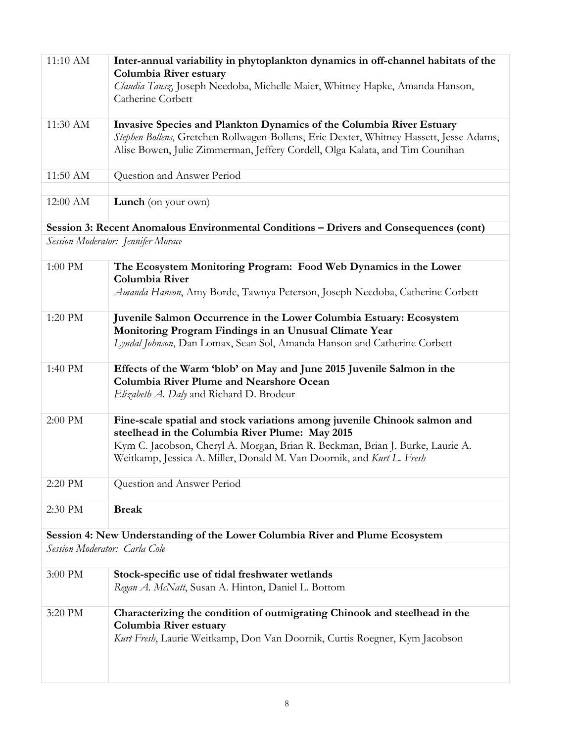| | |
|---|---|
| 11:10 AM | **Inter-annual variability in phytoplankton dynamics in off-channel habitats of the Columbia River estuary**<br>*Claudia Tausz*, Joseph Needoba, Michelle Maier, Whitney Hapke, Amanda Hanson, Catherine Corbett |
| 11:30 AM | **Invasive Species and Plankton Dynamics of the Columbia River Estuary**<br>*Stephen Bollens*, Gretchen Rollwagen-Bollens, Eric Dexter, Whitney Hassett, Jesse Adams, Alise Bowen, Julie Zimmerman, Jeffery Cordell, Olga Kalata, and Tim Counihan |
| 11:50 AM | Question and Answer Period |
| 12:00 AM | **Lunch** (on your own) |
| **Session 3: Recent Anomalous Environmental Conditions – Drivers and Consequences (cont)** | |
| *Session Moderator: Jennifer Morace* | |
| 1:00 PM | **The Ecosystem Monitoring Program: Food Web Dynamics in the Lower Columbia River**<br>*Amanda Hanson*, Amy Borde, Tawnya Peterson, Joseph Needoba, Catherine Corbett |
| 1:20 PM | **Juvenile Salmon Occurrence in the Lower Columbia Estuary: Ecosystem Monitoring Program Findings in an Unusual Climate Year**<br>*Lyndal Johnson*, Dan Lomax, Sean Sol, Amanda Hanson and Catherine Corbett |
| 1:40 PM | **Effects of the Warm 'blob' on May and June 2015 Juvenile Salmon in the Columbia River Plume and Nearshore Ocean**<br>*Elizabeth A. Daly* and Richard D. Brodeur |
| 2:00 PM | **Fine-scale spatial and stock variations among juvenile Chinook salmon and steelhead in the Columbia River Plume: May 2015**<br>Kym C. Jacobson, Cheryl A. Morgan, Brian R. Beckman, Brian J. Burke, Laurie A. Weitkamp, Jessica A. Miller, Donald M. Van Doornik, and *Kurt L. Fresh* |
| 2:20 PM | Question and Answer Period |
| 2:30 PM | **Break** |
| **Session 4: New Understanding of the Lower Columbia River and Plume Ecosystem** | |
| *Session Moderator: Carla Cole* | |
| 3:00 PM | **Stock-specific use of tidal freshwater wetlands**<br>*Regan A. McNatt*, Susan A. Hinton, Daniel L. Bottom |
| 3:20 PM | **Characterizing the condition of outmigrating Chinook and steelhead in the Columbia River estuary**<br>*Kurt Fresh*, Laurie Weitkamp, Don Van Doornik, Curtis Roegner, Kym Jacobson |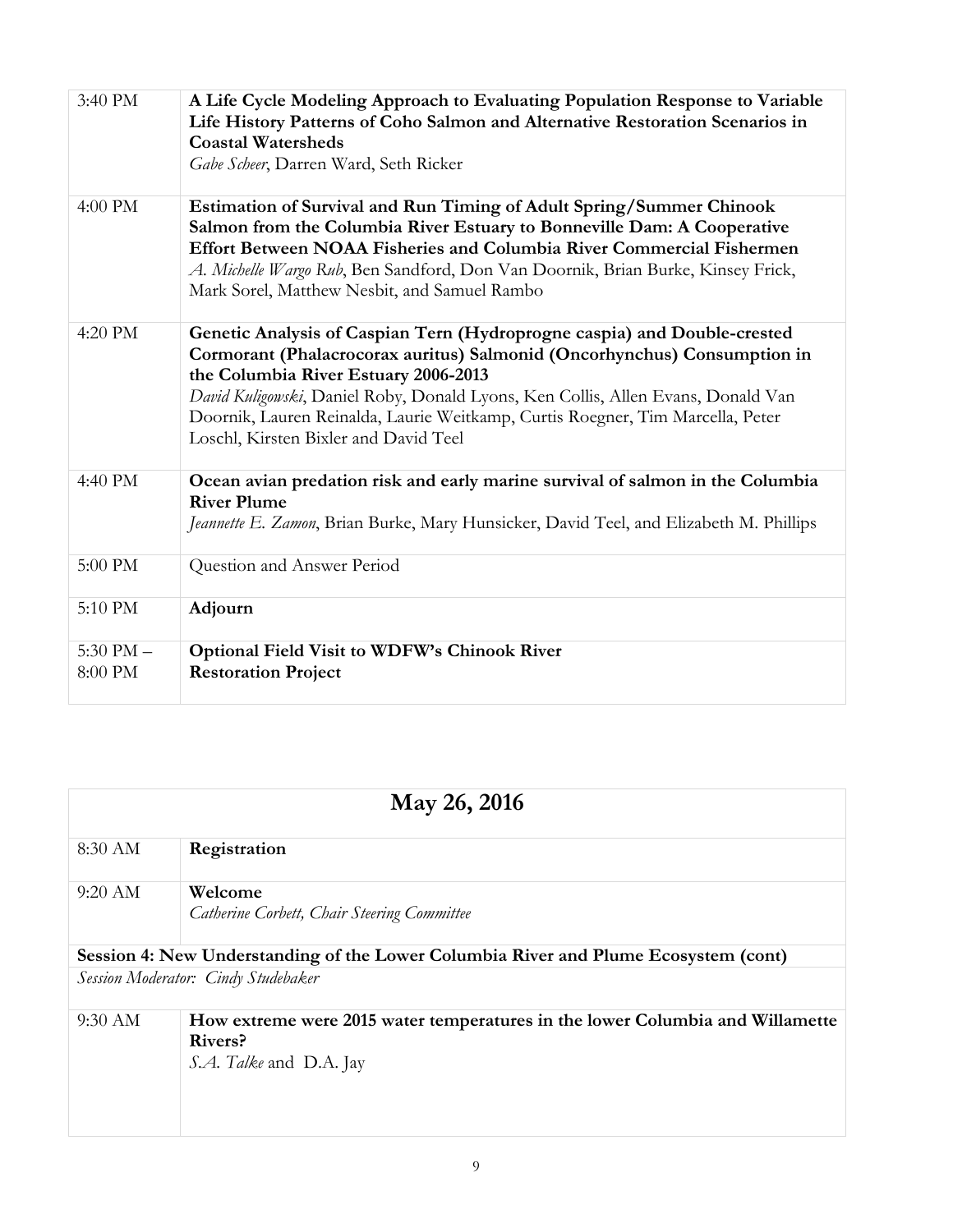| | |
|---|---|
| 3:40 PM | **A Life Cycle Modeling Approach to Evaluating Population Response to Variable Life History Patterns of Coho Salmon and Alternative Restoration Scenarios in Coastal Watersheds**<br>*Gabe Scheer*, Darren Ward, Seth Ricker |
| 4:00 PM | **Estimation of Survival and Run Timing of Adult Spring/Summer Chinook Salmon from the Columbia River Estuary to Bonneville Dam: A Cooperative Effort Between NOAA Fisheries and Columbia River Commercial Fishermen**<br>*A. Michelle Wargo Rub*, Ben Sandford, Don Van Doornik, Brian Burke, Kinsey Frick, Mark Sorel, Matthew Nesbit, and Samuel Rambo |
| 4:20 PM | **Genetic Analysis of Caspian Tern (Hydroprogne caspia) and Double-crested Cormorant (Phalacrocorax auritus) Salmonid (Oncorhynchus) Consumption in the Columbia River Estuary 2006-2013**<br>*David Kuligowski*, Daniel Roby, Donald Lyons, Ken Collis, Allen Evans, Donald Van Doornik, Lauren Reinalda, Laurie Weitkamp, Curtis Roegner, Tim Marcella, Peter Loschl, Kirsten Bixler and David Teel |
| 4:40 PM | **Ocean avian predation risk and early marine survival of salmon in the Columbia River Plume**<br>*Jeannette E. Zamon*, Brian Burke, Mary Hunsicker, David Teel, and Elizabeth M. Phillips |
| 5:00 PM | Question and Answer Period |
| 5:10 PM | **Adjourn** |
| 5:30 PM – 8:00 PM | **Optional Field Visit to WDFW's Chinook River Restoration Project** |

## May 26, 2016

| | |
|---|---|
| 8:30 AM | **Registration** |
| 9:20 AM | **Welcome**<br>*Catherine Corbett, Chair Steering Committee* |

**Session 4: New Understanding of the Lower Columbia River and Plume Ecosystem (cont)**

*Session Moderator: Cindy Studebaker*

| | |
|---|---|
| 9:30 AM | **How extreme were 2015 water temperatures in the lower Columbia and Willamette Rivers?**<br>*S.A. Talke* and D.A. Jay |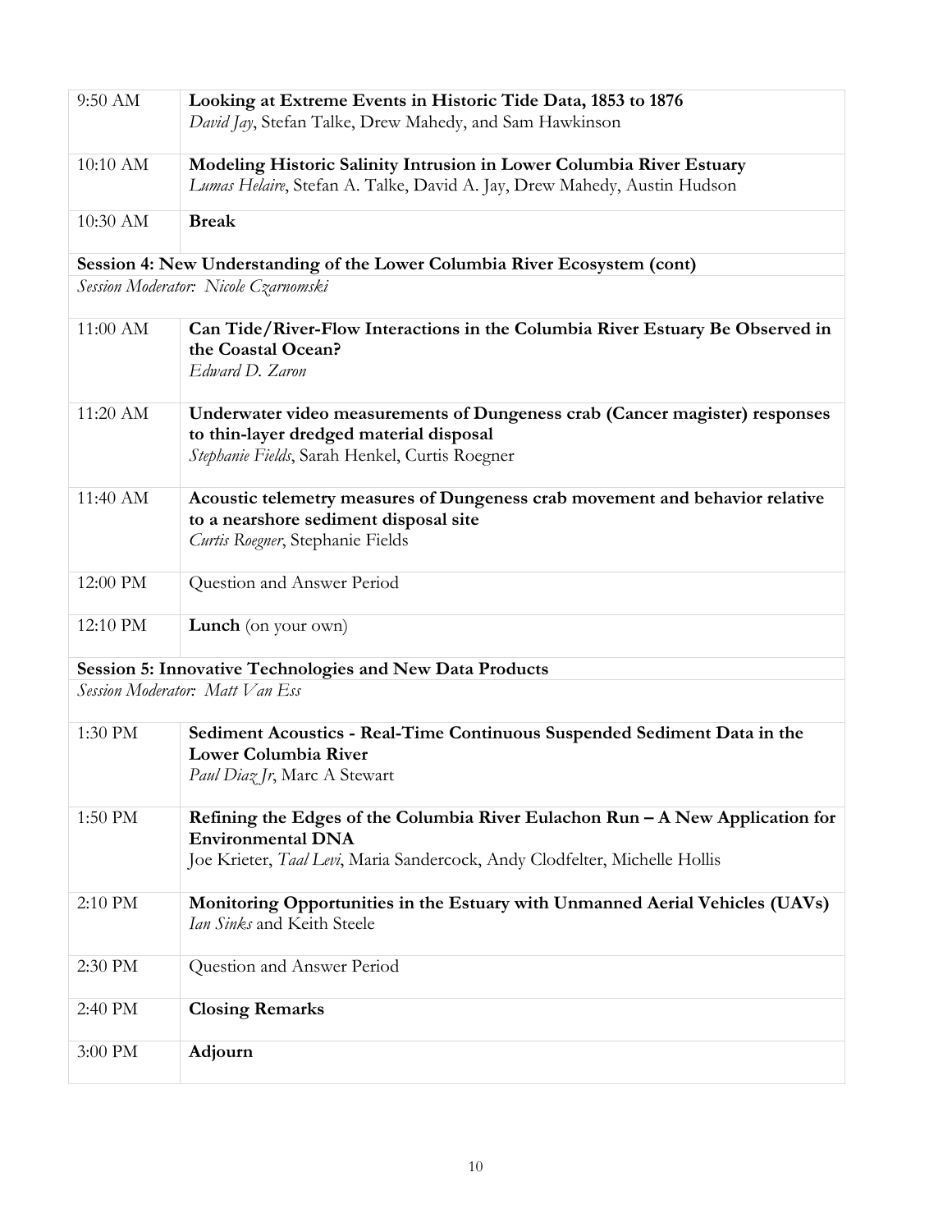| | |
|---|---|
| 9:50 AM | **Looking at Extreme Events in Historic Tide Data, 1853 to 1876**<br>*David Jay*, Stefan Talke, Drew Mahedy, and Sam Hawkinson |
| 10:10 AM | **Modeling Historic Salinity Intrusion in Lower Columbia River Estuary**<br>*Lumas Helaire*, Stefan A. Talke, David A. Jay, Drew Mahedy, Austin Hudson |
| 10:30 AM | **Break** |
| **Session 4: New Understanding of the Lower Columbia River Ecosystem (cont)** | |
| *Session Moderator: Nicole Czarnomski* | |
| 11:00 AM | **Can Tide/River-Flow Interactions in the Columbia River Estuary Be Observed in the Coastal Ocean?**<br>*Edward D. Zaron* |
| 11:20 AM | **Underwater video measurements of Dungeness crab (Cancer magister) responses to thin-layer dredged material disposal**<br>*Stephanie Fields*, Sarah Henkel, Curtis Roegner |
| 11:40 AM | **Acoustic telemetry measures of Dungeness crab movement and behavior relative to a nearshore sediment disposal site**<br>*Curtis Roegner*, Stephanie Fields |
| 12:00 PM | Question and Answer Period |
| 12:10 PM | **Lunch** (on your own) |
| **Session 5: Innovative Technologies and New Data Products** | |
| *Session Moderator: Matt Van Ess* | |
| 1:30 PM | **Sediment Acoustics - Real-Time Continuous Suspended Sediment Data in the Lower Columbia River**<br>*Paul Diaz Jr*, Marc A Stewart |
| 1:50 PM | **Refining the Edges of the Columbia River Eulachon Run – A New Application for Environmental DNA**<br>Joe Krieter, *Taal Levi*, Maria Sandercock, Andy Clodfelter, Michelle Hollis |
| 2:10 PM | **Monitoring Opportunities in the Estuary with Unmanned Aerial Vehicles (UAVs)**<br>*Ian Sinks* and Keith Steele |
| 2:30 PM | Question and Answer Period |
| 2:40 PM | **Closing Remarks** |
| 3:00 PM | **Adjourn** |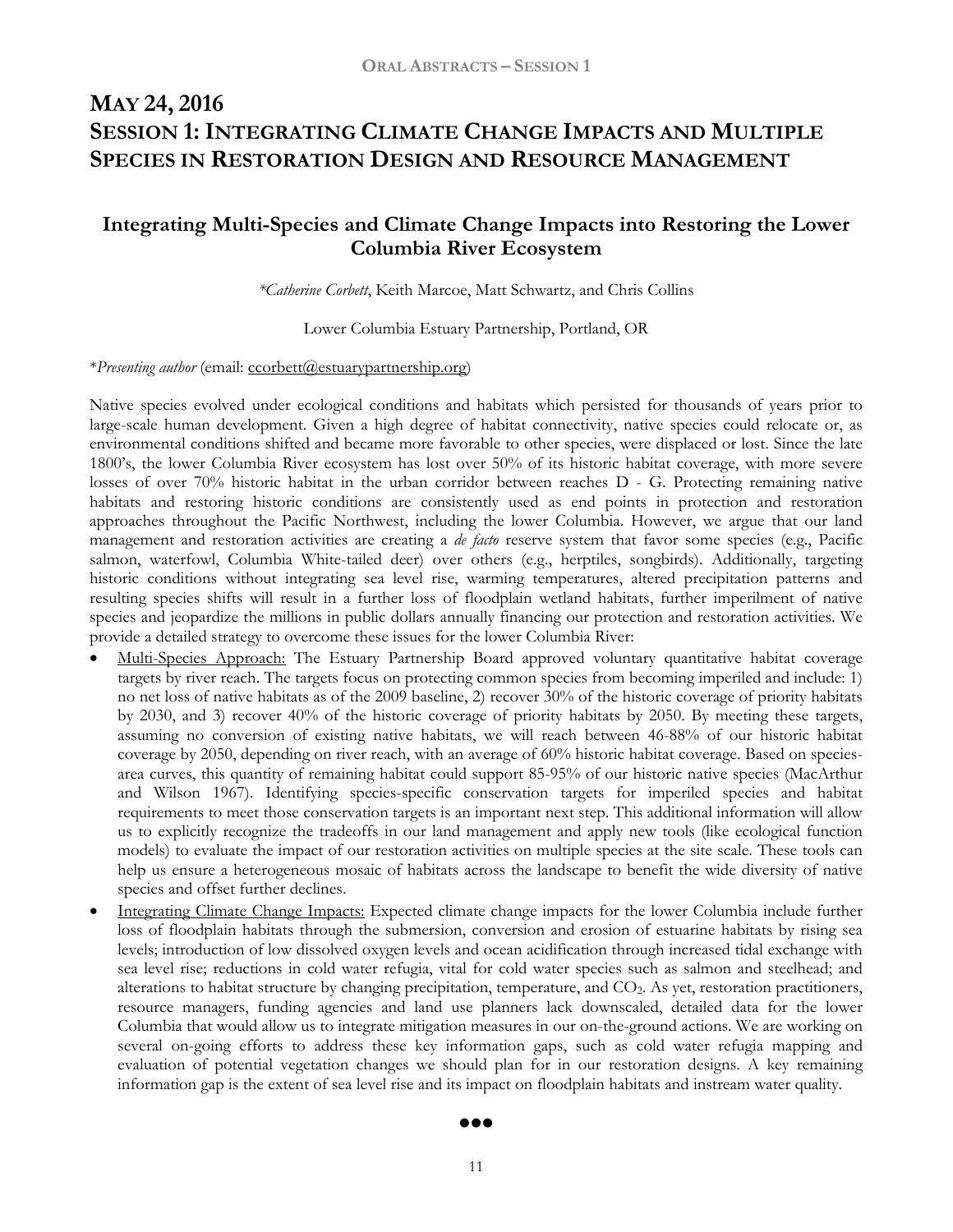# May 24, 2016
# Session 1: Integrating Climate Change Impacts and Multiple Species in Restoration Design and Resource Management

## Integrating Multi-Species and Climate Change Impacts into Restoring the Lower Columbia River Ecosystem

**\****Catherine Corbett*, Keith Marcoe, Matt Schwartz, and Chris Collins

Lower Columbia Estuary Partnership, Portland, OR

\**Presenting author* (email: ccorbett@estuarypartnership.org)

Native species evolved under ecological conditions and habitats which persisted for thousands of years prior to large-scale human development. Given a high degree of habitat connectivity, native species could relocate or, as environmental conditions shifted and became more favorable to other species, were displaced or lost. Since the late 1800's, the lower Columbia River ecosystem has lost over 50% of its historic habitat coverage, with more severe losses of over 70% historic habitat in the urban corridor between reaches D - G. Protecting remaining native habitats and restoring historic conditions are consistently used as end points in protection and restoration approaches throughout the Pacific Northwest, including the lower Columbia. However, we argue that our land management and restoration activities are creating a *de facto* reserve system that favor some species (e.g., Pacific salmon, waterfowl, Columbia White-tailed deer) over others (e.g., herptiles, songbirds). Additionally, targeting historic conditions without integrating sea level rise, warming temperatures, altered precipitation patterns and resulting species shifts will result in a further loss of floodplain wetland habitats, further imperilment of native species and jeopardize the millions in public dollars annually financing our protection and restoration activities. We provide a detailed strategy to overcome these issues for the lower Columbia River:

- Multi-Species Approach: The Estuary Partnership Board approved voluntary quantitative habitat coverage targets by river reach. The targets focus on protecting common species from becoming imperiled and include: 1) no net loss of native habitats as of the 2009 baseline, 2) recover 30% of the historic coverage of priority habitats by 2030, and 3) recover 40% of the historic coverage of priority habitats by 2050. By meeting these targets, assuming no conversion of existing native habitats, we will reach between 46-88% of our historic habitat coverage by 2050, depending on river reach, with an average of 60% historic habitat coverage. Based on species-area curves, this quantity of remaining habitat could support 85-95% of our historic native species (MacArthur and Wilson 1967). Identifying species-specific conservation targets for imperiled species and habitat requirements to meet those conservation targets is an important next step. This additional information will allow us to explicitly recognize the tradeoffs in our land management and apply new tools (like ecological function models) to evaluate the impact of our restoration activities on multiple species at the site scale. These tools can help us ensure a heterogeneous mosaic of habitats across the landscape to benefit the wide diversity of native species and offset further declines.
- Integrating Climate Change Impacts: Expected climate change impacts for the lower Columbia include further loss of floodplain habitats through the submersion, conversion and erosion of estuarine habitats by rising sea levels; introduction of low dissolved oxygen levels and ocean acidification through increased tidal exchange with sea level rise; reductions in cold water refugia, vital for cold water species such as salmon and steelhead; and alterations to habitat structure by changing precipitation, temperature, and $CO_2$. As yet, restoration practitioners, resource managers, funding agencies and land use planners lack downscaled, detailed data for the lower Columbia that would allow us to integrate mitigation measures in our on-the-ground actions. We are working on several on-going efforts to address these key information gaps, such as cold water refugia mapping and evaluation of potential vegetation changes we should plan for in our restoration designs. A key remaining information gap is the extent of sea level rise and its impact on floodplain habitats and instream water quality.

●●●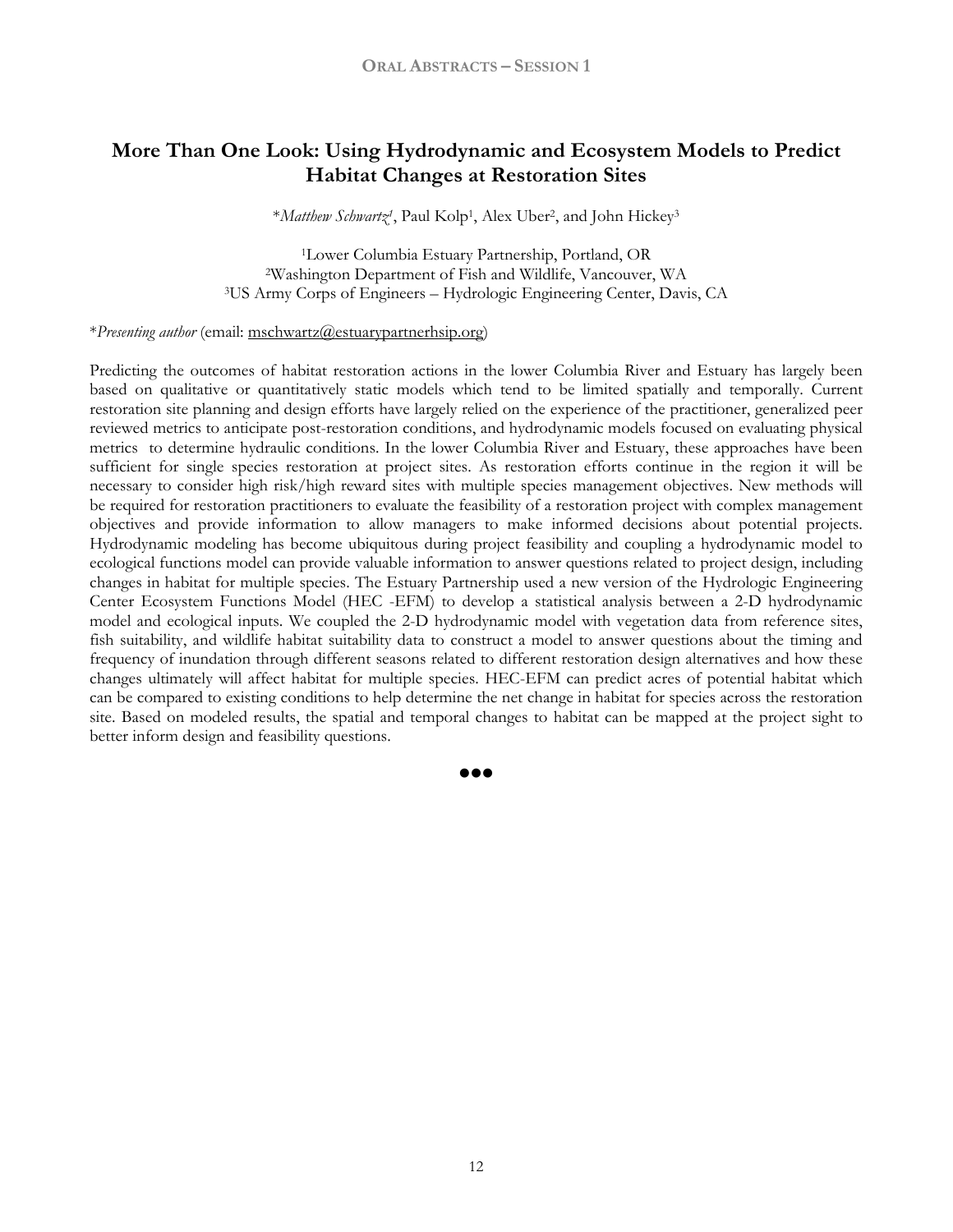# More Than One Look: Using Hydrodynamic and Ecosystem Models to Predict Habitat Changes at Restoration Sites

*\*Matthew Schwartz*[1], Paul Kolp[1], Alex Uber[2], and John Hickey[3]

[1]Lower Columbia Estuary Partnership, Portland, OR
[2]Washington Department of Fish and Wildlife, Vancouver, WA
[3]US Army Corps of Engineers – Hydrologic Engineering Center, Davis, CA

\**Presenting author* (email: mschwartz@estuarypartnerhsip.org)

Predicting the outcomes of habitat restoration actions in the lower Columbia River and Estuary has largely been based on qualitative or quantitatively static models which tend to be limited spatially and temporally. Current restoration site planning and design efforts have largely relied on the experience of the practitioner, generalized peer reviewed metrics to anticipate post-restoration conditions, and hydrodynamic models focused on evaluating physical metrics to determine hydraulic conditions. In the lower Columbia River and Estuary, these approaches have been sufficient for single species restoration at project sites. As restoration efforts continue in the region it will be necessary to consider high risk/high reward sites with multiple species management objectives. New methods will be required for restoration practitioners to evaluate the feasibility of a restoration project with complex management objectives and provide information to allow managers to make informed decisions about potential projects. Hydrodynamic modeling has become ubiquitous during project feasibility and coupling a hydrodynamic model to ecological functions model can provide valuable information to answer questions related to project design, including changes in habitat for multiple species. The Estuary Partnership used a new version of the Hydrologic Engineering Center Ecosystem Functions Model (HEC -EFM) to develop a statistical analysis between a 2-D hydrodynamic model and ecological inputs. We coupled the 2-D hydrodynamic model with vegetation data from reference sites, fish suitability, and wildlife habitat suitability data to construct a model to answer questions about the timing and frequency of inundation through different seasons related to different restoration design alternatives and how these changes ultimately will affect habitat for multiple species. HEC-EFM can predict acres of potential habitat which can be compared to existing conditions to help determine the net change in habitat for species across the restoration site. Based on modeled results, the spatial and temporal changes to habitat can be mapped at the project sight to better inform design and feasibility questions.

●●●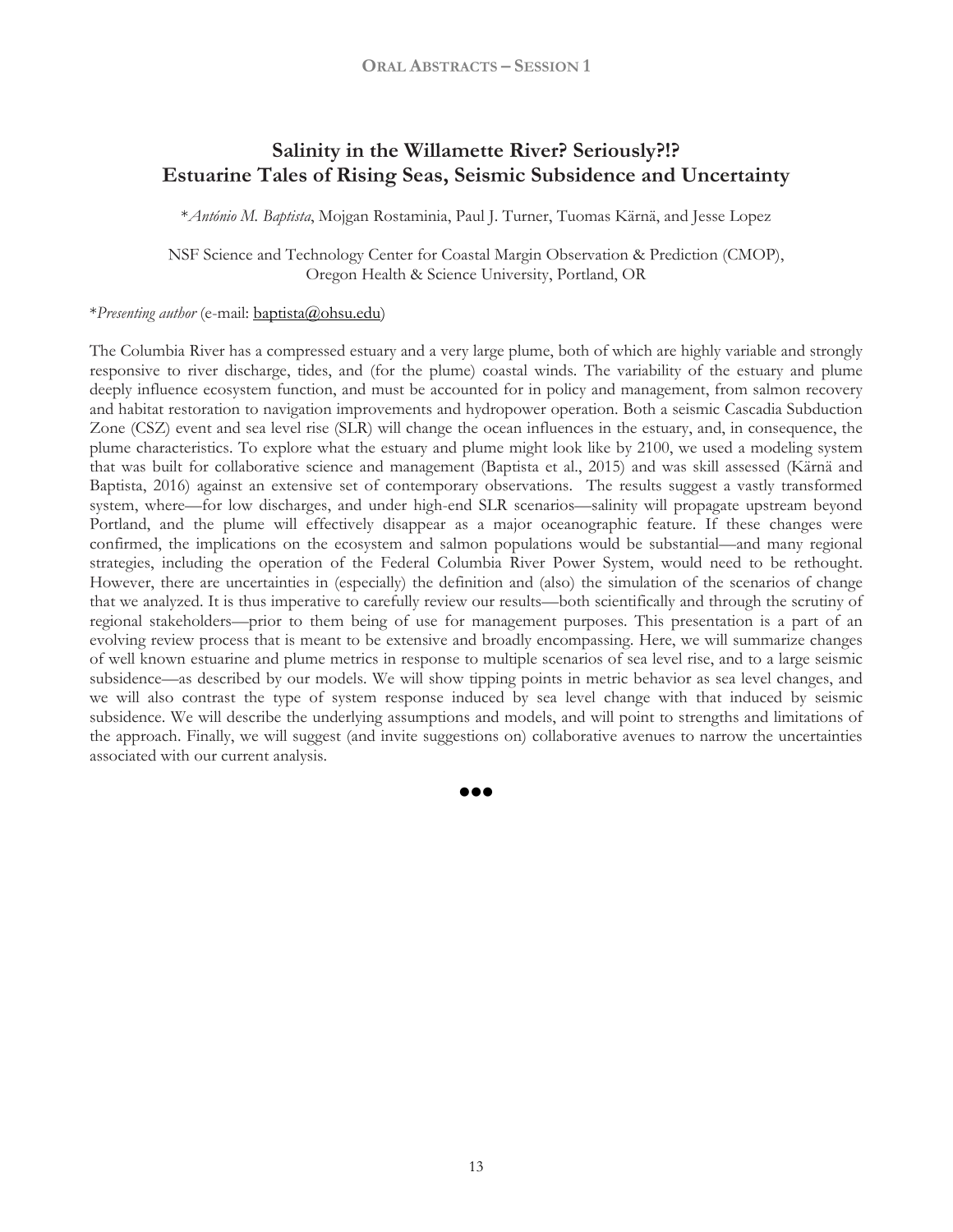# Salinity in the Willamette River? Seriously?!? Estuarine Tales of Rising Seas, Seismic Subsidence and Uncertainty

\**António M. Baptista*, Mojgan Rostaminia, Paul J. Turner, Tuomas Kärnä, and Jesse Lopez

NSF Science and Technology Center for Coastal Margin Observation & Prediction (CMOP), Oregon Health & Science University, Portland, OR

\**Presenting author* (e-mail: baptista@ohsu.edu)

The Columbia River has a compressed estuary and a very large plume, both of which are highly variable and strongly responsive to river discharge, tides, and (for the plume) coastal winds. The variability of the estuary and plume deeply influence ecosystem function, and must be accounted for in policy and management, from salmon recovery and habitat restoration to navigation improvements and hydropower operation. Both a seismic Cascadia Subduction Zone (CSZ) event and sea level rise (SLR) will change the ocean influences in the estuary, and, in consequence, the plume characteristics. To explore what the estuary and plume might look like by 2100, we used a modeling system that was built for collaborative science and management (Baptista et al., 2015) and was skill assessed (Kärnä and Baptista, 2016) against an extensive set of contemporary observations. The results suggest a vastly transformed system, where—for low discharges, and under high-end SLR scenarios—salinity will propagate upstream beyond Portland, and the plume will effectively disappear as a major oceanographic feature. If these changes were confirmed, the implications on the ecosystem and salmon populations would be substantial—and many regional strategies, including the operation of the Federal Columbia River Power System, would need to be rethought. However, there are uncertainties in (especially) the definition and (also) the simulation of the scenarios of change that we analyzed. It is thus imperative to carefully review our results—both scientifically and through the scrutiny of regional stakeholders—prior to them being of use for management purposes. This presentation is a part of an evolving review process that is meant to be extensive and broadly encompassing. Here, we will summarize changes of well known estuarine and plume metrics in response to multiple scenarios of sea level rise, and to a large seismic subsidence—as described by our models. We will show tipping points in metric behavior as sea level changes, and we will also contrast the type of system response induced by sea level change with that induced by seismic subsidence. We will describe the underlying assumptions and models, and will point to strengths and limitations of the approach. Finally, we will suggest (and invite suggestions on) collaborative avenues to narrow the uncertainties associated with our current analysis.

●●●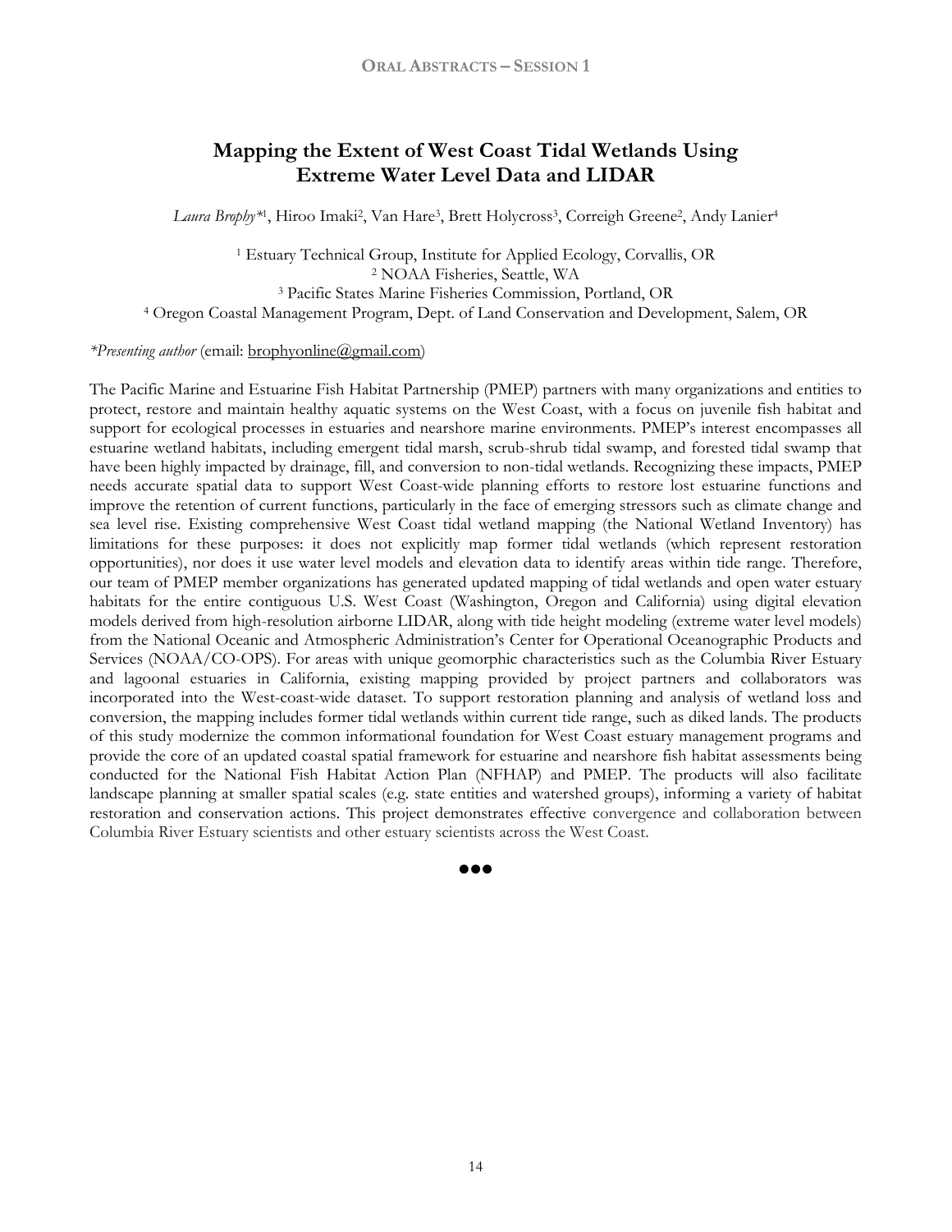# Mapping the Extent of West Coast Tidal Wetlands Using Extreme Water Level Data and LIDAR

*Laura Brophy**[1], Hiroo Imaki[2], Van Hare[3], Brett Holycross[3], Correigh Greene[2], Andy Lanier[4]

[1] Estuary Technical Group, Institute for Applied Ecology, Corvallis, OR
[2] NOAA Fisheries, Seattle, WA
[3] Pacific States Marine Fisheries Commission, Portland, OR
[4] Oregon Coastal Management Program, Dept. of Land Conservation and Development, Salem, OR

**Presenting author* (email: brophyonline@gmail.com)

The Pacific Marine and Estuarine Fish Habitat Partnership (PMEP) partners with many organizations and entities to protect, restore and maintain healthy aquatic systems on the West Coast, with a focus on juvenile fish habitat and support for ecological processes in estuaries and nearshore marine environments. PMEP's interest encompasses all estuarine wetland habitats, including emergent tidal marsh, scrub-shrub tidal swamp, and forested tidal swamp that have been highly impacted by drainage, fill, and conversion to non-tidal wetlands. Recognizing these impacts, PMEP needs accurate spatial data to support West Coast-wide planning efforts to restore lost estuarine functions and improve the retention of current functions, particularly in the face of emerging stressors such as climate change and sea level rise. Existing comprehensive West Coast tidal wetland mapping (the National Wetland Inventory) has limitations for these purposes: it does not explicitly map former tidal wetlands (which represent restoration opportunities), nor does it use water level models and elevation data to identify areas within tide range. Therefore, our team of PMEP member organizations has generated updated mapping of tidal wetlands and open water estuary habitats for the entire contiguous U.S. West Coast (Washington, Oregon and California) using digital elevation models derived from high-resolution airborne LIDAR, along with tide height modeling (extreme water level models) from the National Oceanic and Atmospheric Administration's Center for Operational Oceanographic Products and Services (NOAA/CO-OPS). For areas with unique geomorphic characteristics such as the Columbia River Estuary and lagoonal estuaries in California, existing mapping provided by project partners and collaborators was incorporated into the West-coast-wide dataset. To support restoration planning and analysis of wetland loss and conversion, the mapping includes former tidal wetlands within current tide range, such as diked lands. The products of this study modernize the common informational foundation for West Coast estuary management programs and provide the core of an updated coastal spatial framework for estuarine and nearshore fish habitat assessments being conducted for the National Fish Habitat Action Plan (NFHAP) and PMEP. The products will also facilitate landscape planning at smaller spatial scales (e.g. state entities and watershed groups), informing a variety of habitat restoration and conservation actions. This project demonstrates effective convergence and collaboration between Columbia River Estuary scientists and other estuary scientists across the West Coast.

●●●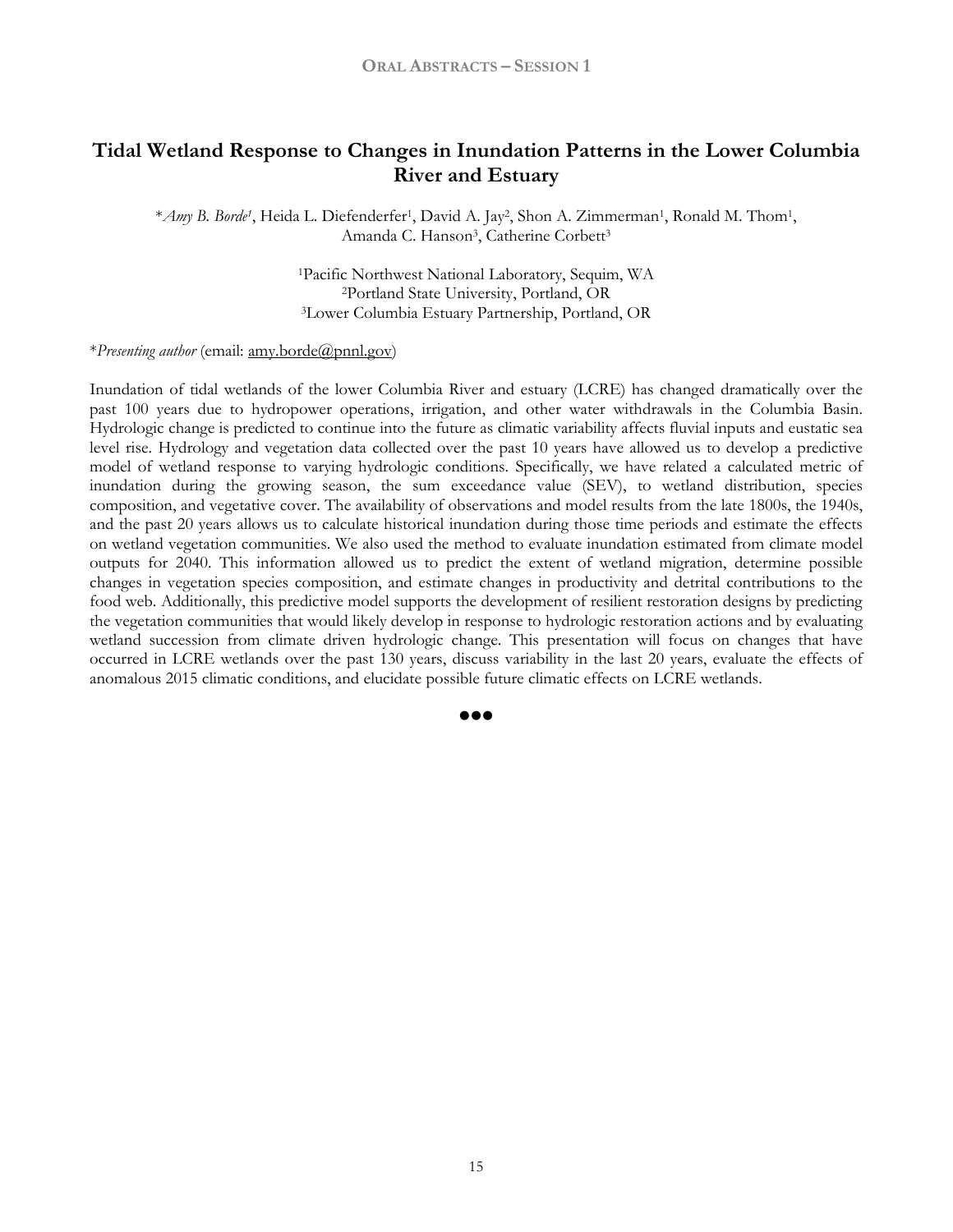# Tidal Wetland Response to Changes in Inundation Patterns in the Lower Columbia River and Estuary

\**Amy B. Borde*[1], Heida L. Diefenderfer[1], David A. Jay[2], Shon A. Zimmerman[1], Ronald M. Thom[1], Amanda C. Hanson[3], Catherine Corbett[3]

[1]Pacific Northwest National Laboratory, Sequim, WA
[2]Portland State University, Portland, OR
[3]Lower Columbia Estuary Partnership, Portland, OR

\**Presenting author* (email: amy.borde@pnnl.gov)

Inundation of tidal wetlands of the lower Columbia River and estuary (LCRE) has changed dramatically over the past 100 years due to hydropower operations, irrigation, and other water withdrawals in the Columbia Basin. Hydrologic change is predicted to continue into the future as climatic variability affects fluvial inputs and eustatic sea level rise. Hydrology and vegetation data collected over the past 10 years have allowed us to develop a predictive model of wetland response to varying hydrologic conditions. Specifically, we have related a calculated metric of inundation during the growing season, the sum exceedance value (SEV), to wetland distribution, species composition, and vegetative cover. The availability of observations and model results from the late 1800s, the 1940s, and the past 20 years allows us to calculate historical inundation during those time periods and estimate the effects on wetland vegetation communities. We also used the method to evaluate inundation estimated from climate model outputs for 2040. This information allowed us to predict the extent of wetland migration, determine possible changes in vegetation species composition, and estimate changes in productivity and detrital contributions to the food web. Additionally, this predictive model supports the development of resilient restoration designs by predicting the vegetation communities that would likely develop in response to hydrologic restoration actions and by evaluating wetland succession from climate driven hydrologic change. This presentation will focus on changes that have occurred in LCRE wetlands over the past 130 years, discuss variability in the last 20 years, evaluate the effects of anomalous 2015 climatic conditions, and elucidate possible future climatic effects on LCRE wetlands.

●●●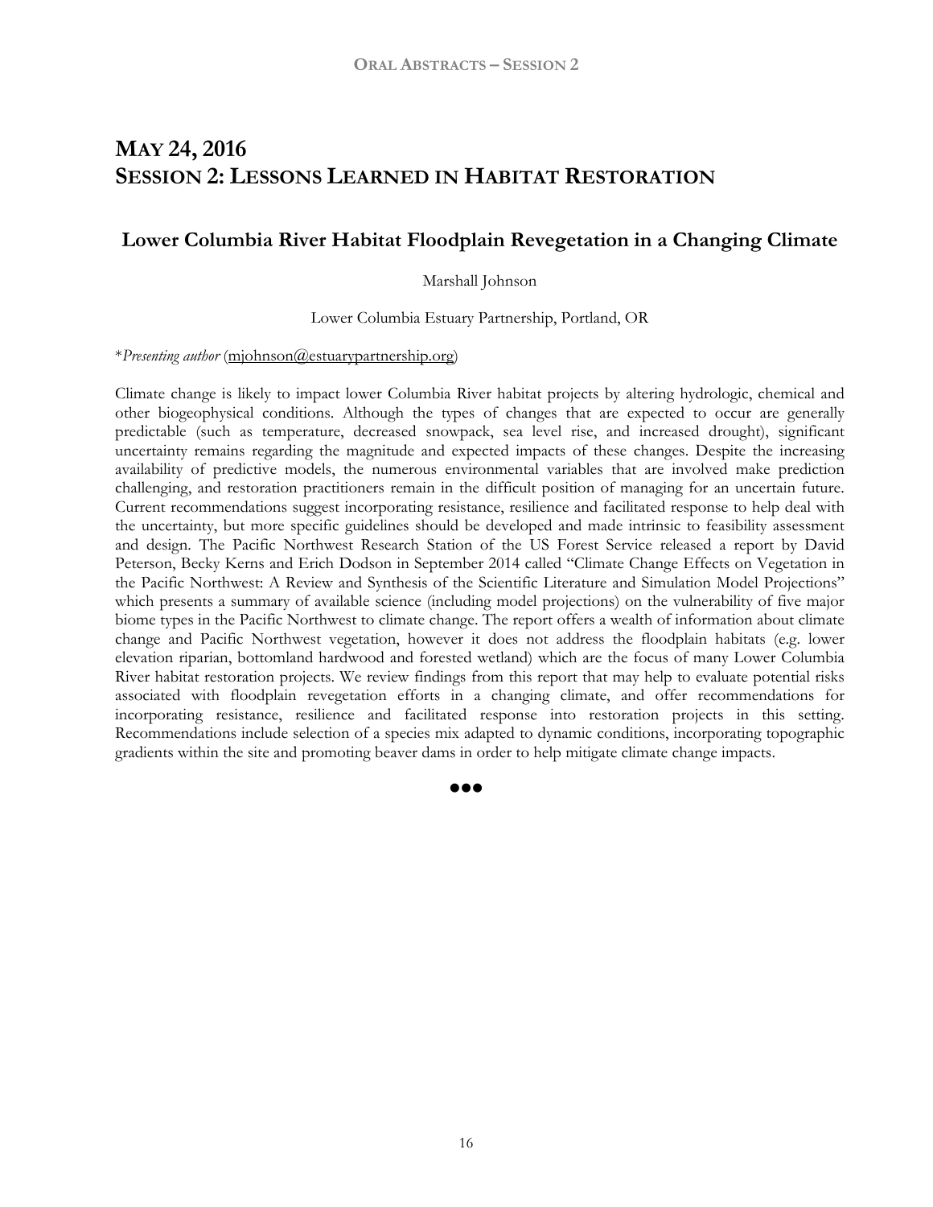# May 24, 2016
# Session 2: Lessons Learned in Habitat Restoration

## Lower Columbia River Habitat Floodplain Revegetation in a Changing Climate

Marshall Johnson

Lower Columbia Estuary Partnership, Portland, OR

\**Presenting author* (mjohnson@estuarypartnership.org)

Climate change is likely to impact lower Columbia River habitat projects by altering hydrologic, chemical and other biogeophysical conditions. Although the types of changes that are expected to occur are generally predictable (such as temperature, decreased snowpack, sea level rise, and increased drought), significant uncertainty remains regarding the magnitude and expected impacts of these changes. Despite the increasing availability of predictive models, the numerous environmental variables that are involved make prediction challenging, and restoration practitioners remain in the difficult position of managing for an uncertain future. Current recommendations suggest incorporating resistance, resilience and facilitated response to help deal with the uncertainty, but more specific guidelines should be developed and made intrinsic to feasibility assessment and design. The Pacific Northwest Research Station of the US Forest Service released a report by David Peterson, Becky Kerns and Erich Dodson in September 2014 called "Climate Change Effects on Vegetation in the Pacific Northwest: A Review and Synthesis of the Scientific Literature and Simulation Model Projections" which presents a summary of available science (including model projections) on the vulnerability of five major biome types in the Pacific Northwest to climate change. The report offers a wealth of information about climate change and Pacific Northwest vegetation, however it does not address the floodplain habitats (e.g. lower elevation riparian, bottomland hardwood and forested wetland) which are the focus of many Lower Columbia River habitat restoration projects. We review findings from this report that may help to evaluate potential risks associated with floodplain revegetation efforts in a changing climate, and offer recommendations for incorporating resistance, resilience and facilitated response into restoration projects in this setting. Recommendations include selection of a species mix adapted to dynamic conditions, incorporating topographic gradients within the site and promoting beaver dams in order to help mitigate climate change impacts.

●●●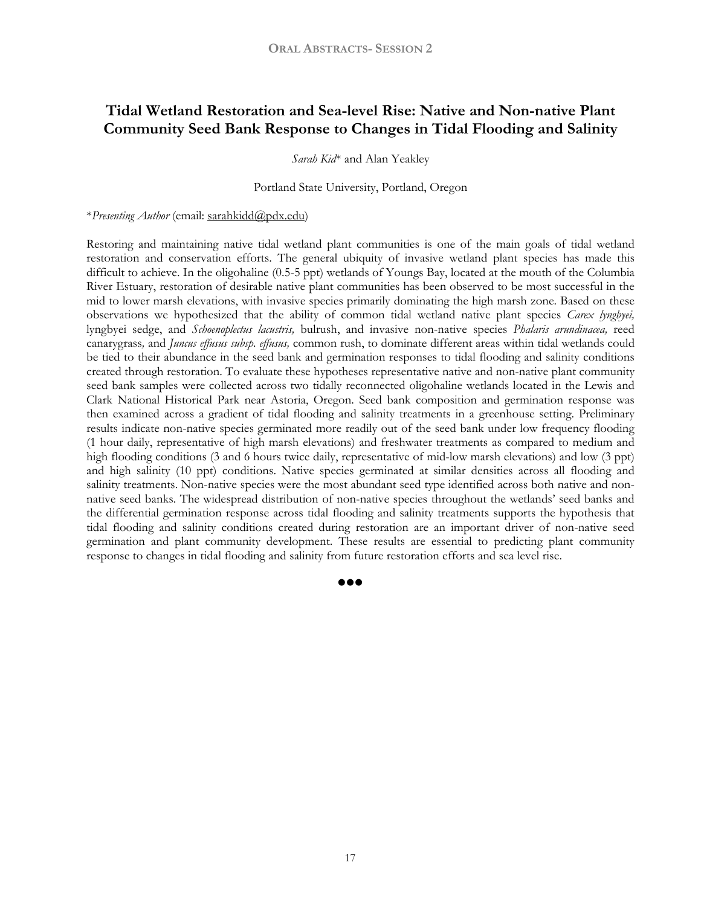## Tidal Wetland Restoration and Sea-level Rise: Native and Non-native Plant Community Seed Bank Response to Changes in Tidal Flooding and Salinity

*Sarah Kid*\* and Alan Yeakley

Portland State University, Portland, Oregon

\**Presenting Author* (email: sarahkidd@pdx.edu)

Restoring and maintaining native tidal wetland plant communities is one of the main goals of tidal wetland restoration and conservation efforts. The general ubiquity of invasive wetland plant species has made this difficult to achieve. In the oligohaline (0.5-5 ppt) wetlands of Youngs Bay, located at the mouth of the Columbia River Estuary, restoration of desirable native plant communities has been observed to be most successful in the mid to lower marsh elevations, with invasive species primarily dominating the high marsh zone. Based on these observations we hypothesized that the ability of common tidal wetland native plant species *Carex lyngbyei,* lyngbyei sedge, and *Schoenoplectus lacustris,* bulrush, and invasive non-native species *Phalaris arundinacea,* reed canarygrass*,* and *Juncus effusus subsp. effusus,* common rush, to dominate different areas within tidal wetlands could be tied to their abundance in the seed bank and germination responses to tidal flooding and salinity conditions created through restoration. To evaluate these hypotheses representative native and non-native plant community seed bank samples were collected across two tidally reconnected oligohaline wetlands located in the Lewis and Clark National Historical Park near Astoria, Oregon. Seed bank composition and germination response was then examined across a gradient of tidal flooding and salinity treatments in a greenhouse setting. Preliminary results indicate non-native species germinated more readily out of the seed bank under low frequency flooding (1 hour daily, representative of high marsh elevations) and freshwater treatments as compared to medium and high flooding conditions (3 and 6 hours twice daily, representative of mid-low marsh elevations) and low (3 ppt) and high salinity (10 ppt) conditions. Native species germinated at similar densities across all flooding and salinity treatments. Non-native species were the most abundant seed type identified across both native and non-native seed banks. The widespread distribution of non-native species throughout the wetlands' seed banks and the differential germination response across tidal flooding and salinity treatments supports the hypothesis that tidal flooding and salinity conditions created during restoration are an important driver of non-native seed germination and plant community development. These results are essential to predicting plant community response to changes in tidal flooding and salinity from future restoration efforts and sea level rise.

●●●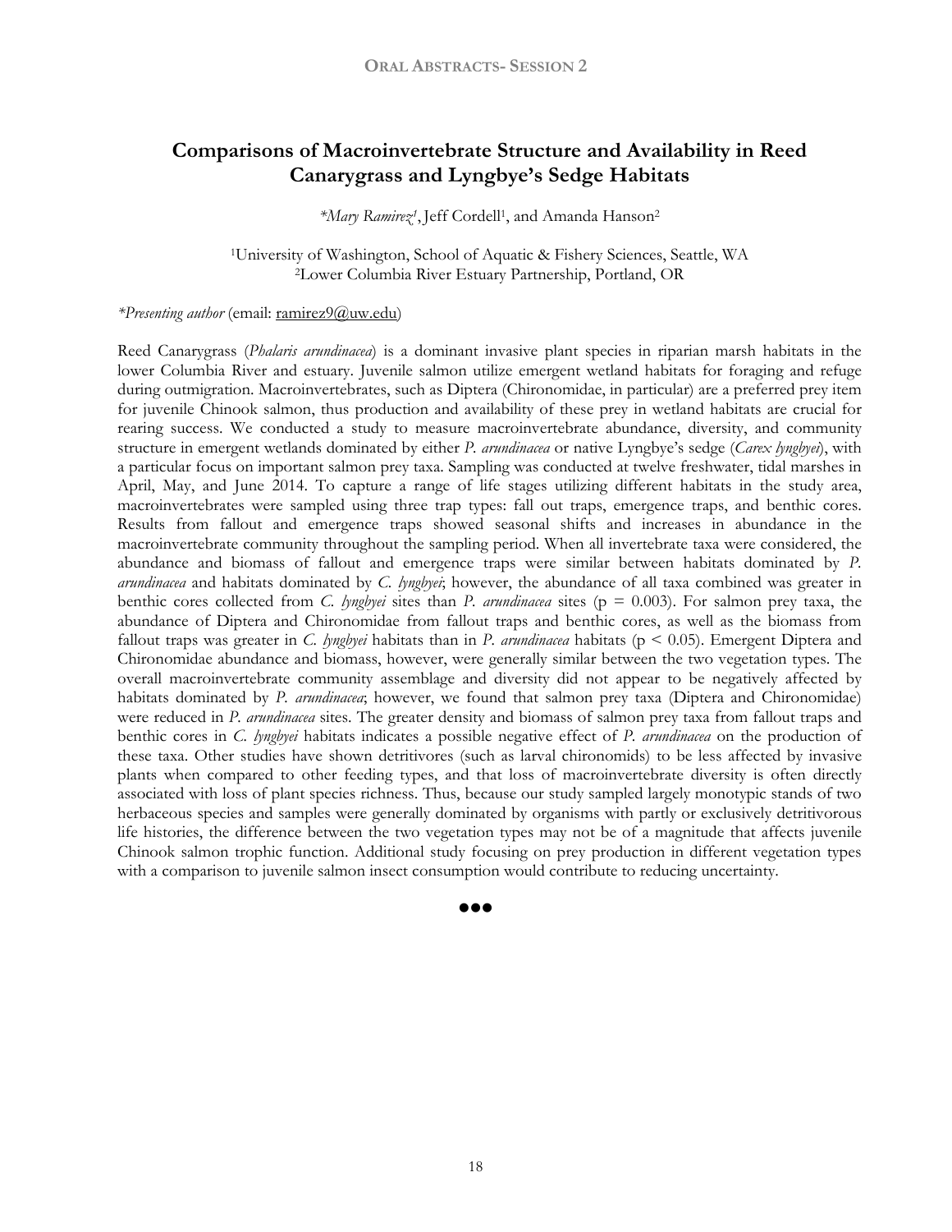# Comparisons of Macroinvertebrate Structure and Availability in Reed Canarygrass and Lyngbye's Sedge Habitats

*\*Mary Ramirez*[1], Jeff Cordell[1], and Amanda Hanson[2]

[1]University of Washington, School of Aquatic & Fishery Sciences, Seattle, WA
[2]Lower Columbia River Estuary Partnership, Portland, OR

*\*Presenting author* (email: ramirez9@uw.edu)

Reed Canarygrass (*Phalaris arundinacea*) is a dominant invasive plant species in riparian marsh habitats in the lower Columbia River and estuary. Juvenile salmon utilize emergent wetland habitats for foraging and refuge during outmigration. Macroinvertebrates, such as Diptera (Chironomidae, in particular) are a preferred prey item for juvenile Chinook salmon, thus production and availability of these prey in wetland habitats are crucial for rearing success. We conducted a study to measure macroinvertebrate abundance, diversity, and community structure in emergent wetlands dominated by either *P. arundinacea* or native Lyngbye's sedge (*Carex lyngbyei*), with a particular focus on important salmon prey taxa. Sampling was conducted at twelve freshwater, tidal marshes in April, May, and June 2014. To capture a range of life stages utilizing different habitats in the study area, macroinvertebrates were sampled using three trap types: fall out traps, emergence traps, and benthic cores. Results from fallout and emergence traps showed seasonal shifts and increases in abundance in the macroinvertebrate community throughout the sampling period. When all invertebrate taxa were considered, the abundance and biomass of fallout and emergence traps were similar between habitats dominated by *P. arundinacea* and habitats dominated by *C. lyngbyei*; however, the abundance of all taxa combined was greater in benthic cores collected from *C. lyngbyei* sites than *P. arundinacea* sites ($p = 0.003$). For salmon prey taxa, the abundance of Diptera and Chironomidae from fallout traps and benthic cores, as well as the biomass from fallout traps was greater in *C. lyngbyei* habitats than in *P. arundinacea* habitats ($p < 0.05$). Emergent Diptera and Chironomidae abundance and biomass, however, were generally similar between the two vegetation types. The overall macroinvertebrate community assemblage and diversity did not appear to be negatively affected by habitats dominated by *P. arundinacea*; however, we found that salmon prey taxa (Diptera and Chironomidae) were reduced in *P. arundinacea* sites. The greater density and biomass of salmon prey taxa from fallout traps and benthic cores in *C. lyngbyei* habitats indicates a possible negative effect of *P. arundinacea* on the production of these taxa. Other studies have shown detritivores (such as larval chironomids) to be less affected by invasive plants when compared to other feeding types, and that loss of macroinvertebrate diversity is often directly associated with loss of plant species richness. Thus, because our study sampled largely monotypic stands of two herbaceous species and samples were generally dominated by organisms with partly or exclusively detritivorous life histories, the difference between the two vegetation types may not be of a magnitude that affects juvenile Chinook salmon trophic function. Additional study focusing on prey production in different vegetation types with a comparison to juvenile salmon insect consumption would contribute to reducing uncertainty.

●●●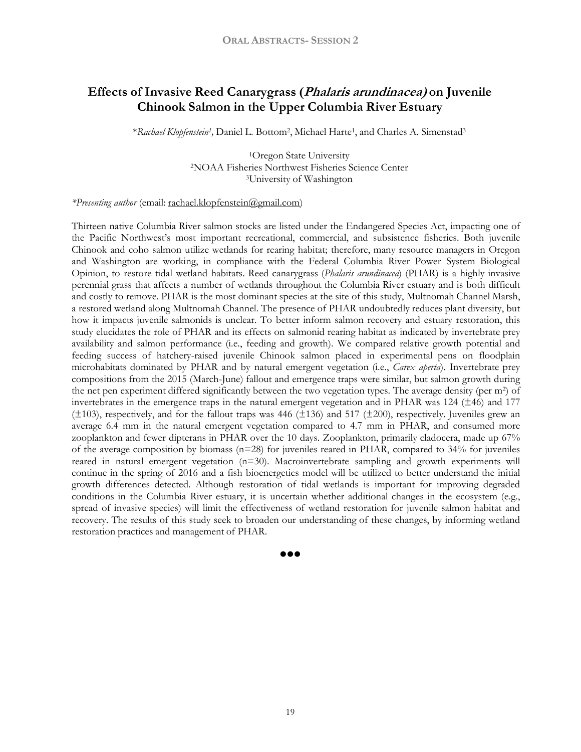# Effects of Invasive Reed Canarygrass (*Phalaris arundinacea)* on Juvenile Chinook Salmon in the Upper Columbia River Estuary

\**Rachael Klopfenstein*[1], Daniel L. Bottom[2], Michael Harte[1], and Charles A. Simenstad[3]

[1]Oregon State University
[2]NOAA Fisheries Northwest Fisheries Science Center
[3]University of Washington

*\*Presenting author* (email: rachael.klopfenstein@gmail.com)

Thirteen native Columbia River salmon stocks are listed under the Endangered Species Act, impacting one of the Pacific Northwest's most important recreational, commercial, and subsistence fisheries. Both juvenile Chinook and coho salmon utilize wetlands for rearing habitat; therefore, many resource managers in Oregon and Washington are working, in compliance with the Federal Columbia River Power System Biological Opinion, to restore tidal wetland habitats. Reed canarygrass (*Phalaris arundinacea*) (PHAR) is a highly invasive perennial grass that affects a number of wetlands throughout the Columbia River estuary and is both difficult and costly to remove. PHAR is the most dominant species at the site of this study, Multnomah Channel Marsh, a restored wetland along Multnomah Channel. The presence of PHAR undoubtedly reduces plant diversity, but how it impacts juvenile salmonids is unclear. To better inform salmon recovery and estuary restoration, this study elucidates the role of PHAR and its effects on salmonid rearing habitat as indicated by invertebrate prey availability and salmon performance (i.e., feeding and growth). We compared relative growth potential and feeding success of hatchery-raised juvenile Chinook salmon placed in experimental pens on floodplain microhabitats dominated by PHAR and by natural emergent vegetation (i.e., *Carex aperta*). Invertebrate prey compositions from the 2015 (March-June) fallout and emergence traps were similar, but salmon growth during the net pen experiment differed significantly between the two vegetation types. The average density (per $m^2$) of invertebrates in the emergence traps in the natural emergent vegetation and in PHAR was 124 ($\pm$46) and 177 ($\pm$103), respectively, and for the fallout traps was 446 ($\pm$136) and 517 ($\pm$200), respectively. Juveniles grew an average 6.4 mm in the natural emergent vegetation compared to 4.7 mm in PHAR, and consumed more zooplankton and fewer dipterans in PHAR over the 10 days. Zooplankton, primarily cladocera, made up 67% of the average composition by biomass (n=28) for juveniles reared in PHAR, compared to 34% for juveniles reared in natural emergent vegetation (n=30). Macroinvertebrate sampling and growth experiments will continue in the spring of 2016 and a fish bioenergetics model will be utilized to better understand the initial growth differences detected. Although restoration of tidal wetlands is important for improving degraded conditions in the Columbia River estuary, it is uncertain whether additional changes in the ecosystem (e.g., spread of invasive species) will limit the effectiveness of wetland restoration for juvenile salmon habitat and recovery. The results of this study seek to broaden our understanding of these changes, by informing wetland restoration practices and management of PHAR.

●●●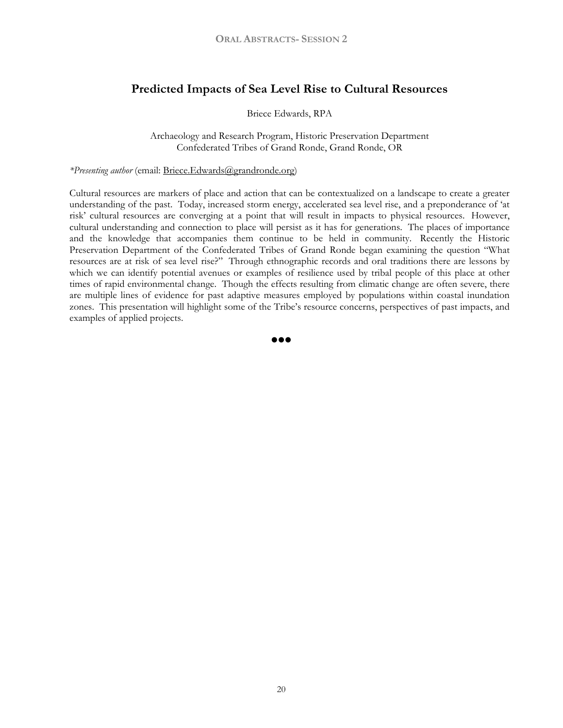## Predicted Impacts of Sea Level Rise to Cultural Resources

Briece Edwards, RPA

Archaeology and Research Program, Historic Preservation Department
Confederated Tribes of Grand Ronde, Grand Ronde, OR

*\*Presenting author* (email: Briece.Edwards@grandronde.org)

Cultural resources are markers of place and action that can be contextualized on a landscape to create a greater understanding of the past. Today, increased storm energy, accelerated sea level rise, and a preponderance of 'at risk' cultural resources are converging at a point that will result in impacts to physical resources. However, cultural understanding and connection to place will persist as it has for generations. The places of importance and the knowledge that accompanies them continue to be held in community. Recently the Historic Preservation Department of the Confederated Tribes of Grand Ronde began examining the question "What resources are at risk of sea level rise?" Through ethnographic records and oral traditions there are lessons by which we can identify potential avenues or examples of resilience used by tribal people of this place at other times of rapid environmental change. Though the effects resulting from climatic change are often severe, there are multiple lines of evidence for past adaptive measures employed by populations within coastal inundation zones. This presentation will highlight some of the Tribe's resource concerns, perspectives of past impacts, and examples of applied projects.

●●●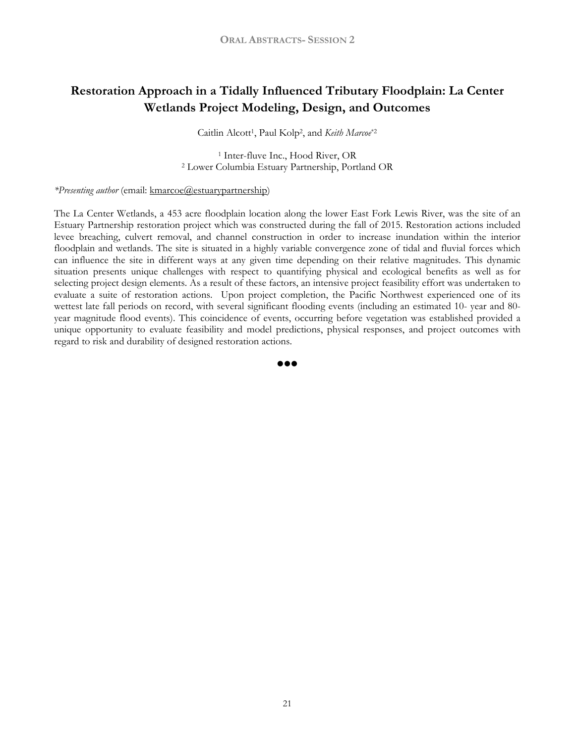# Restoration Approach in a Tidally Influenced Tributary Floodplain: La Center Wetlands Project Modeling, Design, and Outcomes

Caitlin Alcott[1], Paul Kolp[2], and *Keith Marcoe*[*2]

[1] Inter-fluve Inc., Hood River, OR
[2] Lower Columbia Estuary Partnership, Portland OR

*\*Presenting author* (email: kmarcoe@estuarypartnership)

The La Center Wetlands, a 453 acre floodplain location along the lower East Fork Lewis River, was the site of an Estuary Partnership restoration project which was constructed during the fall of 2015. Restoration actions included levee breaching, culvert removal, and channel construction in order to increase inundation within the interior floodplain and wetlands. The site is situated in a highly variable convergence zone of tidal and fluvial forces which can influence the site in different ways at any given time depending on their relative magnitudes. This dynamic situation presents unique challenges with respect to quantifying physical and ecological benefits as well as for selecting project design elements. As a result of these factors, an intensive project feasibility effort was undertaken to evaluate a suite of restoration actions. Upon project completion, the Pacific Northwest experienced one of its wettest late fall periods on record, with several significant flooding events (including an estimated 10- year and 80-year magnitude flood events). This coincidence of events, occurring before vegetation was established provided a unique opportunity to evaluate feasibility and model predictions, physical responses, and project outcomes with regard to risk and durability of designed restoration actions.

●●●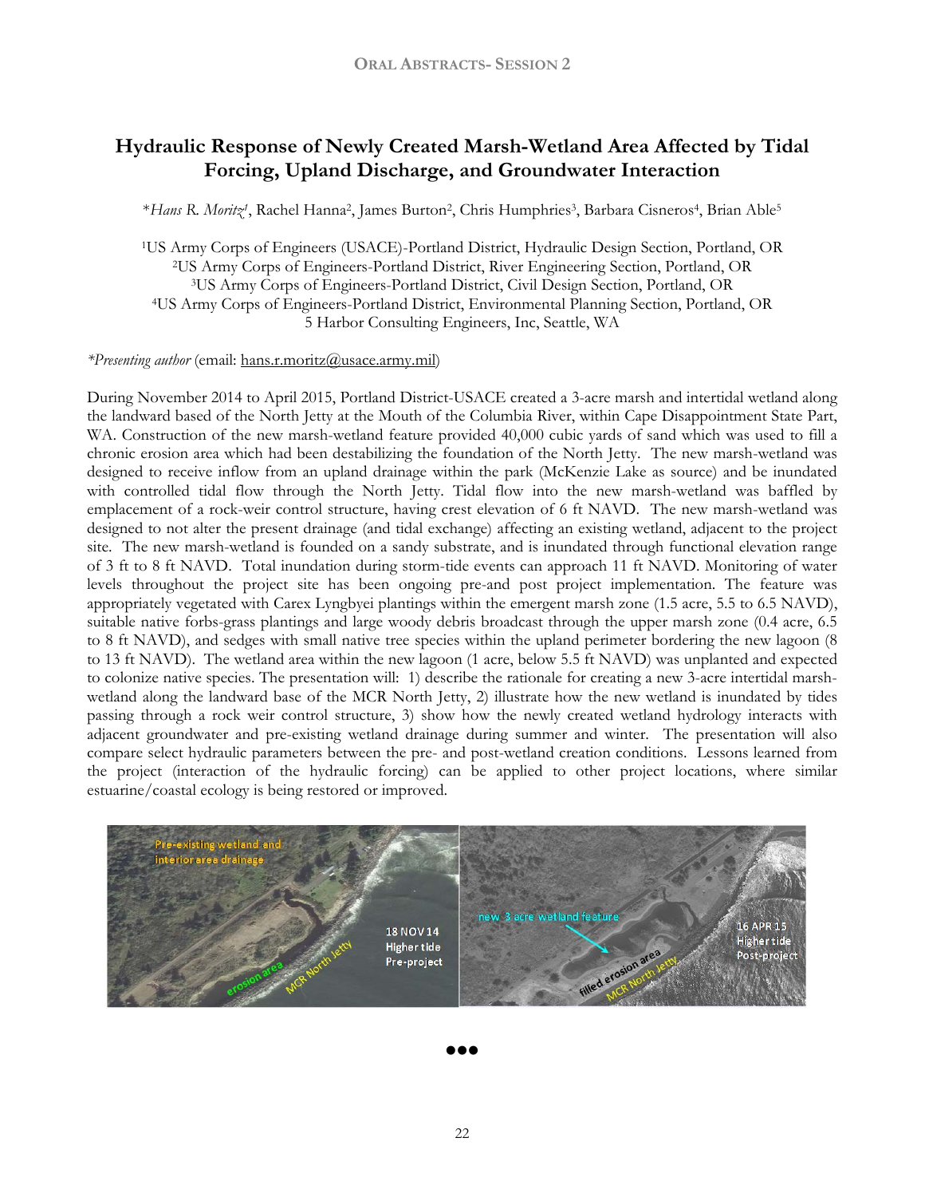# Hydraulic Response of Newly Created Marsh-Wetland Area Affected by Tidal Forcing, Upland Discharge, and Groundwater Interaction

\**Hans R. Moritz*[1], Rachel Hanna[2], James Burton[2], Chris Humphries[3], Barbara Cisneros[4], Brian Able[5]

[1]US Army Corps of Engineers (USACE)-Portland District, Hydraulic Design Section, Portland, OR
[2]US Army Corps of Engineers-Portland District, River Engineering Section, Portland, OR
[3]US Army Corps of Engineers-Portland District, Civil Design Section, Portland, OR
[4]US Army Corps of Engineers-Portland District, Environmental Planning Section, Portland, OR
5 Harbor Consulting Engineers, Inc, Seattle, WA

*\*Presenting author* (email: hans.r.moritz@usace.army.mil)

During November 2014 to April 2015, Portland District-USACE created a 3-acre marsh and intertidal wetland along the landward based of the North Jetty at the Mouth of the Columbia River, within Cape Disappointment State Part, WA. Construction of the new marsh-wetland feature provided 40,000 cubic yards of sand which was used to fill a chronic erosion area which had been destabilizing the foundation of the North Jetty. The new marsh-wetland was designed to receive inflow from an upland drainage within the park (McKenzie Lake as source) and be inundated with controlled tidal flow through the North Jetty. Tidal flow into the new marsh-wetland was baffled by emplacement of a rock-weir control structure, having crest elevation of 6 ft NAVD. The new marsh-wetland was designed to not alter the present drainage (and tidal exchange) affecting an existing wetland, adjacent to the project site. The new marsh-wetland is founded on a sandy substrate, and is inundated through functional elevation range of 3 ft to 8 ft NAVD. Total inundation during storm-tide events can approach 11 ft NAVD. Monitoring of water levels throughout the project site has been ongoing pre-and post project implementation. The feature was appropriately vegetated with Carex Lyngbyei plantings within the emergent marsh zone (1.5 acre, 5.5 to 6.5 NAVD), suitable native forbs-grass plantings and large woody debris broadcast through the upper marsh zone (0.4 acre, 6.5 to 8 ft NAVD), and sedges with small native tree species within the upland perimeter bordering the new lagoon (8 to 13 ft NAVD). The wetland area within the new lagoon (1 acre, below 5.5 ft NAVD) was unplanted and expected to colonize native species. The presentation will: 1) describe the rationale for creating a new 3-acre intertidal marsh-wetland along the landward base of the MCR North Jetty, 2) illustrate how the new wetland is inundated by tides passing through a rock weir control structure, 3) show how the newly created wetland hydrology interacts with adjacent groundwater and pre-existing wetland drainage during summer and winter. The presentation will also compare select hydraulic parameters between the pre- and post-wetland creation conditions. Lessons learned from the project (interaction of the hydraulic forcing) can be applied to other project locations, where similar estuarine/coastal ecology is being restored or improved.

Pre-existing wetland and interior area drainage — erosion area — MCR North Jetty — 18 NOV 14 Higher tide Pre-project

new 3 acre wetland feature — filled erosion area — MCR North Jetty — 16 APR 15 Higher tide Post-project

●●●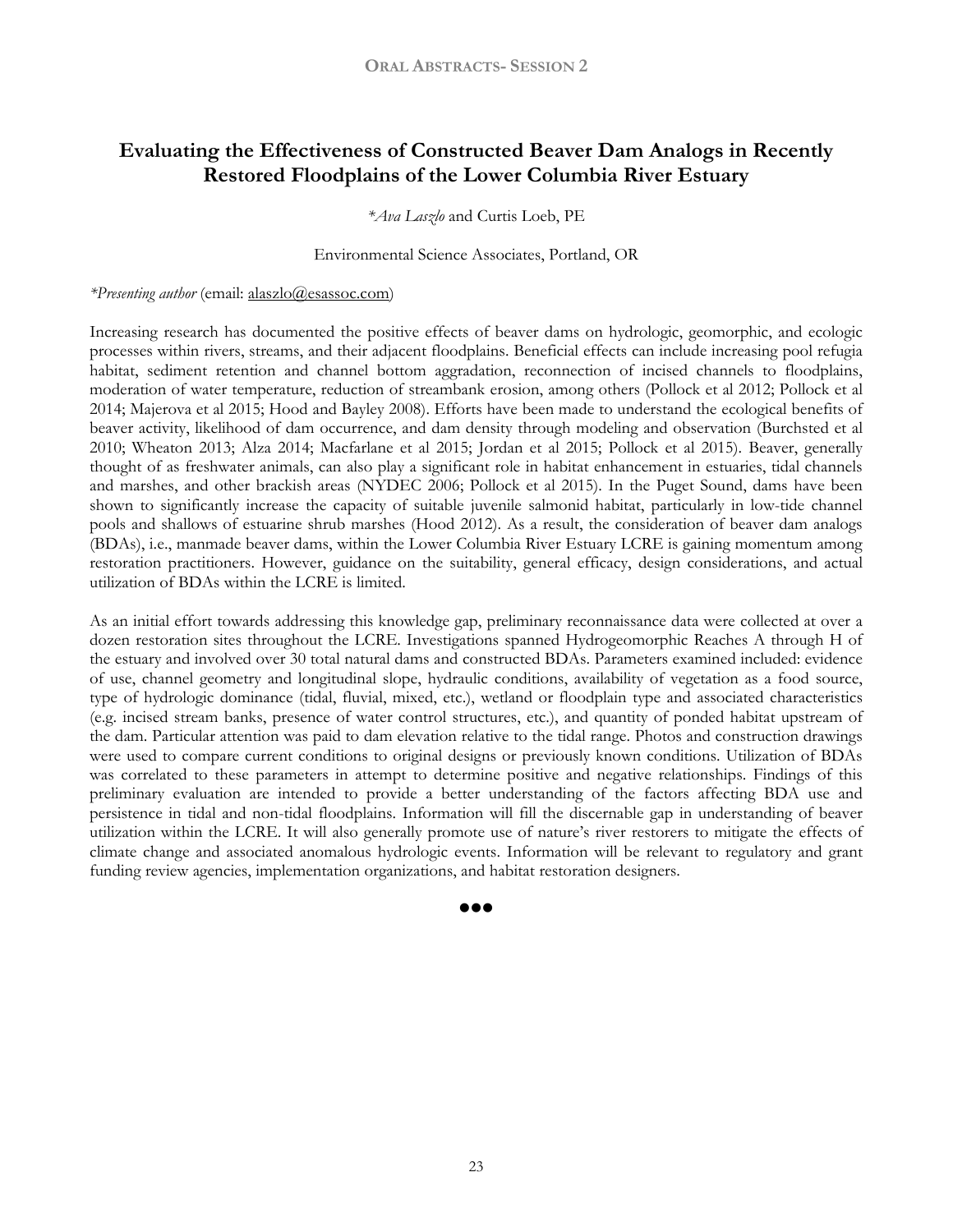# Evaluating the Effectiveness of Constructed Beaver Dam Analogs in Recently Restored Floodplains of the Lower Columbia River Estuary

*\*Ava Laszlo* and Curtis Loeb, PE

Environmental Science Associates, Portland, OR

*\*Presenting author* (email: alaszlo@esassoc.com)

Increasing research has documented the positive effects of beaver dams on hydrologic, geomorphic, and ecologic processes within rivers, streams, and their adjacent floodplains. Beneficial effects can include increasing pool refugia habitat, sediment retention and channel bottom aggradation, reconnection of incised channels to floodplains, moderation of water temperature, reduction of streambank erosion, among others (Pollock et al 2012; Pollock et al 2014; Majerova et al 2015; Hood and Bayley 2008). Efforts have been made to understand the ecological benefits of beaver activity, likelihood of dam occurrence, and dam density through modeling and observation (Burchsted et al 2010; Wheaton 2013; Alza 2014; Macfarlane et al 2015; Jordan et al 2015; Pollock et al 2015). Beaver, generally thought of as freshwater animals, can also play a significant role in habitat enhancement in estuaries, tidal channels and marshes, and other brackish areas (NYDEC 2006; Pollock et al 2015). In the Puget Sound, dams have been shown to significantly increase the capacity of suitable juvenile salmonid habitat, particularly in low-tide channel pools and shallows of estuarine shrub marshes (Hood 2012). As a result, the consideration of beaver dam analogs (BDAs), i.e., manmade beaver dams, within the Lower Columbia River Estuary LCRE is gaining momentum among restoration practitioners. However, guidance on the suitability, general efficacy, design considerations, and actual utilization of BDAs within the LCRE is limited.

As an initial effort towards addressing this knowledge gap, preliminary reconnaissance data were collected at over a dozen restoration sites throughout the LCRE. Investigations spanned Hydrogeomorphic Reaches A through H of the estuary and involved over 30 total natural dams and constructed BDAs. Parameters examined included: evidence of use, channel geometry and longitudinal slope, hydraulic conditions, availability of vegetation as a food source, type of hydrologic dominance (tidal, fluvial, mixed, etc.), wetland or floodplain type and associated characteristics (e.g. incised stream banks, presence of water control structures, etc.), and quantity of ponded habitat upstream of the dam. Particular attention was paid to dam elevation relative to the tidal range. Photos and construction drawings were used to compare current conditions to original designs or previously known conditions. Utilization of BDAs was correlated to these parameters in attempt to determine positive and negative relationships. Findings of this preliminary evaluation are intended to provide a better understanding of the factors affecting BDA use and persistence in tidal and non-tidal floodplains. Information will fill the discernable gap in understanding of beaver utilization within the LCRE. It will also generally promote use of nature's river restorers to mitigate the effects of climate change and associated anomalous hydrologic events. Information will be relevant to regulatory and grant funding review agencies, implementation organizations, and habitat restoration designers.

●●●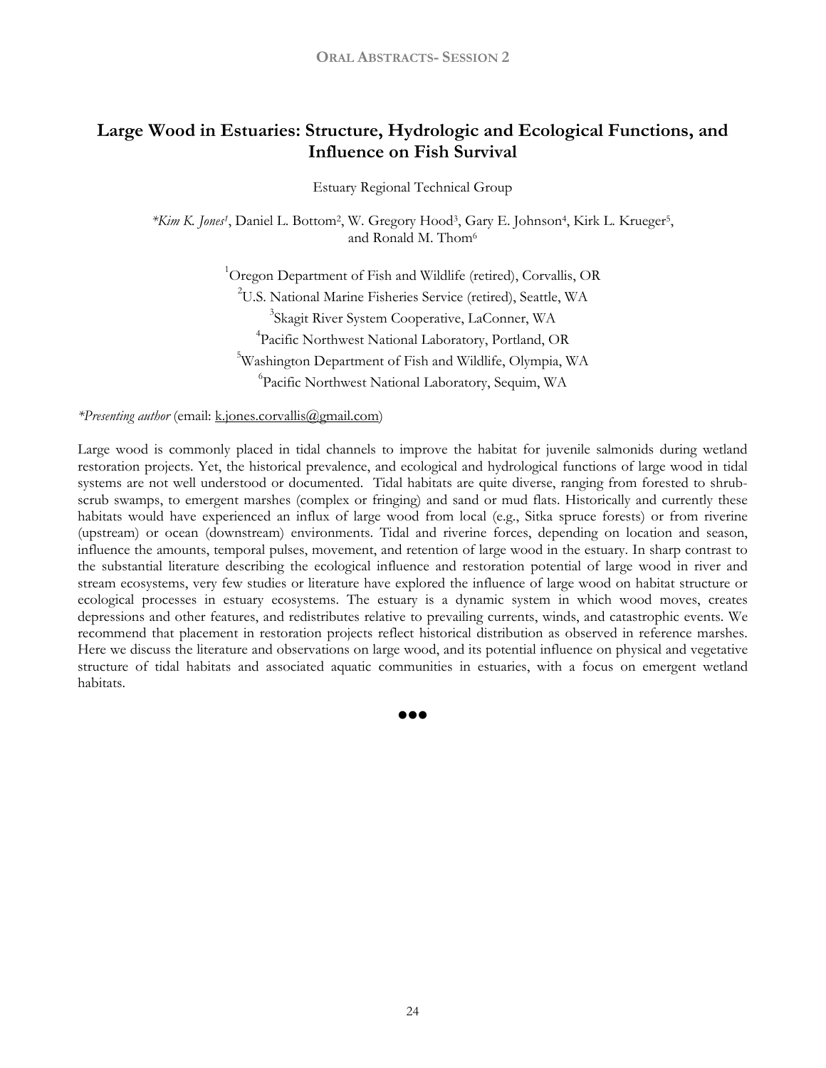# Large Wood in Estuaries: Structure, Hydrologic and Ecological Functions, and Influence on Fish Survival

Estuary Regional Technical Group

**Kim K. Jones*[1], Daniel L. Bottom[2], W. Gregory Hood[3], Gary E. Johnson[4], Kirk L. Krueger[5], and Ronald M. Thom[6]

[1]Oregon Department of Fish and Wildlife (retired), Corvallis, OR
[2]U.S. National Marine Fisheries Service (retired), Seattle, WA
[3]Skagit River System Cooperative, LaConner, WA
[4]Pacific Northwest National Laboratory, Portland, OR
[5]Washington Department of Fish and Wildlife, Olympia, WA
[6]Pacific Northwest National Laboratory, Sequim, WA

**Presenting author* (email: k.jones.corvallis@gmail.com)

Large wood is commonly placed in tidal channels to improve the habitat for juvenile salmonids during wetland restoration projects. Yet, the historical prevalence, and ecological and hydrological functions of large wood in tidal systems are not well understood or documented. Tidal habitats are quite diverse, ranging from forested to shrub-scrub swamps, to emergent marshes (complex or fringing) and sand or mud flats. Historically and currently these habitats would have experienced an influx of large wood from local (e.g., Sitka spruce forests) or from riverine (upstream) or ocean (downstream) environments. Tidal and riverine forces, depending on location and season, influence the amounts, temporal pulses, movement, and retention of large wood in the estuary. In sharp contrast to the substantial literature describing the ecological influence and restoration potential of large wood in river and stream ecosystems, very few studies or literature have explored the influence of large wood on habitat structure or ecological processes in estuary ecosystems. The estuary is a dynamic system in which wood moves, creates depressions and other features, and redistributes relative to prevailing currents, winds, and catastrophic events. We recommend that placement in restoration projects reflect historical distribution as observed in reference marshes. Here we discuss the literature and observations on large wood, and its potential influence on physical and vegetative structure of tidal habitats and associated aquatic communities in estuaries, with a focus on emergent wetland habitats.

●●●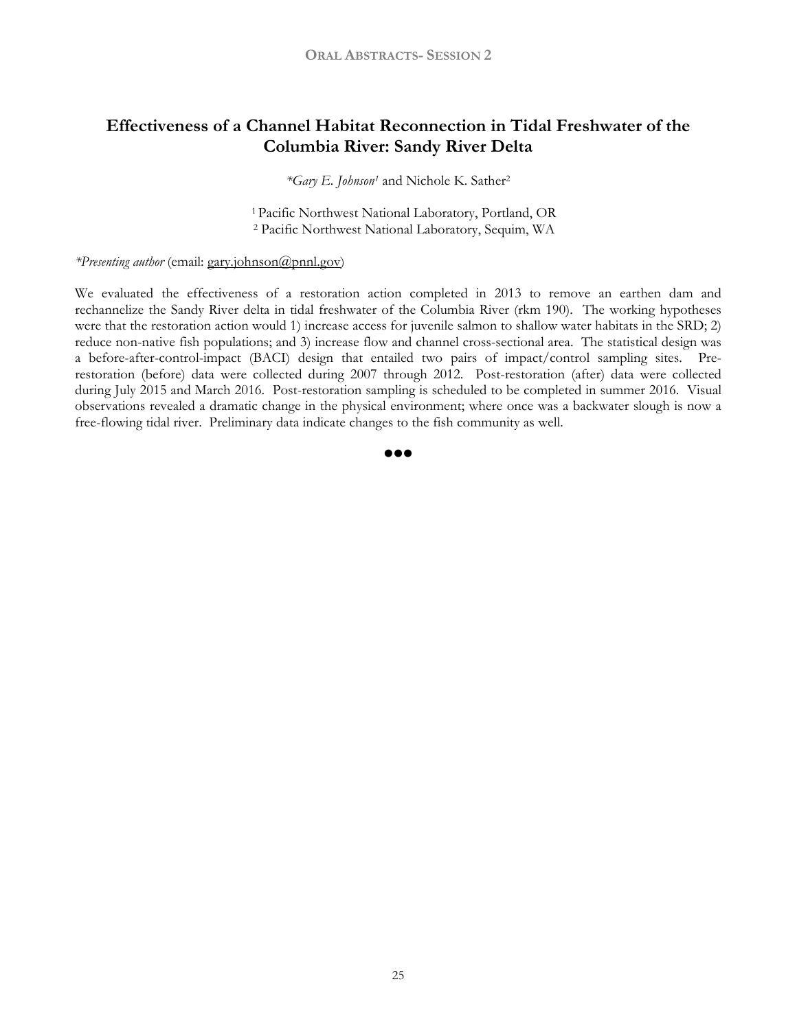# Effectiveness of a Channel Habitat Reconnection in Tidal Freshwater of the Columbia River: Sandy River Delta

*\*Gary E. Johnson*[1] and Nichole K. Sather[2]

[1] Pacific Northwest National Laboratory, Portland, OR
[2] Pacific Northwest National Laboratory, Sequim, WA

*\*Presenting author* (email: gary.johnson@pnnl.gov)

We evaluated the effectiveness of a restoration action completed in 2013 to remove an earthen dam and rechannelize the Sandy River delta in tidal freshwater of the Columbia River (rkm 190). The working hypotheses were that the restoration action would 1) increase access for juvenile salmon to shallow water habitats in the SRD; 2) reduce non-native fish populations; and 3) increase flow and channel cross-sectional area. The statistical design was a before-after-control-impact (BACI) design that entailed two pairs of impact/control sampling sites. Pre-restoration (before) data were collected during 2007 through 2012. Post-restoration (after) data were collected during July 2015 and March 2016. Post-restoration sampling is scheduled to be completed in summer 2016. Visual observations revealed a dramatic change in the physical environment; where once was a backwater slough is now a free-flowing tidal river. Preliminary data indicate changes to the fish community as well.

●●●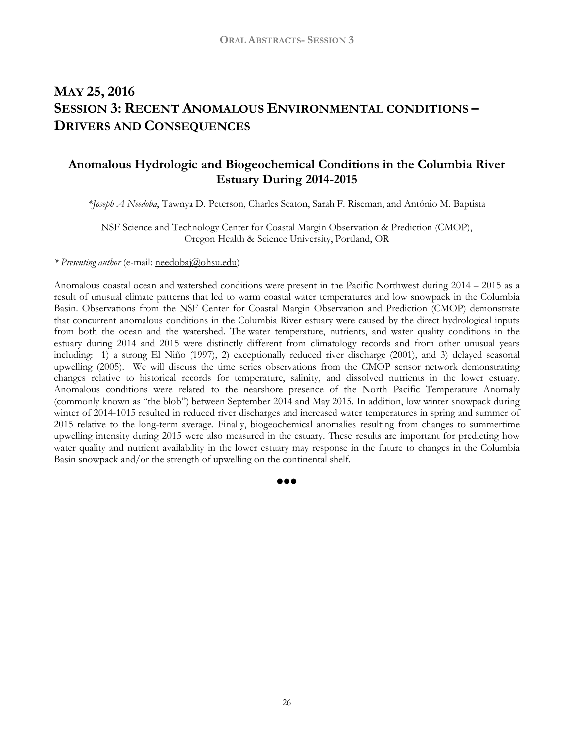# MAY 25, 2016
# SESSION 3: RECENT ANOMALOUS ENVIRONMENTAL CONDITIONS – DRIVERS AND CONSEQUENCES

## Anomalous Hydrologic and Biogeochemical Conditions in the Columbia River Estuary During 2014-2015

**\****Joseph A Needoba*, Tawnya D. Peterson, Charles Seaton, Sarah F. Riseman, and António M. Baptista

NSF Science and Technology Center for Coastal Margin Observation & Prediction (CMOP), Oregon Health & Science University, Portland, OR

*\* Presenting author* (e-mail: needobaj@ohsu.edu)

Anomalous coastal ocean and watershed conditions were present in the Pacific Northwest during 2014 – 2015 as a result of unusual climate patterns that led to warm coastal water temperatures and low snowpack in the Columbia Basin. Observations from the NSF Center for Coastal Margin Observation and Prediction (CMOP) demonstrate that concurrent anomalous conditions in the Columbia River estuary were caused by the direct hydrological inputs from both the ocean and the watershed. The water temperature, nutrients, and water quality conditions in the estuary during 2014 and 2015 were distinctly different from climatology records and from other unusual years including: 1) a strong El Niño (1997), 2) exceptionally reduced river discharge (2001), and 3) delayed seasonal upwelling (2005). We will discuss the time series observations from the CMOP sensor network demonstrating changes relative to historical records for temperature, salinity, and dissolved nutrients in the lower estuary. Anomalous conditions were related to the nearshore presence of the North Pacific Temperature Anomaly (commonly known as "the blob") between September 2014 and May 2015. In addition, low winter snowpack during winter of 2014-1015 resulted in reduced river discharges and increased water temperatures in spring and summer of 2015 relative to the long-term average. Finally, biogeochemical anomalies resulting from changes to summertime upwelling intensity during 2015 were also measured in the estuary. These results are important for predicting how water quality and nutrient availability in the lower estuary may response in the future to changes in the Columbia Basin snowpack and/or the strength of upwelling on the continental shelf.

●●●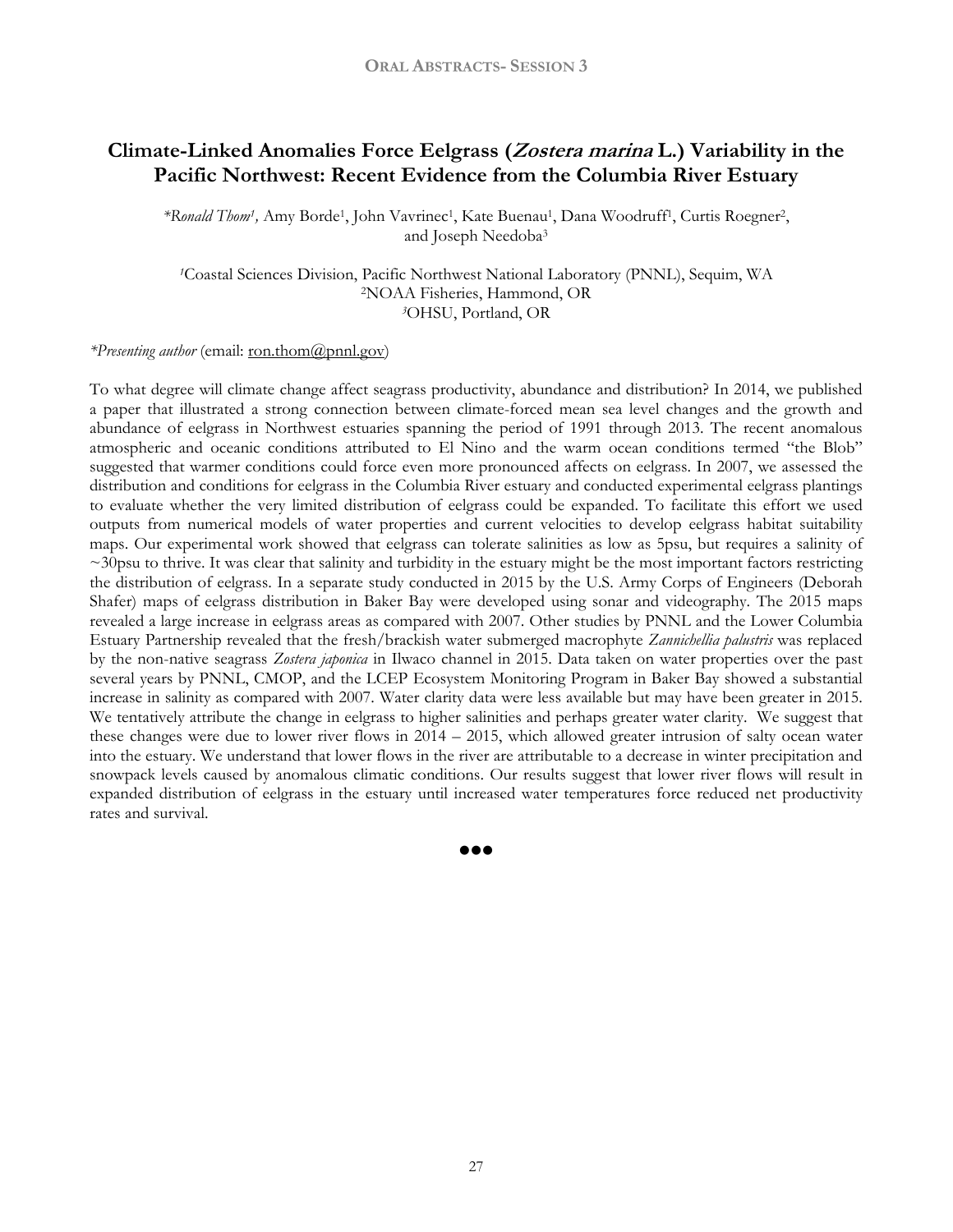# Climate-Linked Anomalies Force Eelgrass (*Zostera marina* L.) Variability in the Pacific Northwest: Recent Evidence from the Columbia River Estuary

\**Ronald Thom*[1], Amy Borde[1], John Vavrinec[1], Kate Buenau[1], Dana Woodruff[1], Curtis Roegner[2], and Joseph Needoba[3]

[1]Coastal Sciences Division, Pacific Northwest National Laboratory (PNNL), Sequim, WA
[2]NOAA Fisheries, Hammond, OR
[3]OHSU, Portland, OR

\**Presenting author* (email: ron.thom@pnnl.gov)

To what degree will climate change affect seagrass productivity, abundance and distribution? In 2014, we published a paper that illustrated a strong connection between climate-forced mean sea level changes and the growth and abundance of eelgrass in Northwest estuaries spanning the period of 1991 through 2013. The recent anomalous atmospheric and oceanic conditions attributed to El Nino and the warm ocean conditions termed "the Blob" suggested that warmer conditions could force even more pronounced affects on eelgrass. In 2007, we assessed the distribution and conditions for eelgrass in the Columbia River estuary and conducted experimental eelgrass plantings to evaluate whether the very limited distribution of eelgrass could be expanded. To facilitate this effort we used outputs from numerical models of water properties and current velocities to develop eelgrass habitat suitability maps. Our experimental work showed that eelgrass can tolerate salinities as low as 5psu, but requires a salinity of ~30psu to thrive. It was clear that salinity and turbidity in the estuary might be the most important factors restricting the distribution of eelgrass. In a separate study conducted in 2015 by the U.S. Army Corps of Engineers (Deborah Shafer) maps of eelgrass distribution in Baker Bay were developed using sonar and videography. The 2015 maps revealed a large increase in eelgrass areas as compared with 2007. Other studies by PNNL and the Lower Columbia Estuary Partnership revealed that the fresh/brackish water submerged macrophyte *Zannichellia palustris* was replaced by the non-native seagrass *Zostera japonica* in Ilwaco channel in 2015. Data taken on water properties over the past several years by PNNL, CMOP, and the LCEP Ecosystem Monitoring Program in Baker Bay showed a substantial increase in salinity as compared with 2007. Water clarity data were less available but may have been greater in 2015. We tentatively attribute the change in eelgrass to higher salinities and perhaps greater water clarity. We suggest that these changes were due to lower river flows in 2014 – 2015, which allowed greater intrusion of salty ocean water into the estuary. We understand that lower flows in the river are attributable to a decrease in winter precipitation and snowpack levels caused by anomalous climatic conditions. Our results suggest that lower river flows will result in expanded distribution of eelgrass in the estuary until increased water temperatures force reduced net productivity rates and survival.

●●●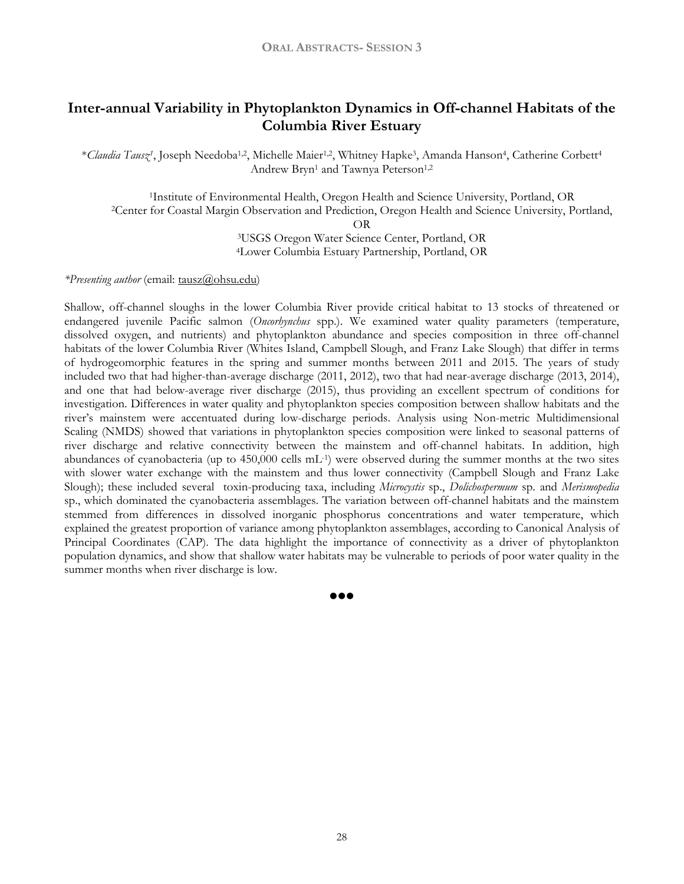# Inter-annual Variability in Phytoplankton Dynamics in Off-channel Habitats of the Columbia River Estuary

**Claudia Tausz*[1]*, Joseph Needoba[1,2], Michelle Maier[1,2], Whitney Hapke[3], Amanda Hanson[4], Catherine Corbett[4] Andrew Bryn[1] and Tawnya Peterson[1,2]

[1]Institute of Environmental Health, Oregon Health and Science University, Portland, OR
[2]Center for Coastal Margin Observation and Prediction, Oregon Health and Science University, Portland, OR
[3]USGS Oregon Water Science Center, Portland, OR
[4]Lower Columbia Estuary Partnership, Portland, OR

*\*Presenting author* (email: tausz@ohsu.edu)

Shallow, off-channel sloughs in the lower Columbia River provide critical habitat to 13 stocks of threatened or endangered juvenile Pacific salmon (*Oncorhynchus* spp.). We examined water quality parameters (temperature, dissolved oxygen, and nutrients) and phytoplankton abundance and species composition in three off-channel habitats of the lower Columbia River (Whites Island, Campbell Slough, and Franz Lake Slough) that differ in terms of hydrogeomorphic features in the spring and summer months between 2011 and 2015. The years of study included two that had higher-than-average discharge (2011, 2012), two that had near-average discharge (2013, 2014), and one that had below-average river discharge (2015), thus providing an excellent spectrum of conditions for investigation. Differences in water quality and phytoplankton species composition between shallow habitats and the river's mainstem were accentuated during low-discharge periods. Analysis using Non-metric Multidimensional Scaling (NMDS) showed that variations in phytoplankton species composition were linked to seasonal patterns of river discharge and relative connectivity between the mainstem and off-channel habitats. In addition, high abundances of cyanobacteria (up to 450,000 cells $mL^{-1}$) were observed during the summer months at the two sites with slower water exchange with the mainstem and thus lower connectivity (Campbell Slough and Franz Lake Slough); these included several toxin-producing taxa, including *Microcystis* sp., *Dolichospermum* sp. and *Merismopedia* sp., which dominated the cyanobacteria assemblages. The variation between off-channel habitats and the mainstem stemmed from differences in dissolved inorganic phosphorus concentrations and water temperature, which explained the greatest proportion of variance among phytoplankton assemblages, according to Canonical Analysis of Principal Coordinates (CAP). The data highlight the importance of connectivity as a driver of phytoplankton population dynamics, and show that shallow water habitats may be vulnerable to periods of poor water quality in the summer months when river discharge is low.

●●●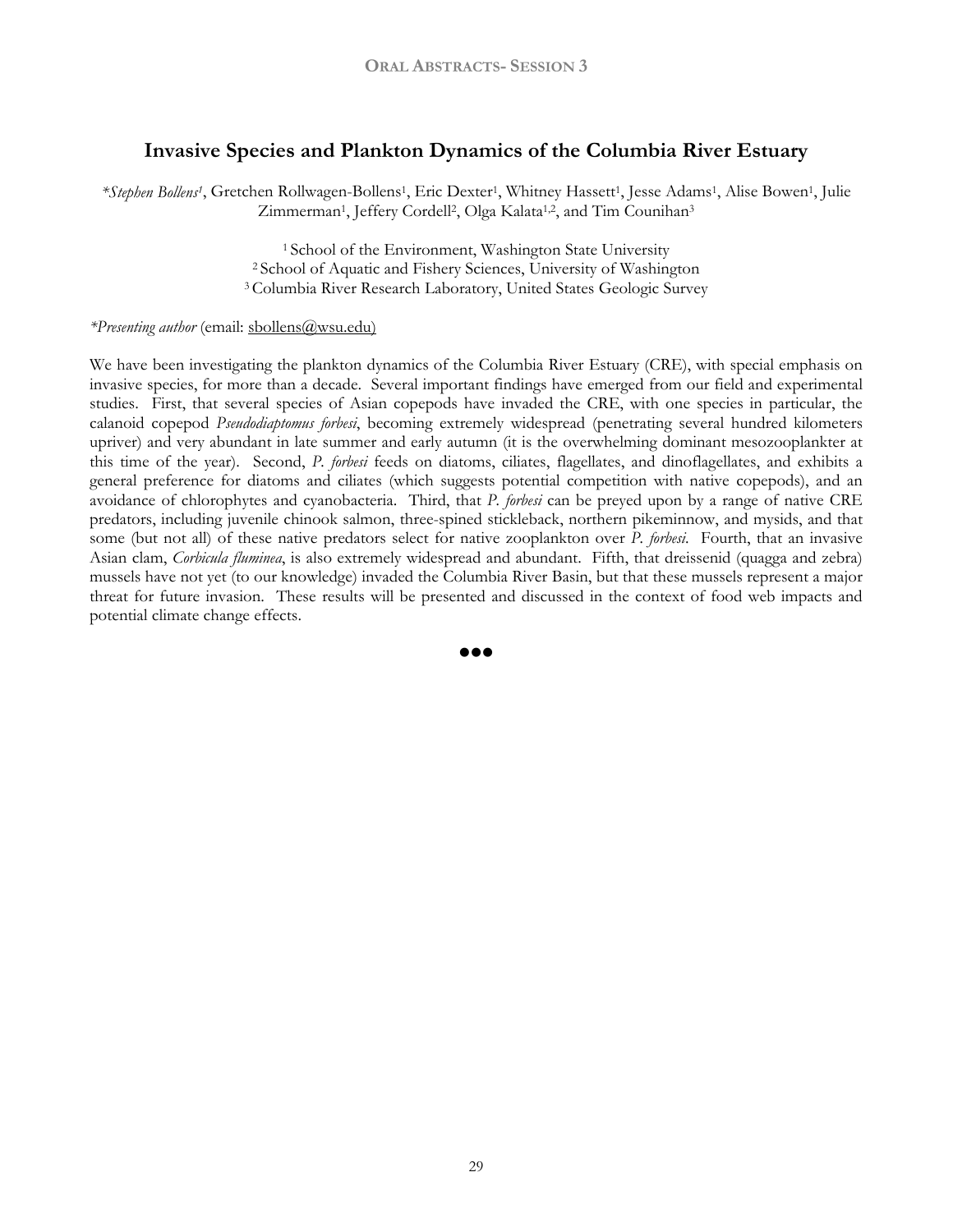## Invasive Species and Plankton Dynamics of the Columbia River Estuary

*\*Stephen Bollens*[1], Gretchen Rollwagen-Bollens[1], Eric Dexter[1], Whitney Hassett[1], Jesse Adams[1], Alise Bowen[1], Julie Zimmerman[1], Jeffery Cordell[2], Olga Kalata[1,2], and Tim Counihan[3]

[1] School of the Environment, Washington State University
[2] School of Aquatic and Fishery Sciences, University of Washington
[3] Columbia River Research Laboratory, United States Geologic Survey

*\*Presenting author* (email: sbollens@wsu.edu)

We have been investigating the plankton dynamics of the Columbia River Estuary (CRE), with special emphasis on invasive species, for more than a decade. Several important findings have emerged from our field and experimental studies. First, that several species of Asian copepods have invaded the CRE, with one species in particular, the calanoid copepod *Pseudodiaptomus forbesi*, becoming extremely widespread (penetrating several hundred kilometers upriver) and very abundant in late summer and early autumn (it is the overwhelming dominant mesozooplankter at this time of the year). Second, *P. forbesi* feeds on diatoms, ciliates, flagellates, and dinoflagellates, and exhibits a general preference for diatoms and ciliates (which suggests potential competition with native copepods), and an avoidance of chlorophytes and cyanobacteria. Third, that *P. forbesi* can be preyed upon by a range of native CRE predators, including juvenile chinook salmon, three-spined stickleback, northern pikeminnow, and mysids, and that some (but not all) of these native predators select for native zooplankton over *P. forbesi*. Fourth, that an invasive Asian clam, *Corbicula fluminea*, is also extremely widespread and abundant. Fifth, that dreissenid (quagga and zebra) mussels have not yet (to our knowledge) invaded the Columbia River Basin, but that these mussels represent a major threat for future invasion. These results will be presented and discussed in the context of food web impacts and potential climate change effects.

●●●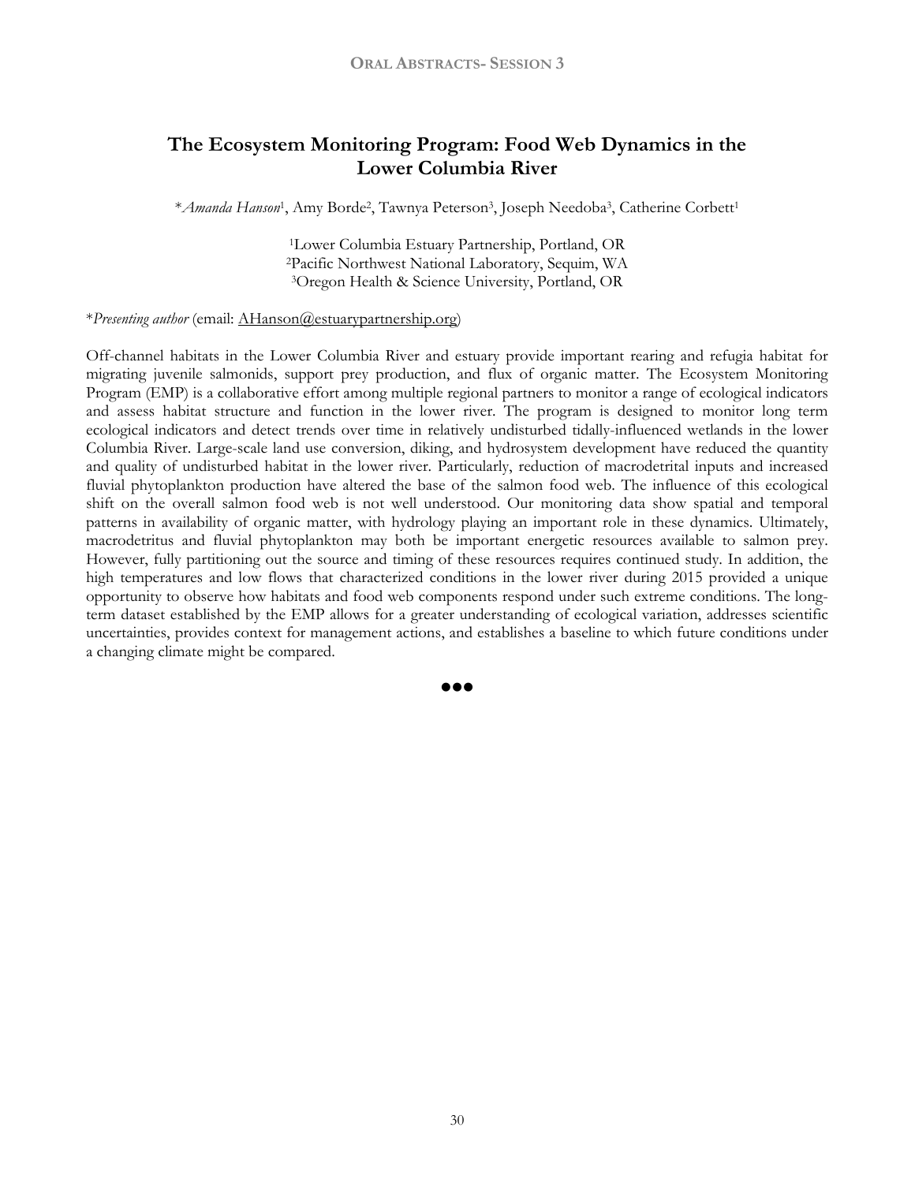# The Ecosystem Monitoring Program: Food Web Dynamics in the Lower Columbia River

*\*Amanda Hanson*[1], Amy Borde[2], Tawnya Peterson[3], Joseph Needoba[3], Catherine Corbett[1]

[1]Lower Columbia Estuary Partnership, Portland, OR
[2]Pacific Northwest National Laboratory, Sequim, WA
[3]Oregon Health & Science University, Portland, OR

\**Presenting author* (email: AHanson@estuarypartnership.org)

Off-channel habitats in the Lower Columbia River and estuary provide important rearing and refugia habitat for migrating juvenile salmonids, support prey production, and flux of organic matter. The Ecosystem Monitoring Program (EMP) is a collaborative effort among multiple regional partners to monitor a range of ecological indicators and assess habitat structure and function in the lower river. The program is designed to monitor long term ecological indicators and detect trends over time in relatively undisturbed tidally-influenced wetlands in the lower Columbia River. Large-scale land use conversion, diking, and hydrosystem development have reduced the quantity and quality of undisturbed habitat in the lower river. Particularly, reduction of macrodetrital inputs and increased fluvial phytoplankton production have altered the base of the salmon food web. The influence of this ecological shift on the overall salmon food web is not well understood. Our monitoring data show spatial and temporal patterns in availability of organic matter, with hydrology playing an important role in these dynamics. Ultimately, macrodetritus and fluvial phytoplankton may both be important energetic resources available to salmon prey. However, fully partitioning out the source and timing of these resources requires continued study. In addition, the high temperatures and low flows that characterized conditions in the lower river during 2015 provided a unique opportunity to observe how habitats and food web components respond under such extreme conditions. The long-term dataset established by the EMP allows for a greater understanding of ecological variation, addresses scientific uncertainties, provides context for management actions, and establishes a baseline to which future conditions under a changing climate might be compared.

●●●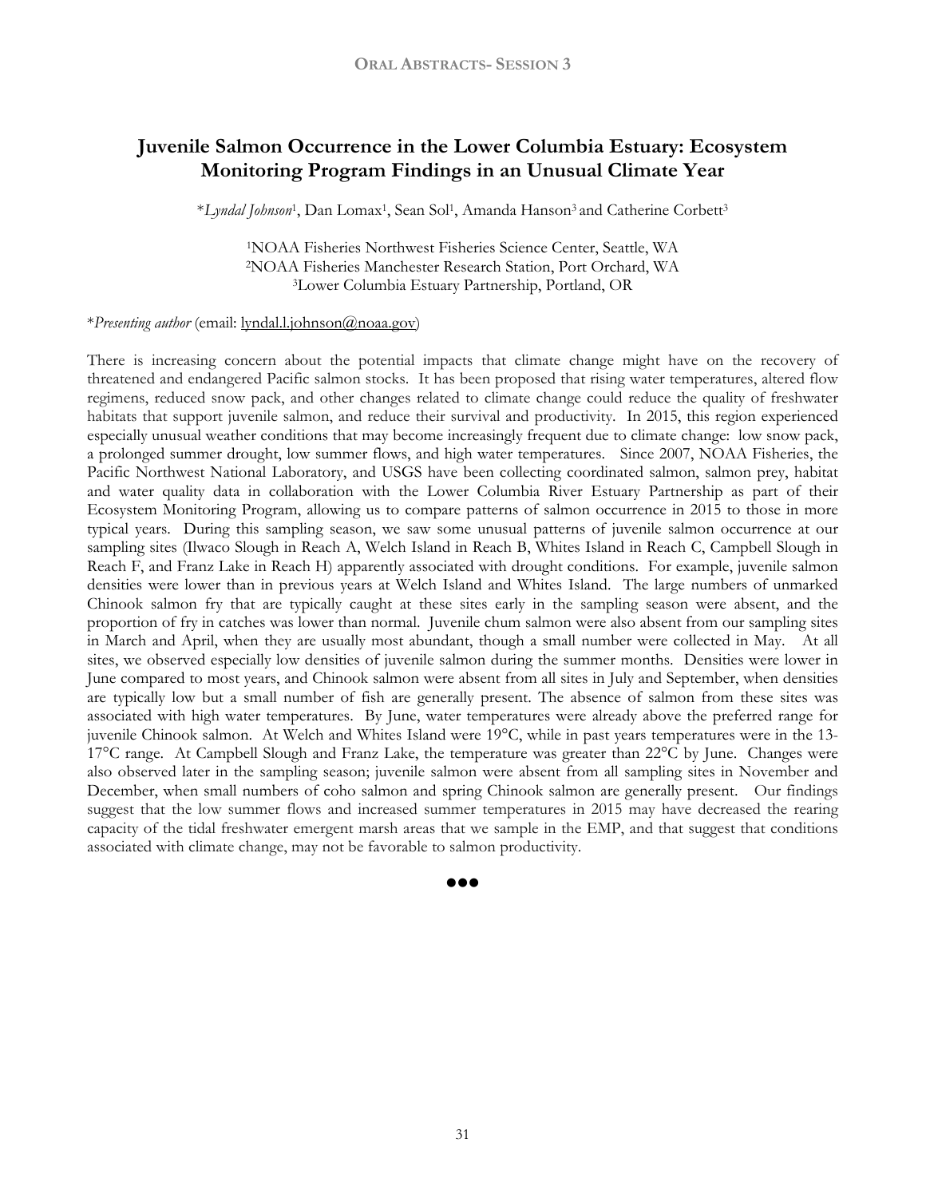# Juvenile Salmon Occurrence in the Lower Columbia Estuary: Ecosystem Monitoring Program Findings in an Unusual Climate Year

\**Lyndal Johnson*[1], Dan Lomax[1], Sean Sol[1], Amanda Hanson[3] and Catherine Corbett[3]

[1]NOAA Fisheries Northwest Fisheries Science Center, Seattle, WA
[2]NOAA Fisheries Manchester Research Station, Port Orchard, WA
[3]Lower Columbia Estuary Partnership, Portland, OR

\**Presenting author* (email: lyndal.l.johnson@noaa.gov)

There is increasing concern about the potential impacts that climate change might have on the recovery of threatened and endangered Pacific salmon stocks. It has been proposed that rising water temperatures, altered flow regimens, reduced snow pack, and other changes related to climate change could reduce the quality of freshwater habitats that support juvenile salmon, and reduce their survival and productivity. In 2015, this region experienced especially unusual weather conditions that may become increasingly frequent due to climate change: low snow pack, a prolonged summer drought, low summer flows, and high water temperatures. Since 2007, NOAA Fisheries, the Pacific Northwest National Laboratory, and USGS have been collecting coordinated salmon, salmon prey, habitat and water quality data in collaboration with the Lower Columbia River Estuary Partnership as part of their Ecosystem Monitoring Program, allowing us to compare patterns of salmon occurrence in 2015 to those in more typical years. During this sampling season, we saw some unusual patterns of juvenile salmon occurrence at our sampling sites (Ilwaco Slough in Reach A, Welch Island in Reach B, Whites Island in Reach C, Campbell Slough in Reach F, and Franz Lake in Reach H) apparently associated with drought conditions. For example, juvenile salmon densities were lower than in previous years at Welch Island and Whites Island. The large numbers of unmarked Chinook salmon fry that are typically caught at these sites early in the sampling season were absent, and the proportion of fry in catches was lower than normal. Juvenile chum salmon were also absent from our sampling sites in March and April, when they are usually most abundant, though a small number were collected in May. At all sites, we observed especially low densities of juvenile salmon during the summer months. Densities were lower in June compared to most years, and Chinook salmon were absent from all sites in July and September, when densities are typically low but a small number of fish are generally present. The absence of salmon from these sites was associated with high water temperatures. By June, water temperatures were already above the preferred range for juvenile Chinook salmon. At Welch and Whites Island were 19°C, while in past years temperatures were in the 13-17°C range. At Campbell Slough and Franz Lake, the temperature was greater than 22°C by June. Changes were also observed later in the sampling season; juvenile salmon were absent from all sampling sites in November and December, when small numbers of coho salmon and spring Chinook salmon are generally present. Our findings suggest that the low summer flows and increased summer temperatures in 2015 may have decreased the rearing capacity of the tidal freshwater emergent marsh areas that we sample in the EMP, and that suggest that conditions associated with climate change, may not be favorable to salmon productivity.

●●●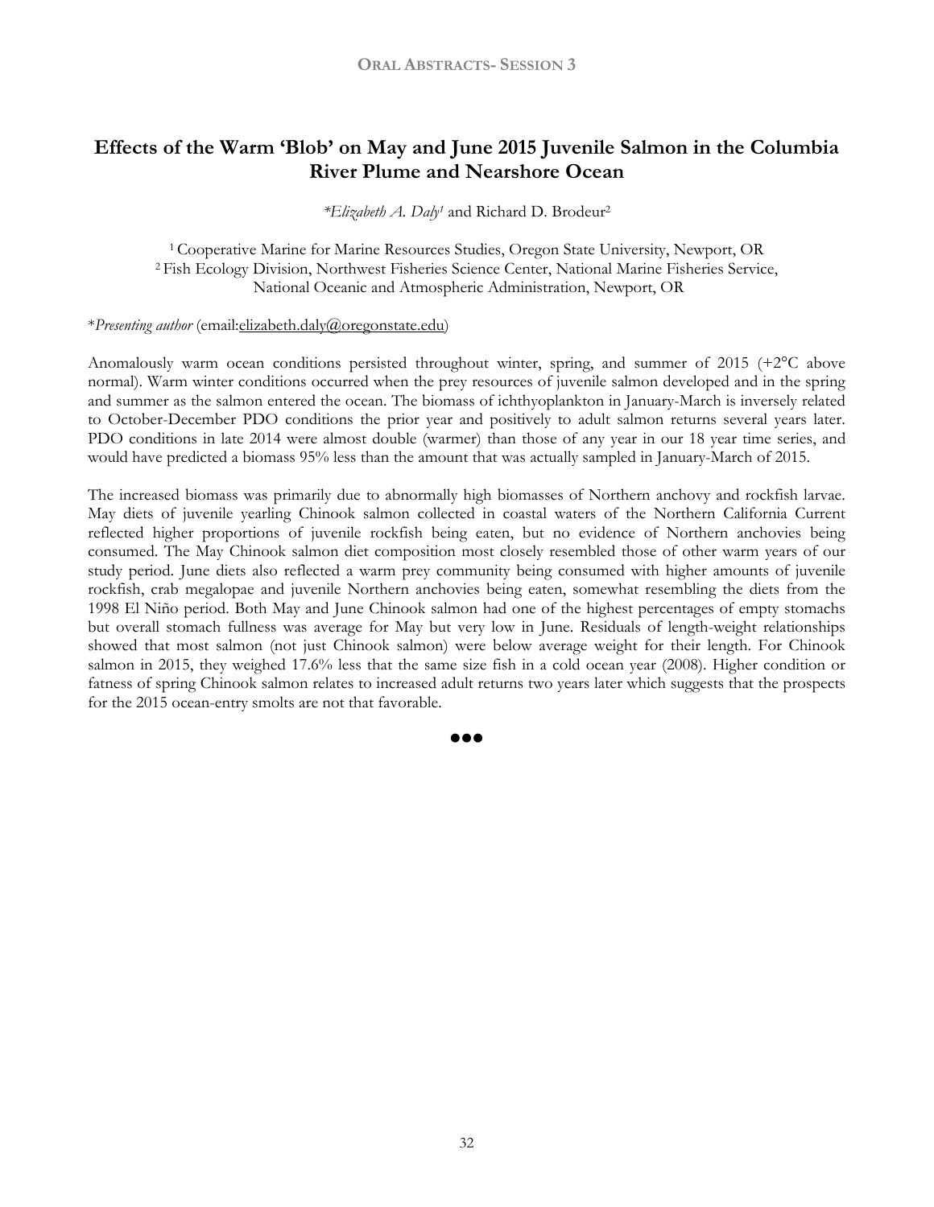# Effects of the Warm 'Blob' on May and June 2015 Juvenile Salmon in the Columbia River Plume and Nearshore Ocean

*\*Elizabeth A. Daly*[1] and Richard D. Brodeur[2]

[1] Cooperative Marine for Marine Resources Studies, Oregon State University, Newport, OR
[2] Fish Ecology Division, Northwest Fisheries Science Center, National Marine Fisheries Service, National Oceanic and Atmospheric Administration, Newport, OR

\**Presenting author* (email:elizabeth.daly@oregonstate.edu)

Anomalously warm ocean conditions persisted throughout winter, spring, and summer of 2015 (+2°C above normal). Warm winter conditions occurred when the prey resources of juvenile salmon developed and in the spring and summer as the salmon entered the ocean. The biomass of ichthyoplankton in January-March is inversely related to October-December PDO conditions the prior year and positively to adult salmon returns several years later. PDO conditions in late 2014 were almost double (warmer) than those of any year in our 18 year time series, and would have predicted a biomass 95% less than the amount that was actually sampled in January-March of 2015.

The increased biomass was primarily due to abnormally high biomasses of Northern anchovy and rockfish larvae. May diets of juvenile yearling Chinook salmon collected in coastal waters of the Northern California Current reflected higher proportions of juvenile rockfish being eaten, but no evidence of Northern anchovies being consumed. The May Chinook salmon diet composition most closely resembled those of other warm years of our study period. June diets also reflected a warm prey community being consumed with higher amounts of juvenile rockfish, crab megalopae and juvenile Northern anchovies being eaten, somewhat resembling the diets from the 1998 El Niño period. Both May and June Chinook salmon had one of the highest percentages of empty stomachs but overall stomach fullness was average for May but very low in June. Residuals of length-weight relationships showed that most salmon (not just Chinook salmon) were below average weight for their length. For Chinook salmon in 2015, they weighed 17.6% less that the same size fish in a cold ocean year (2008). Higher condition or fatness of spring Chinook salmon relates to increased adult returns two years later which suggests that the prospects for the 2015 ocean-entry smolts are not that favorable.

●●●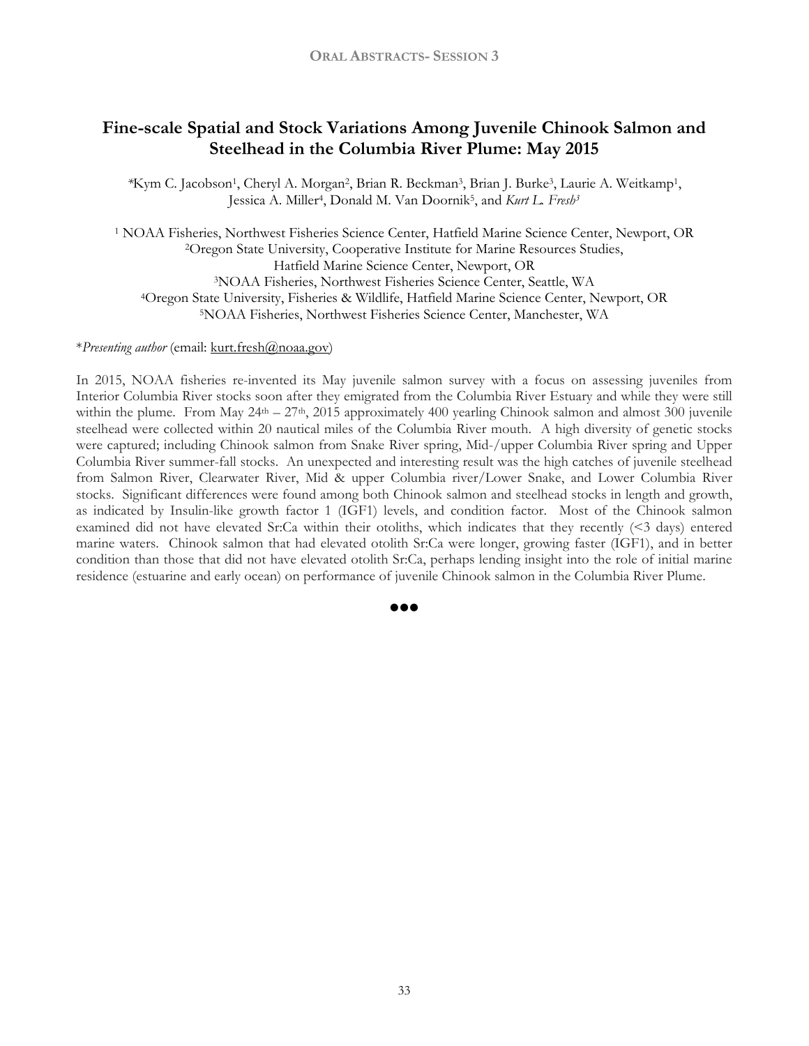# Fine-scale Spatial and Stock Variations Among Juvenile Chinook Salmon and Steelhead in the Columbia River Plume: May 2015

*Kym C. Jacobson[1], Cheryl A. Morgan[2], Brian R. Beckman[3], Brian J. Burke[3], Laurie A. Weitkamp[1], Jessica A. Miller[4], Donald M. Van Doornik[5], and *Kurt L. Fresh[3]*

[1] NOAA Fisheries, Northwest Fisheries Science Center, Hatfield Marine Science Center, Newport, OR
[2]Oregon State University, Cooperative Institute for Marine Resources Studies, Hatfield Marine Science Center, Newport, OR
[3]NOAA Fisheries, Northwest Fisheries Science Center, Seattle, WA
[4]Oregon State University, Fisheries & Wildlife, Hatfield Marine Science Center, Newport, OR
[5]NOAA Fisheries, Northwest Fisheries Science Center, Manchester, WA

**Presenting author* (email: kurt.fresh@noaa.gov)

In 2015, NOAA fisheries re-invented its May juvenile salmon survey with a focus on assessing juveniles from Interior Columbia River stocks soon after they emigrated from the Columbia River Estuary and while they were still within the plume. From May 24th – 27th, 2015 approximately 400 yearling Chinook salmon and almost 300 juvenile steelhead were collected within 20 nautical miles of the Columbia River mouth. A high diversity of genetic stocks were captured; including Chinook salmon from Snake River spring, Mid-/upper Columbia River spring and Upper Columbia River summer-fall stocks. An unexpected and interesting result was the high catches of juvenile steelhead from Salmon River, Clearwater River, Mid & upper Columbia river/Lower Snake, and Lower Columbia River stocks. Significant differences were found among both Chinook salmon and steelhead stocks in length and growth, as indicated by Insulin-like growth factor 1 (IGF1) levels, and condition factor. Most of the Chinook salmon examined did not have elevated Sr:Ca within their otoliths, which indicates that they recently (<3 days) entered marine waters. Chinook salmon that had elevated otolith Sr:Ca were longer, growing faster (IGF1), and in better condition than those that did not have elevated otolith Sr:Ca, perhaps lending insight into the role of initial marine residence (estuarine and early ocean) on performance of juvenile Chinook salmon in the Columbia River Plume.

●●●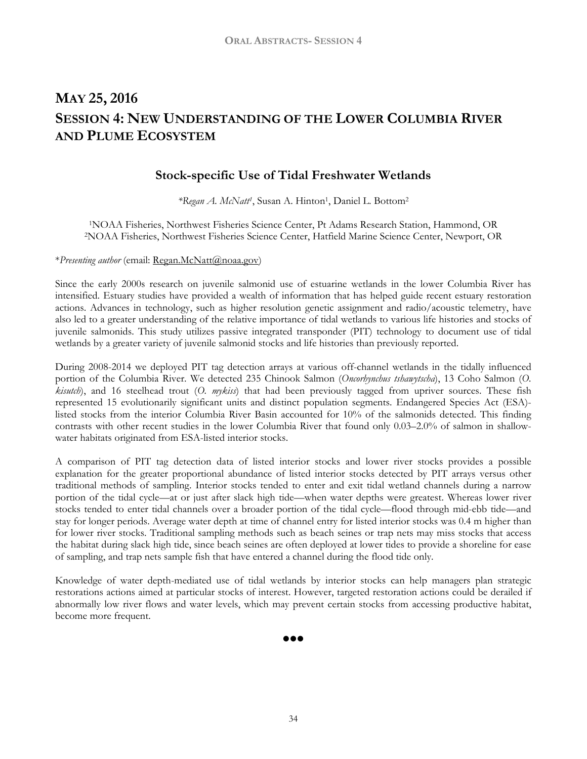# MAY 25, 2016

# SESSION 4: NEW UNDERSTANDING OF THE LOWER COLUMBIA RIVER AND PLUME ECOSYSTEM

## Stock-specific Use of Tidal Freshwater Wetlands

**Regan A. McNatt*[1], Susan A. Hinton[1], Daniel L. Bottom[2]*

[1]NOAA Fisheries, Northwest Fisheries Science Center, Pt Adams Research Station, Hammond, OR
[2]NOAA Fisheries, Northwest Fisheries Science Center, Hatfield Marine Science Center, Newport, OR

\**Presenting author* (email: Regan.McNatt@noaa.gov)

Since the early 2000s research on juvenile salmonid use of estuarine wetlands in the lower Columbia River has intensified. Estuary studies have provided a wealth of information that has helped guide recent estuary restoration actions. Advances in technology, such as higher resolution genetic assignment and radio/acoustic telemetry, have also led to a greater understanding of the relative importance of tidal wetlands to various life histories and stocks of juvenile salmonids. This study utilizes passive integrated transponder (PIT) technology to document use of tidal wetlands by a greater variety of juvenile salmonid stocks and life histories than previously reported.

During 2008-2014 we deployed PIT tag detection arrays at various off-channel wetlands in the tidally influenced portion of the Columbia River. We detected 235 Chinook Salmon (*Oncorhynchus tshawytscha*), 13 Coho Salmon (*O. kisutch*), and 16 steelhead trout (*O. mykiss*) that had been previously tagged from upriver sources. These fish represented 15 evolutionarily significant units and distinct population segments. Endangered Species Act (ESA)-listed stocks from the interior Columbia River Basin accounted for 10% of the salmonids detected. This finding contrasts with other recent studies in the lower Columbia River that found only 0.03–2.0% of salmon in shallow-water habitats originated from ESA-listed interior stocks.

A comparison of PIT tag detection data of listed interior stocks and lower river stocks provides a possible explanation for the greater proportional abundance of listed interior stocks detected by PIT arrays versus other traditional methods of sampling. Interior stocks tended to enter and exit tidal wetland channels during a narrow portion of the tidal cycle—at or just after slack high tide—when water depths were greatest. Whereas lower river stocks tended to enter tidal channels over a broader portion of the tidal cycle—flood through mid-ebb tide—and stay for longer periods. Average water depth at time of channel entry for listed interior stocks was 0.4 m higher than for lower river stocks. Traditional sampling methods such as beach seines or trap nets may miss stocks that access the habitat during slack high tide, since beach seines are often deployed at lower tides to provide a shoreline for ease of sampling, and trap nets sample fish that have entered a channel during the flood tide only.

Knowledge of water depth-mediated use of tidal wetlands by interior stocks can help managers plan strategic restorations actions aimed at particular stocks of interest. However, targeted restoration actions could be derailed if abnormally low river flows and water levels, which may prevent certain stocks from accessing productive habitat, become more frequent.

●●●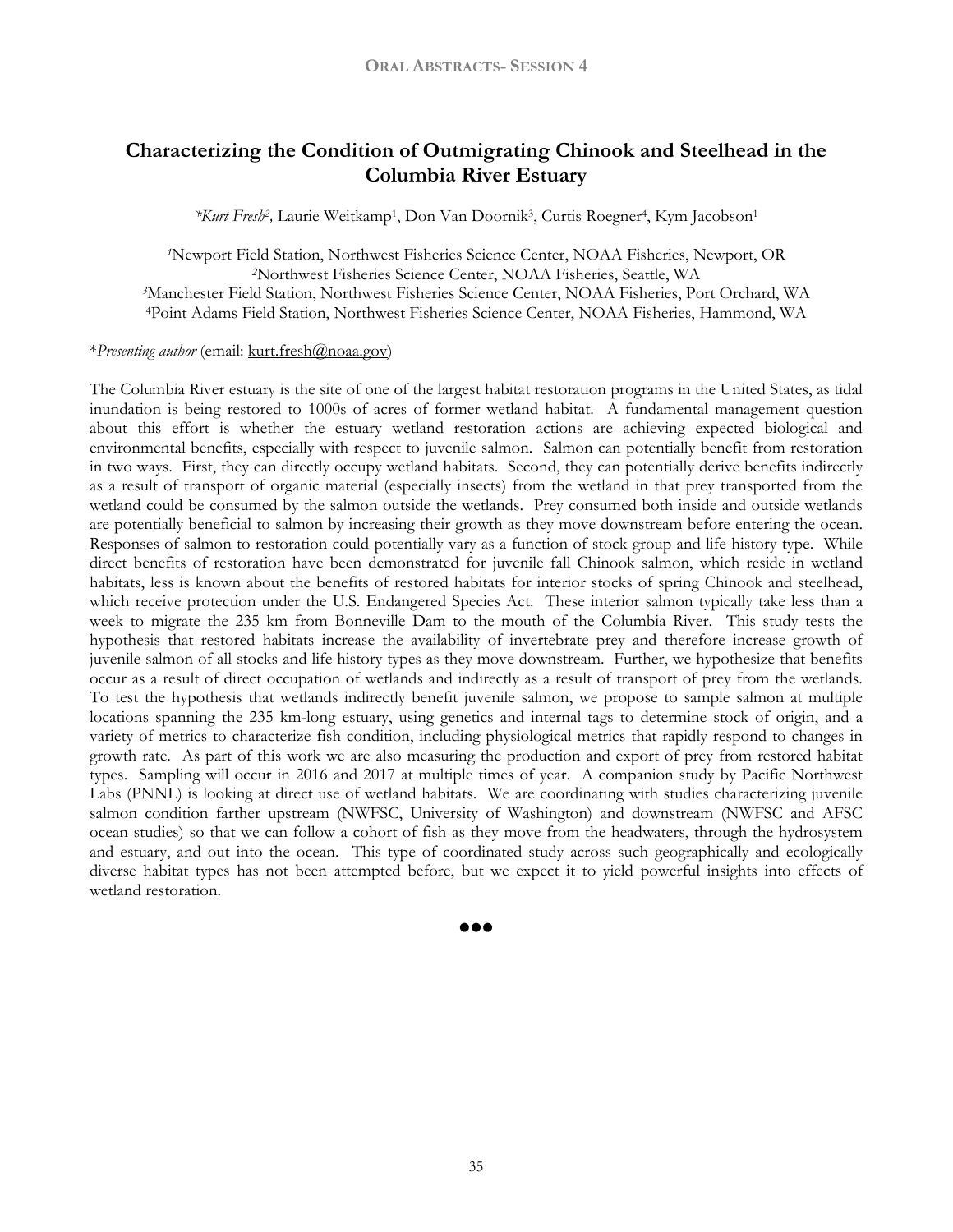## Characterizing the Condition of Outmigrating Chinook and Steelhead in the Columbia River Estuary

*Kurt Fresh*[2], Laurie Weitkamp[1], Don Van Doornik[3], Curtis Roegner[4], Kym Jacobson[1]

[1]Newport Field Station, Northwest Fisheries Science Center, NOAA Fisheries, Newport, OR
[2]Northwest Fisheries Science Center, NOAA Fisheries, Seattle, WA
[3]Manchester Field Station, Northwest Fisheries Science Center, NOAA Fisheries, Port Orchard, WA
[4]Point Adams Field Station, Northwest Fisheries Science Center, NOAA Fisheries, Hammond, WA

\**Presenting author* (email: kurt.fresh@noaa.gov)

The Columbia River estuary is the site of one of the largest habitat restoration programs in the United States, as tidal inundation is being restored to 1000s of acres of former wetland habitat. A fundamental management question about this effort is whether the estuary wetland restoration actions are achieving expected biological and environmental benefits, especially with respect to juvenile salmon. Salmon can potentially benefit from restoration in two ways. First, they can directly occupy wetland habitats. Second, they can potentially derive benefits indirectly as a result of transport of organic material (especially insects) from the wetland in that prey transported from the wetland could be consumed by the salmon outside the wetlands. Prey consumed both inside and outside wetlands are potentially beneficial to salmon by increasing their growth as they move downstream before entering the ocean. Responses of salmon to restoration could potentially vary as a function of stock group and life history type. While direct benefits of restoration have been demonstrated for juvenile fall Chinook salmon, which reside in wetland habitats, less is known about the benefits of restored habitats for interior stocks of spring Chinook and steelhead, which receive protection under the U.S. Endangered Species Act. These interior salmon typically take less than a week to migrate the 235 km from Bonneville Dam to the mouth of the Columbia River. This study tests the hypothesis that restored habitats increase the availability of invertebrate prey and therefore increase growth of juvenile salmon of all stocks and life history types as they move downstream. Further, we hypothesize that benefits occur as a result of direct occupation of wetlands and indirectly as a result of transport of prey from the wetlands. To test the hypothesis that wetlands indirectly benefit juvenile salmon, we propose to sample salmon at multiple locations spanning the 235 km-long estuary, using genetics and internal tags to determine stock of origin, and a variety of metrics to characterize fish condition, including physiological metrics that rapidly respond to changes in growth rate. As part of this work we are also measuring the production and export of prey from restored habitat types. Sampling will occur in 2016 and 2017 at multiple times of year. A companion study by Pacific Northwest Labs (PNNL) is looking at direct use of wetland habitats. We are coordinating with studies characterizing juvenile salmon condition farther upstream (NWFSC, University of Washington) and downstream (NWFSC and AFSC ocean studies) so that we can follow a cohort of fish as they move from the headwaters, through the hydrosystem and estuary, and out into the ocean. This type of coordinated study across such geographically and ecologically diverse habitat types has not been attempted before, but we expect it to yield powerful insights into effects of wetland restoration.

●●●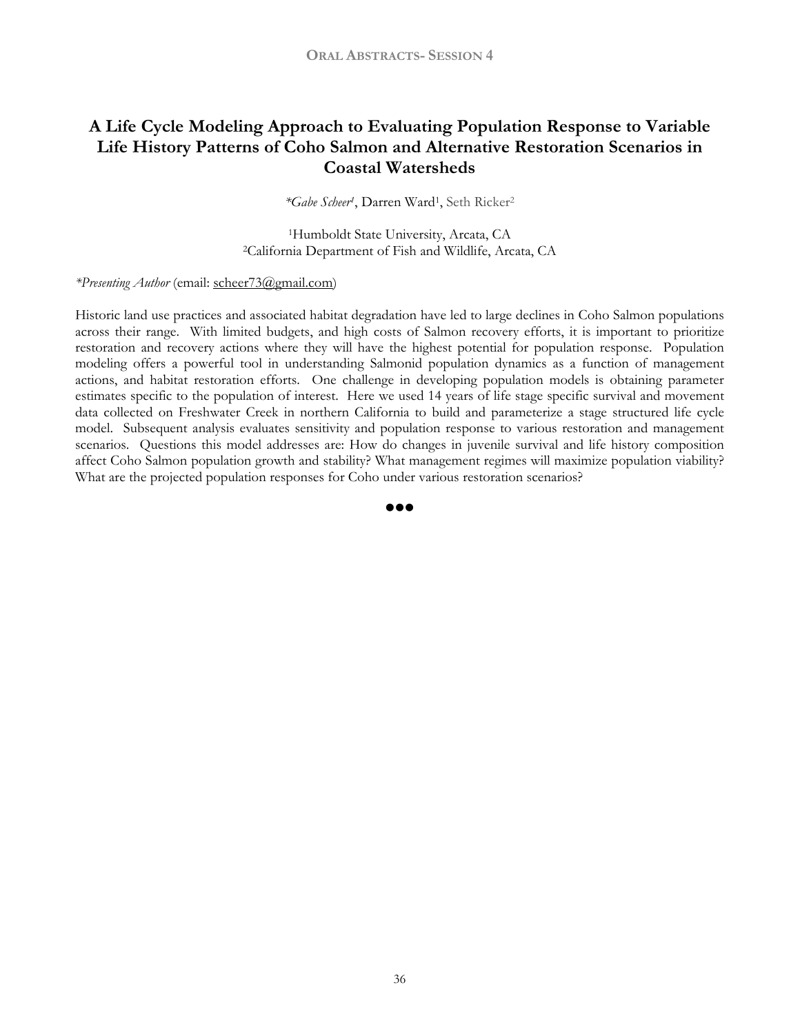# A Life Cycle Modeling Approach to Evaluating Population Response to Variable Life History Patterns of Coho Salmon and Alternative Restoration Scenarios in Coastal Watersheds

*\*Gabe Scheer*[1], Darren Ward[1], Seth Ricker[2]

[1]Humboldt State University, Arcata, CA
[2]California Department of Fish and Wildlife, Arcata, CA

*\*Presenting Author* (email: scheer73@gmail.com)

Historic land use practices and associated habitat degradation have led to large declines in Coho Salmon populations across their range. With limited budgets, and high costs of Salmon recovery efforts, it is important to prioritize restoration and recovery actions where they will have the highest potential for population response. Population modeling offers a powerful tool in understanding Salmonid population dynamics as a function of management actions, and habitat restoration efforts. One challenge in developing population models is obtaining parameter estimates specific to the population of interest. Here we used 14 years of life stage specific survival and movement data collected on Freshwater Creek in northern California to build and parameterize a stage structured life cycle model. Subsequent analysis evaluates sensitivity and population response to various restoration and management scenarios. Questions this model addresses are: How do changes in juvenile survival and life history composition affect Coho Salmon population growth and stability? What management regimes will maximize population viability? What are the projected population responses for Coho under various restoration scenarios?

●●●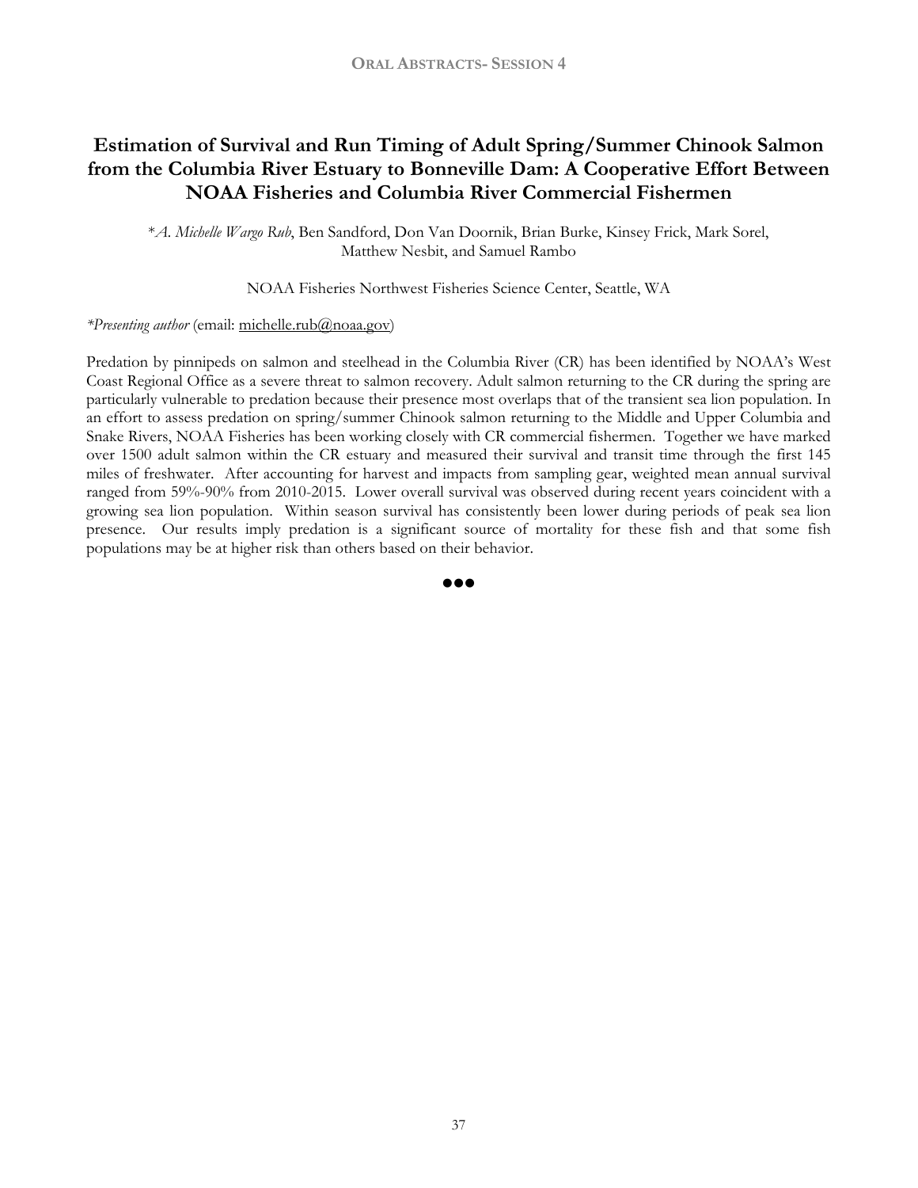# Estimation of Survival and Run Timing of Adult Spring/Summer Chinook Salmon from the Columbia River Estuary to Bonneville Dam: A Cooperative Effort Between NOAA Fisheries and Columbia River Commercial Fishermen

*\*A. Michelle Wargo Rub*, Ben Sandford, Don Van Doornik, Brian Burke, Kinsey Frick, Mark Sorel, Matthew Nesbit, and Samuel Rambo

NOAA Fisheries Northwest Fisheries Science Center, Seattle, WA

*\*Presenting author* (email: michelle.rub@noaa.gov)

Predation by pinnipeds on salmon and steelhead in the Columbia River (CR) has been identified by NOAA's West Coast Regional Office as a severe threat to salmon recovery. Adult salmon returning to the CR during the spring are particularly vulnerable to predation because their presence most overlaps that of the transient sea lion population. In an effort to assess predation on spring/summer Chinook salmon returning to the Middle and Upper Columbia and Snake Rivers, NOAA Fisheries has been working closely with CR commercial fishermen. Together we have marked over 1500 adult salmon within the CR estuary and measured their survival and transit time through the first 145 miles of freshwater. After accounting for harvest and impacts from sampling gear, weighted mean annual survival ranged from 59%-90% from 2010-2015. Lower overall survival was observed during recent years coincident with a growing sea lion population. Within season survival has consistently been lower during periods of peak sea lion presence. Our results imply predation is a significant source of mortality for these fish and that some fish populations may be at higher risk than others based on their behavior.

●●●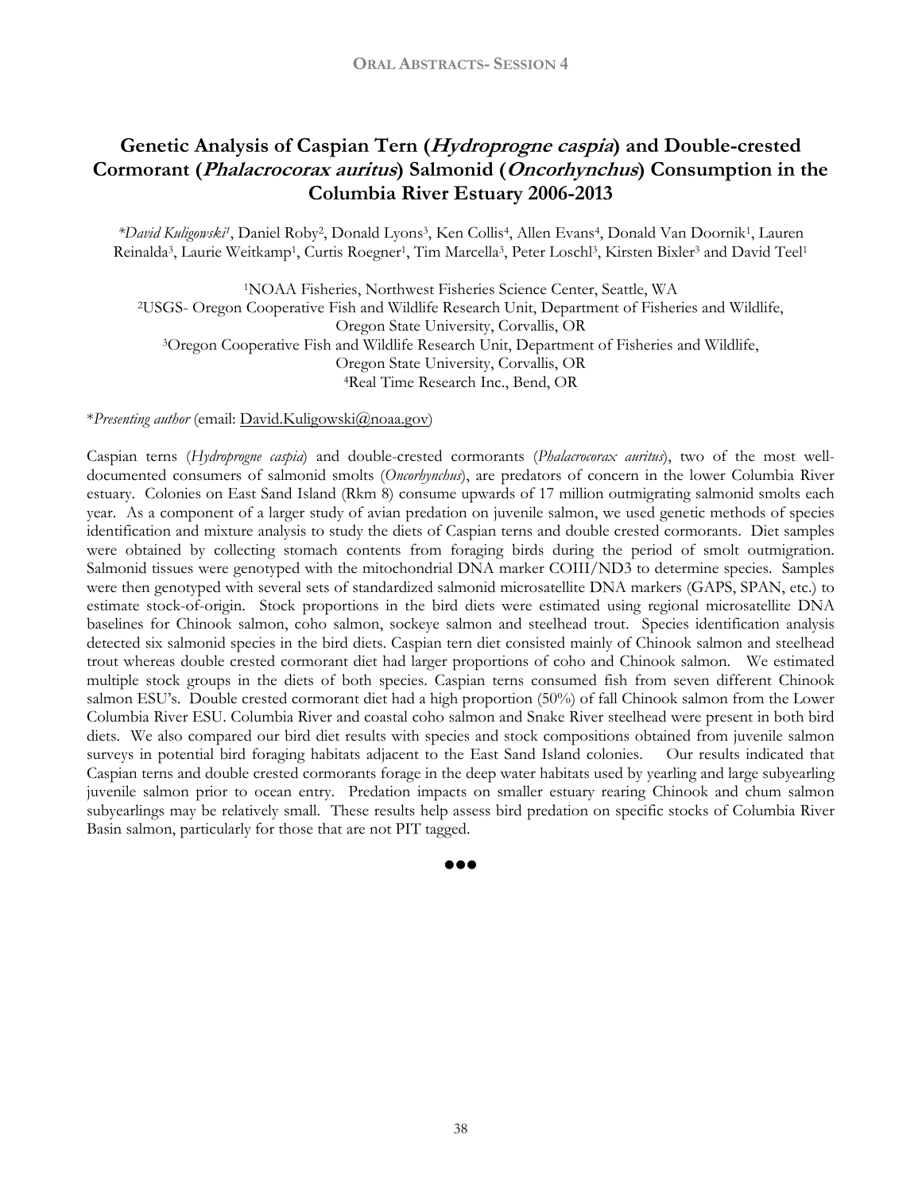# Genetic Analysis of Caspian Tern (*Hydroprogne caspia*) and Double-crested Cormorant (*Phalacrocorax auritus*) Salmonid (*Oncorhynchus*) Consumption in the Columbia River Estuary 2006-2013

*\*David Kuligowski*[1], Daniel Roby[2], Donald Lyons[3], Ken Collis[4], Allen Evans[4], Donald Van Doornik[1], Lauren Reinalda[3], Laurie Weitkamp[1], Curtis Roegner[1], Tim Marcella[3], Peter Loschl[3], Kirsten Bixler[3] and David Teel[1]

[1]NOAA Fisheries, Northwest Fisheries Science Center, Seattle, WA
[2]USGS- Oregon Cooperative Fish and Wildlife Research Unit, Department of Fisheries and Wildlife, Oregon State University, Corvallis, OR
[3]Oregon Cooperative Fish and Wildlife Research Unit, Department of Fisheries and Wildlife, Oregon State University, Corvallis, OR
[4]Real Time Research Inc., Bend, OR

\**Presenting author* (email: David.Kuligowski@noaa.gov)

Caspian terns (*Hydroprogne caspia*) and double-crested cormorants (*Phalacrocorax auritus*), two of the most well-documented consumers of salmonid smolts (*Oncorhynchus*), are predators of concern in the lower Columbia River estuary. Colonies on East Sand Island (Rkm 8) consume upwards of 17 million outmigrating salmonid smolts each year. As a component of a larger study of avian predation on juvenile salmon, we used genetic methods of species identification and mixture analysis to study the diets of Caspian terns and double crested cormorants. Diet samples were obtained by collecting stomach contents from foraging birds during the period of smolt outmigration. Salmonid tissues were genotyped with the mitochondrial DNA marker COIII/ND3 to determine species. Samples were then genotyped with several sets of standardized salmonid microsatellite DNA markers (GAPS, SPAN, etc.) to estimate stock-of-origin. Stock proportions in the bird diets were estimated using regional microsatellite DNA baselines for Chinook salmon, coho salmon, sockeye salmon and steelhead trout. Species identification analysis detected six salmonid species in the bird diets. Caspian tern diet consisted mainly of Chinook salmon and steelhead trout whereas double crested cormorant diet had larger proportions of coho and Chinook salmon. We estimated multiple stock groups in the diets of both species. Caspian terns consumed fish from seven different Chinook salmon ESU's. Double crested cormorant diet had a high proportion (50%) of fall Chinook salmon from the Lower Columbia River ESU. Columbia River and coastal coho salmon and Snake River steelhead were present in both bird diets. We also compared our bird diet results with species and stock compositions obtained from juvenile salmon surveys in potential bird foraging habitats adjacent to the East Sand Island colonies. Our results indicated that Caspian terns and double crested cormorants forage in the deep water habitats used by yearling and large subyearling juvenile salmon prior to ocean entry. Predation impacts on smaller estuary rearing Chinook and chum salmon subyearlings may be relatively small. These results help assess bird predation on specific stocks of Columbia River Basin salmon, particularly for those that are not PIT tagged.

●●●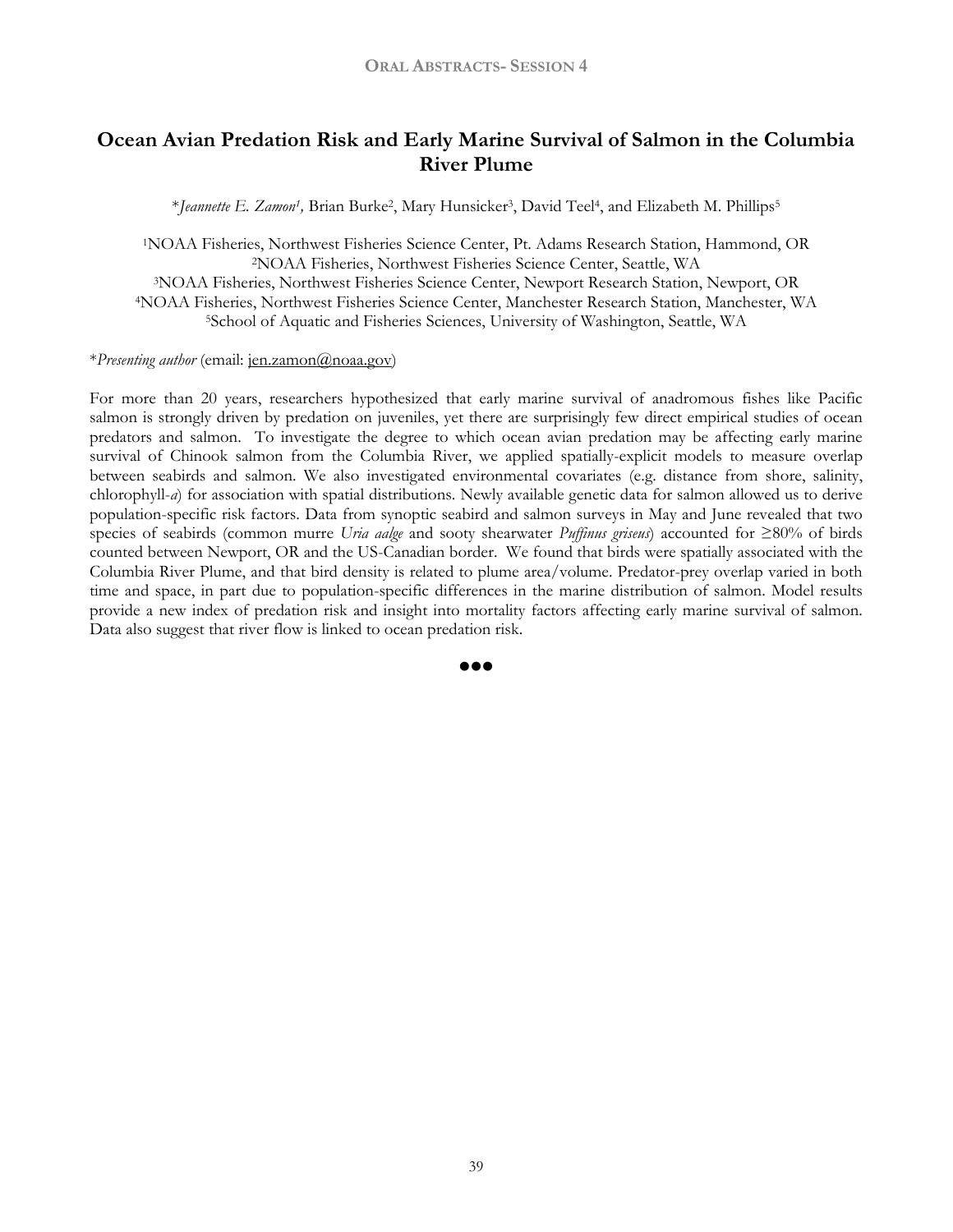## Ocean Avian Predation Risk and Early Marine Survival of Salmon in the Columbia River Plume

\**Jeannette E. Zamon*[1], Brian Burke[2], Mary Hunsicker[3], David Teel[4], and Elizabeth M. Phillips[5]

[1]NOAA Fisheries, Northwest Fisheries Science Center, Pt. Adams Research Station, Hammond, OR
[2]NOAA Fisheries, Northwest Fisheries Science Center, Seattle, WA
[3]NOAA Fisheries, Northwest Fisheries Science Center, Newport Research Station, Newport, OR
[4]NOAA Fisheries, Northwest Fisheries Science Center, Manchester Research Station, Manchester, WA
[5]School of Aquatic and Fisheries Sciences, University of Washington, Seattle, WA

\**Presenting author* (email: jen.zamon@noaa.gov)

For more than 20 years, researchers hypothesized that early marine survival of anadromous fishes like Pacific salmon is strongly driven by predation on juveniles, yet there are surprisingly few direct empirical studies of ocean predators and salmon. To investigate the degree to which ocean avian predation may be affecting early marine survival of Chinook salmon from the Columbia River, we applied spatially-explicit models to measure overlap between seabirds and salmon. We also investigated environmental covariates (e.g. distance from shore, salinity, chlorophyll-*a*) for association with spatial distributions. Newly available genetic data for salmon allowed us to derive population-specific risk factors. Data from synoptic seabird and salmon surveys in May and June revealed that two species of seabirds (common murre *Uria aalge* and sooty shearwater *Puffinus griseus*) accounted for ≥80% of birds counted between Newport, OR and the US-Canadian border. We found that birds were spatially associated with the Columbia River Plume, and that bird density is related to plume area/volume. Predator-prey overlap varied in both time and space, in part due to population-specific differences in the marine distribution of salmon. Model results provide a new index of predation risk and insight into mortality factors affecting early marine survival of salmon. Data also suggest that river flow is linked to ocean predation risk.

●●●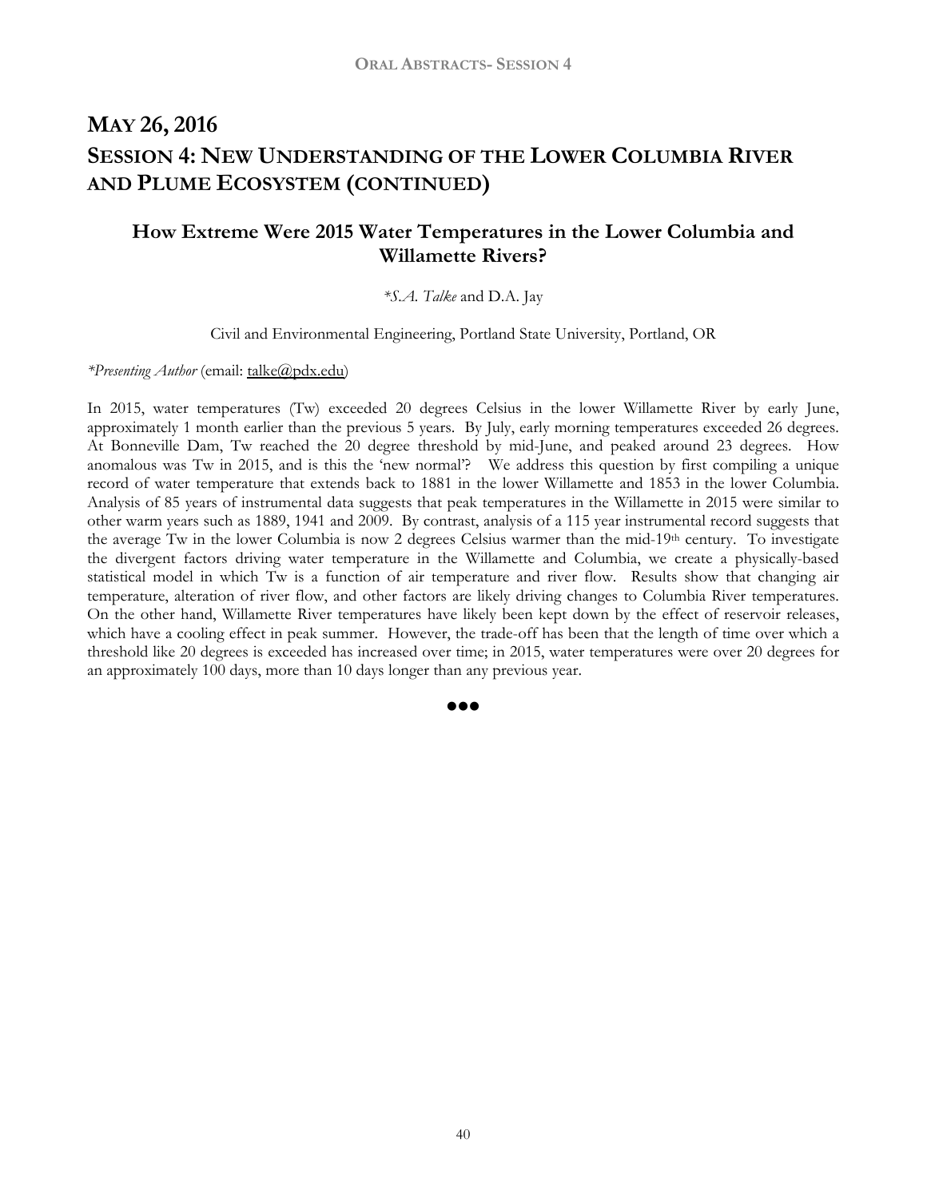# May 26, 2016

# Session 4: New Understanding of the Lower Columbia River and Plume Ecosystem (continued)

## How Extreme Were 2015 Water Temperatures in the Lower Columbia and Willamette Rivers?

\**S.A. Talke* and D.A. Jay

Civil and Environmental Engineering, Portland State University, Portland, OR

\**Presenting Author* (email: talke@pdx.edu)

In 2015, water temperatures (Tw) exceeded 20 degrees Celsius in the lower Willamette River by early June, approximately 1 month earlier than the previous 5 years. By July, early morning temperatures exceeded 26 degrees. At Bonneville Dam, Tw reached the 20 degree threshold by mid-June, and peaked around 23 degrees. How anomalous was Tw in 2015, and is this the 'new normal'? We address this question by first compiling a unique record of water temperature that extends back to 1881 in the lower Willamette and 1853 in the lower Columbia. Analysis of 85 years of instrumental data suggests that peak temperatures in the Willamette in 2015 were similar to other warm years such as 1889, 1941 and 2009. By contrast, analysis of a 115 year instrumental record suggests that the average Tw in the lower Columbia is now 2 degrees Celsius warmer than the mid-19th century. To investigate the divergent factors driving water temperature in the Willamette and Columbia, we create a physically-based statistical model in which Tw is a function of air temperature and river flow. Results show that changing air temperature, alteration of river flow, and other factors are likely driving changes to Columbia River temperatures. On the other hand, Willamette River temperatures have likely been kept down by the effect of reservoir releases, which have a cooling effect in peak summer. However, the trade-off has been that the length of time over which a threshold like 20 degrees is exceeded has increased over time; in 2015, water temperatures were over 20 degrees for an approximately 100 days, more than 10 days longer than any previous year.

●●●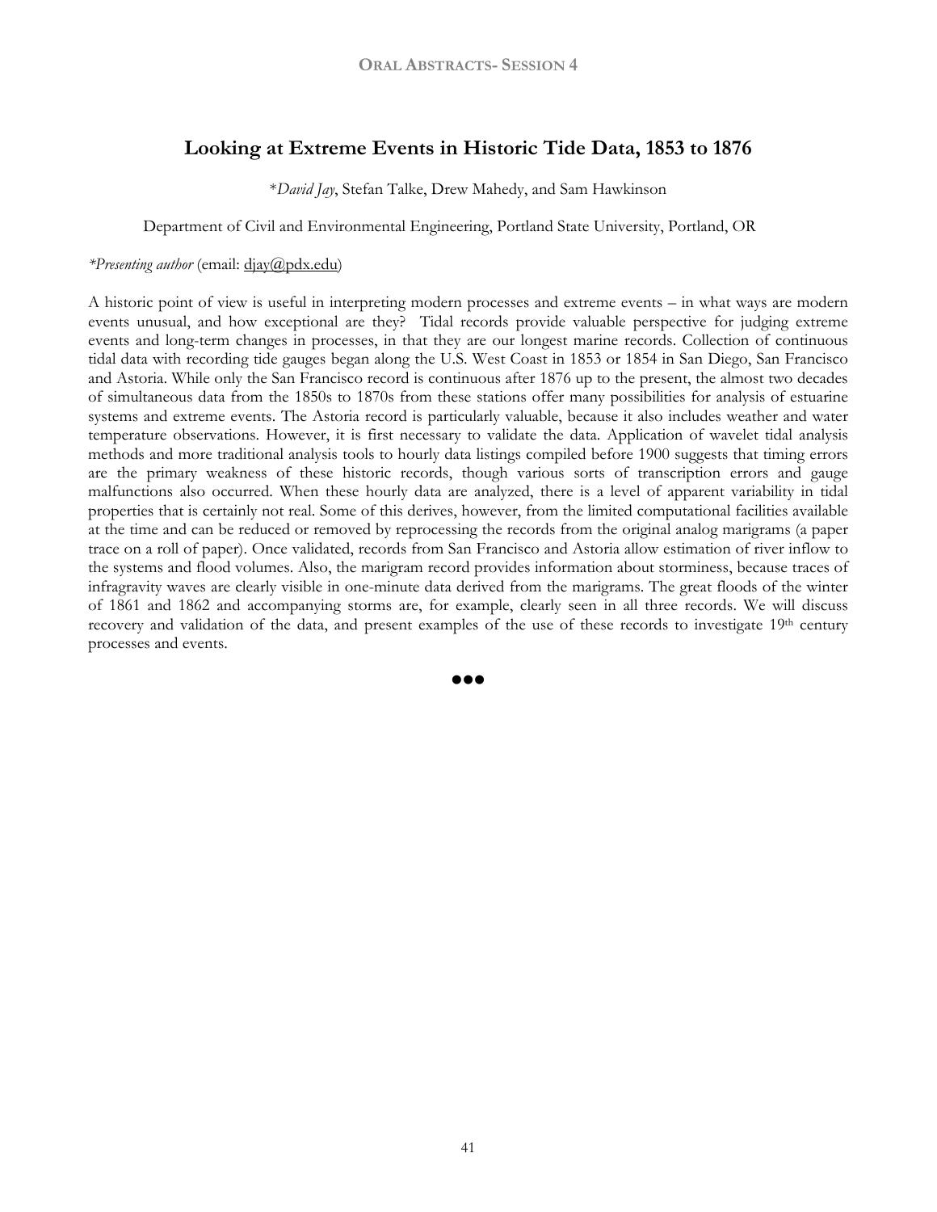# Looking at Extreme Events in Historic Tide Data, 1853 to 1876

*\*David Jay*, Stefan Talke, Drew Mahedy, and Sam Hawkinson

Department of Civil and Environmental Engineering, Portland State University, Portland, OR

*\*Presenting author* (email: djay@pdx.edu)

A historic point of view is useful in interpreting modern processes and extreme events – in what ways are modern events unusual, and how exceptional are they? Tidal records provide valuable perspective for judging extreme events and long-term changes in processes, in that they are our longest marine records. Collection of continuous tidal data with recording tide gauges began along the U.S. West Coast in 1853 or 1854 in San Diego, San Francisco and Astoria. While only the San Francisco record is continuous after 1876 up to the present, the almost two decades of simultaneous data from the 1850s to 1870s from these stations offer many possibilities for analysis of estuarine systems and extreme events. The Astoria record is particularly valuable, because it also includes weather and water temperature observations. However, it is first necessary to validate the data. Application of wavelet tidal analysis methods and more traditional analysis tools to hourly data listings compiled before 1900 suggests that timing errors are the primary weakness of these historic records, though various sorts of transcription errors and gauge malfunctions also occurred. When these hourly data are analyzed, there is a level of apparent variability in tidal properties that is certainly not real. Some of this derives, however, from the limited computational facilities available at the time and can be reduced or removed by reprocessing the records from the original analog marigrams (a paper trace on a roll of paper). Once validated, records from San Francisco and Astoria allow estimation of river inflow to the systems and flood volumes. Also, the marigram record provides information about storminess, because traces of infragravity waves are clearly visible in one-minute data derived from the marigrams. The great floods of the winter of 1861 and 1862 and accompanying storms are, for example, clearly seen in all three records. We will discuss recovery and validation of the data, and present examples of the use of these records to investigate 19th century processes and events.

●●●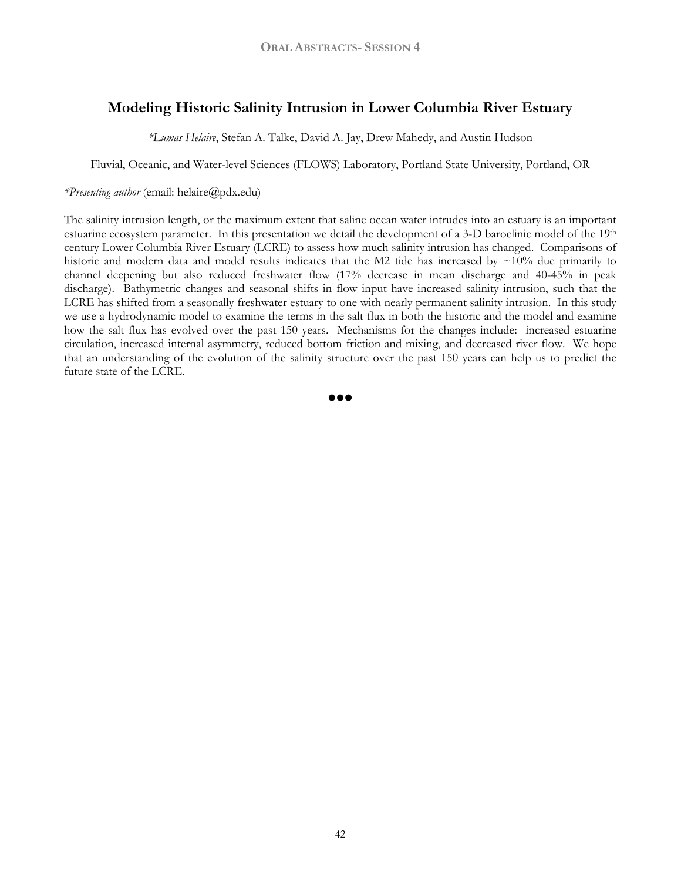## Modeling Historic Salinity Intrusion in Lower Columbia River Estuary

*\*Lumas Helaire*, Stefan A. Talke, David A. Jay, Drew Mahedy, and Austin Hudson

Fluvial, Oceanic, and Water-level Sciences (FLOWS) Laboratory, Portland State University, Portland, OR

*\*Presenting author* (email: helaire@pdx.edu)

The salinity intrusion length, or the maximum extent that saline ocean water intrudes into an estuary is an important estuarine ecosystem parameter. In this presentation we detail the development of a 3-D baroclinic model of the 19th century Lower Columbia River Estuary (LCRE) to assess how much salinity intrusion has changed. Comparisons of historic and modern data and model results indicates that the M2 tide has increased by ~10% due primarily to channel deepening but also reduced freshwater flow (17% decrease in mean discharge and 40-45% in peak discharge). Bathymetric changes and seasonal shifts in flow input have increased salinity intrusion, such that the LCRE has shifted from a seasonally freshwater estuary to one with nearly permanent salinity intrusion. In this study we use a hydrodynamic model to examine the terms in the salt flux in both the historic and the model and examine how the salt flux has evolved over the past 150 years. Mechanisms for the changes include: increased estuarine circulation, increased internal asymmetry, reduced bottom friction and mixing, and decreased river flow. We hope that an understanding of the evolution of the salinity structure over the past 150 years can help us to predict the future state of the LCRE.

●●●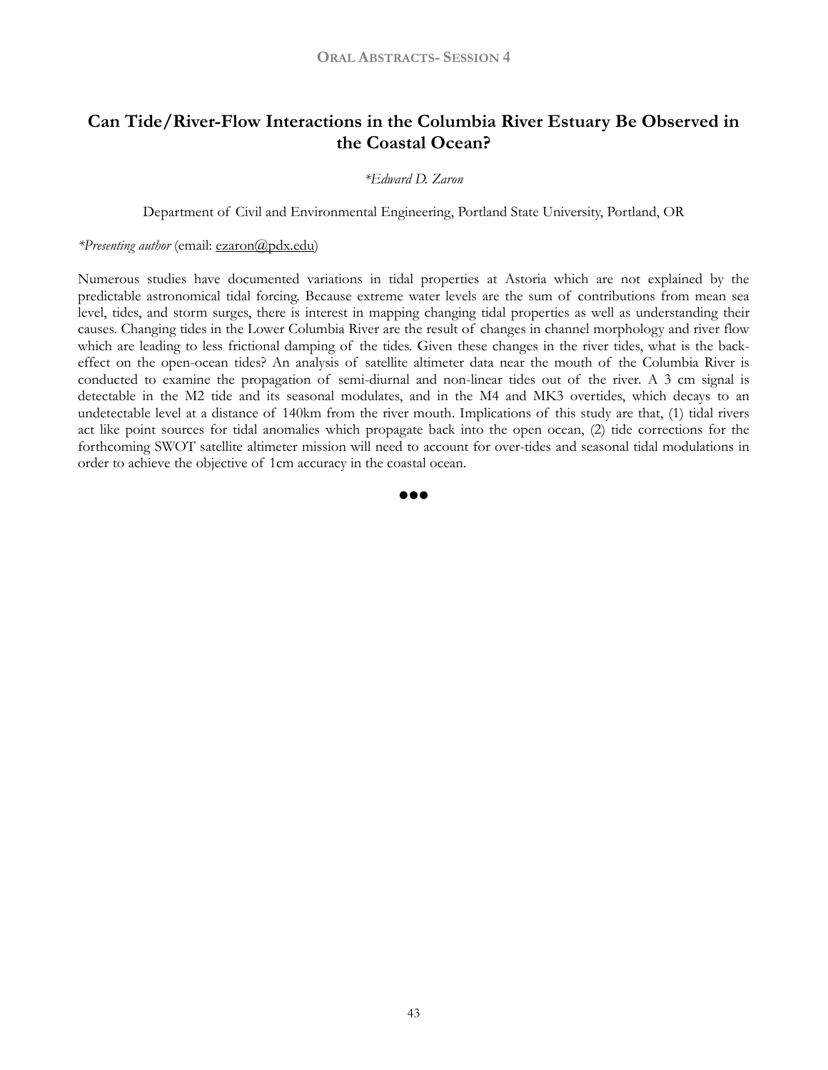# Can Tide/River-Flow Interactions in the Columbia River Estuary Be Observed in the Coastal Ocean?

*\*Edward D. Zaron*

Department of Civil and Environmental Engineering, Portland State University, Portland, OR

*\*Presenting author* (email: ezaron@pdx.edu)

Numerous studies have documented variations in tidal properties at Astoria which are not explained by the predictable astronomical tidal forcing. Because extreme water levels are the sum of contributions from mean sea level, tides, and storm surges, there is interest in mapping changing tidal properties as well as understanding their causes. Changing tides in the Lower Columbia River are the result of changes in channel morphology and river flow which are leading to less frictional damping of the tides. Given these changes in the river tides, what is the back-effect on the open-ocean tides? An analysis of satellite altimeter data near the mouth of the Columbia River is conducted to examine the propagation of semi-diurnal and non-linear tides out of the river. A 3 cm signal is detectable in the M2 tide and its seasonal modulates, and in the M4 and MK3 overtides, which decays to an undetectable level at a distance of 140km from the river mouth. Implications of this study are that, (1) tidal rivers act like point sources for tidal anomalies which propagate back into the open ocean, (2) tide corrections for the forthcoming SWOT satellite altimeter mission will need to account for over-tides and seasonal tidal modulations in order to achieve the objective of 1cm accuracy in the coastal ocean.

●●●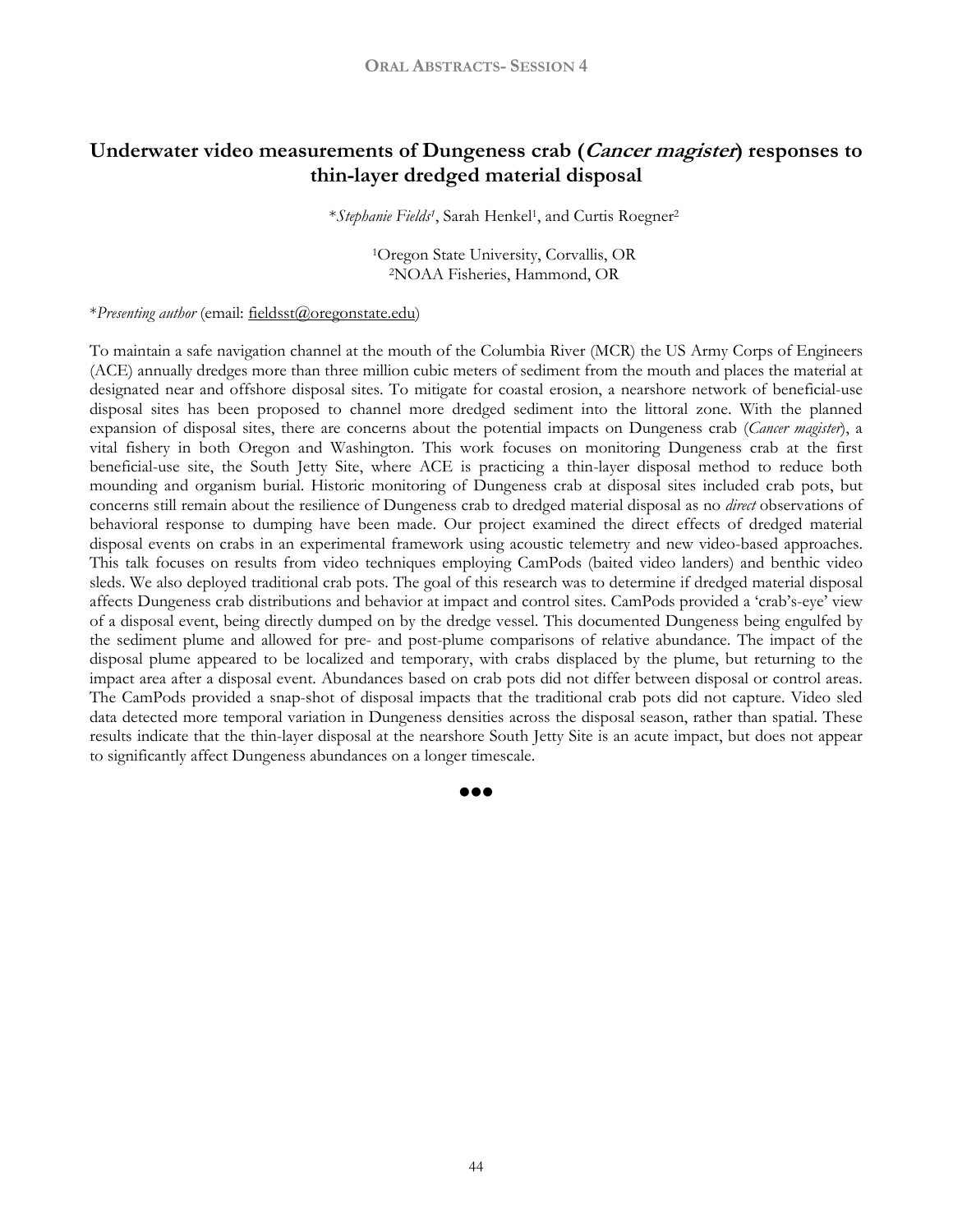# Underwater video measurements of Dungeness crab (*Cancer magister*) responses to thin-layer dredged material disposal

\**Stephanie Fields*[1], Sarah Henkel[1], and Curtis Roegner[2]

[1]Oregon State University, Corvallis, OR
[2]NOAA Fisheries, Hammond, OR

\**Presenting author* (email: fieldsst@oregonstate.edu)

To maintain a safe navigation channel at the mouth of the Columbia River (MCR) the US Army Corps of Engineers (ACE) annually dredges more than three million cubic meters of sediment from the mouth and places the material at designated near and offshore disposal sites. To mitigate for coastal erosion, a nearshore network of beneficial-use disposal sites has been proposed to channel more dredged sediment into the littoral zone. With the planned expansion of disposal sites, there are concerns about the potential impacts on Dungeness crab (*Cancer magister*), a vital fishery in both Oregon and Washington. This work focuses on monitoring Dungeness crab at the first beneficial-use site, the South Jetty Site, where ACE is practicing a thin-layer disposal method to reduce both mounding and organism burial. Historic monitoring of Dungeness crab at disposal sites included crab pots, but concerns still remain about the resilience of Dungeness crab to dredged material disposal as no *direct* observations of behavioral response to dumping have been made. Our project examined the direct effects of dredged material disposal events on crabs in an experimental framework using acoustic telemetry and new video-based approaches. This talk focuses on results from video techniques employing CamPods (baited video landers) and benthic video sleds. We also deployed traditional crab pots. The goal of this research was to determine if dredged material disposal affects Dungeness crab distributions and behavior at impact and control sites. CamPods provided a 'crab's-eye' view of a disposal event, being directly dumped on by the dredge vessel. This documented Dungeness being engulfed by the sediment plume and allowed for pre- and post-plume comparisons of relative abundance. The impact of the disposal plume appeared to be localized and temporary, with crabs displaced by the plume, but returning to the impact area after a disposal event. Abundances based on crab pots did not differ between disposal or control areas. The CamPods provided a snap-shot of disposal impacts that the traditional crab pots did not capture. Video sled data detected more temporal variation in Dungeness densities across the disposal season, rather than spatial. These results indicate that the thin-layer disposal at the nearshore South Jetty Site is an acute impact, but does not appear to significantly affect Dungeness abundances on a longer timescale.

●●●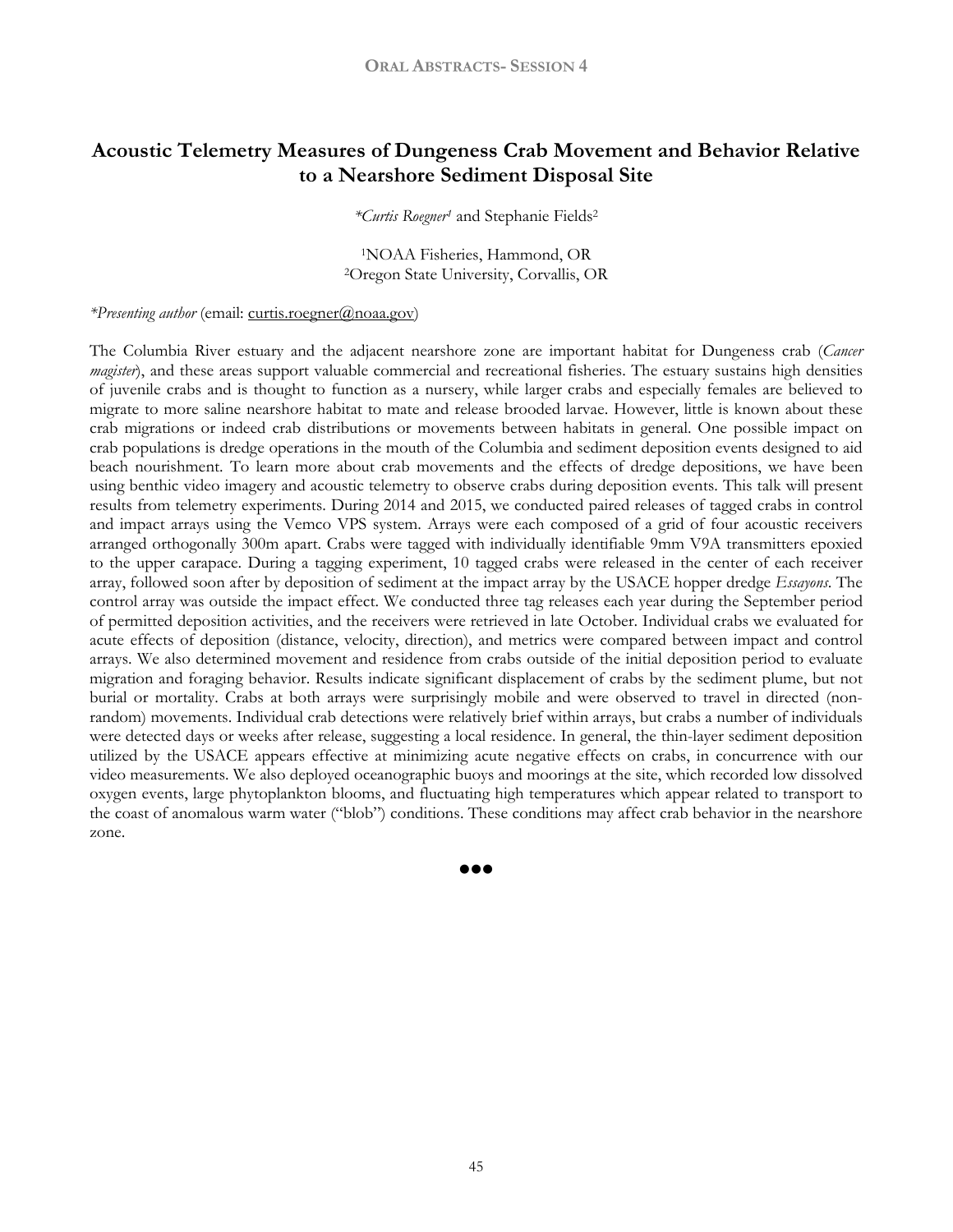# Acoustic Telemetry Measures of Dungeness Crab Movement and Behavior Relative to a Nearshore Sediment Disposal Site

*\*Curtis Roegner*[1] and Stephanie Fields[2]

[1]NOAA Fisheries, Hammond, OR
[2]Oregon State University, Corvallis, OR

*\*Presenting author* (email: curtis.roegner@noaa.gov)

The Columbia River estuary and the adjacent nearshore zone are important habitat for Dungeness crab (*Cancer magister*), and these areas support valuable commercial and recreational fisheries. The estuary sustains high densities of juvenile crabs and is thought to function as a nursery, while larger crabs and especially females are believed to migrate to more saline nearshore habitat to mate and release brooded larvae. However, little is known about these crab migrations or indeed crab distributions or movements between habitats in general. One possible impact on crab populations is dredge operations in the mouth of the Columbia and sediment deposition events designed to aid beach nourishment. To learn more about crab movements and the effects of dredge depositions, we have been using benthic video imagery and acoustic telemetry to observe crabs during deposition events. This talk will present results from telemetry experiments. During 2014 and 2015, we conducted paired releases of tagged crabs in control and impact arrays using the Vemco VPS system. Arrays were each composed of a grid of four acoustic receivers arranged orthogonally 300m apart. Crabs were tagged with individually identifiable 9mm V9A transmitters epoxied to the upper carapace. During a tagging experiment, 10 tagged crabs were released in the center of each receiver array, followed soon after by deposition of sediment at the impact array by the USACE hopper dredge *Essayons*. The control array was outside the impact effect. We conducted three tag releases each year during the September period of permitted deposition activities, and the receivers were retrieved in late October. Individual crabs we evaluated for acute effects of deposition (distance, velocity, direction), and metrics were compared between impact and control arrays. We also determined movement and residence from crabs outside of the initial deposition period to evaluate migration and foraging behavior. Results indicate significant displacement of crabs by the sediment plume, but not burial or mortality. Crabs at both arrays were surprisingly mobile and were observed to travel in directed (non-random) movements. Individual crab detections were relatively brief within arrays, but crabs a number of individuals were detected days or weeks after release, suggesting a local residence. In general, the thin-layer sediment deposition utilized by the USACE appears effective at minimizing acute negative effects on crabs, in concurrence with our video measurements. We also deployed oceanographic buoys and moorings at the site, which recorded low dissolved oxygen events, large phytoplankton blooms, and fluctuating high temperatures which appear related to transport to the coast of anomalous warm water ("blob") conditions. These conditions may affect crab behavior in the nearshore zone.

●●●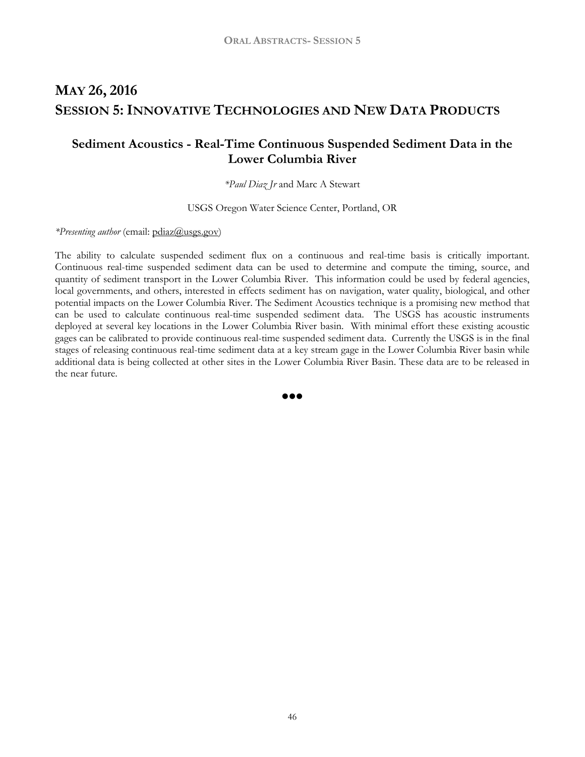# May 26, 2016

# Session 5: Innovative Technologies and New Data Products

## Sediment Acoustics - Real-Time Continuous Suspended Sediment Data in the Lower Columbia River

*\*Paul Diaz Jr* and Marc A Stewart

USGS Oregon Water Science Center, Portland, OR

*\*Presenting author* (email: pdiaz@usgs.gov)

The ability to calculate suspended sediment flux on a continuous and real-time basis is critically important. Continuous real-time suspended sediment data can be used to determine and compute the timing, source, and quantity of sediment transport in the Lower Columbia River. This information could be used by federal agencies, local governments, and others, interested in effects sediment has on navigation, water quality, biological, and other potential impacts on the Lower Columbia River. The Sediment Acoustics technique is a promising new method that can be used to calculate continuous real-time suspended sediment data. The USGS has acoustic instruments deployed at several key locations in the Lower Columbia River basin. With minimal effort these existing acoustic gages can be calibrated to provide continuous real-time suspended sediment data. Currently the USGS is in the final stages of releasing continuous real-time sediment data at a key stream gage in the Lower Columbia River basin while additional data is being collected at other sites in the Lower Columbia River Basin. These data are to be released in the near future.

●●●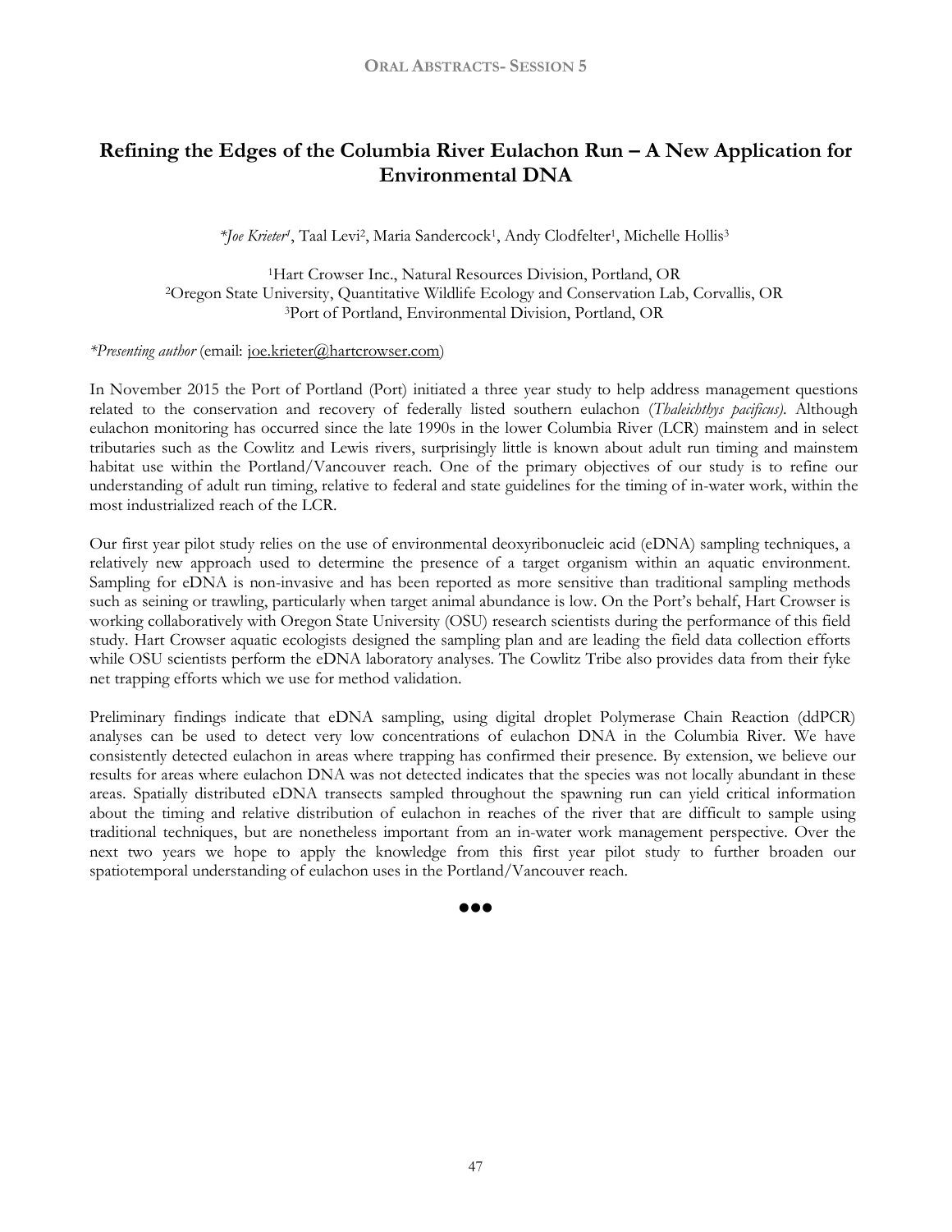# Refining the Edges of the Columbia River Eulachon Run – A New Application for Environmental DNA

*\*Joe Krieter[1]*, Taal Levi[2], Maria Sandercock[1], Andy Clodfelter[1], Michelle Hollis[3]

[1]Hart Crowser Inc., Natural Resources Division, Portland, OR
[2]Oregon State University, Quantitative Wildlife Ecology and Conservation Lab, Corvallis, OR
[3]Port of Portland, Environmental Division, Portland, OR

*\*Presenting author* (email: joe.krieter@hartcrowser.com)

In November 2015 the Port of Portland (Port) initiated a three year study to help address management questions related to the conservation and recovery of federally listed southern eulachon (*Thaleichthys pacificus).* Although eulachon monitoring has occurred since the late 1990s in the lower Columbia River (LCR) mainstem and in select tributaries such as the Cowlitz and Lewis rivers, surprisingly little is known about adult run timing and mainstem habitat use within the Portland/Vancouver reach. One of the primary objectives of our study is to refine our understanding of adult run timing, relative to federal and state guidelines for the timing of in-water work, within the most industrialized reach of the LCR.

Our first year pilot study relies on the use of environmental deoxyribonucleic acid (eDNA) sampling techniques, a relatively new approach used to determine the presence of a target organism within an aquatic environment. Sampling for eDNA is non-invasive and has been reported as more sensitive than traditional sampling methods such as seining or trawling, particularly when target animal abundance is low. On the Port's behalf, Hart Crowser is working collaboratively with Oregon State University (OSU) research scientists during the performance of this field study. Hart Crowser aquatic ecologists designed the sampling plan and are leading the field data collection efforts while OSU scientists perform the eDNA laboratory analyses. The Cowlitz Tribe also provides data from their fyke net trapping efforts which we use for method validation.

Preliminary findings indicate that eDNA sampling, using digital droplet Polymerase Chain Reaction (ddPCR) analyses can be used to detect very low concentrations of eulachon DNA in the Columbia River. We have consistently detected eulachon in areas where trapping has confirmed their presence. By extension, we believe our results for areas where eulachon DNA was not detected indicates that the species was not locally abundant in these areas. Spatially distributed eDNA transects sampled throughout the spawning run can yield critical information about the timing and relative distribution of eulachon in reaches of the river that are difficult to sample using traditional techniques, but are nonetheless important from an in-water work management perspective. Over the next two years we hope to apply the knowledge from this first year pilot study to further broaden our spatiotemporal understanding of eulachon uses in the Portland/Vancouver reach.

●●●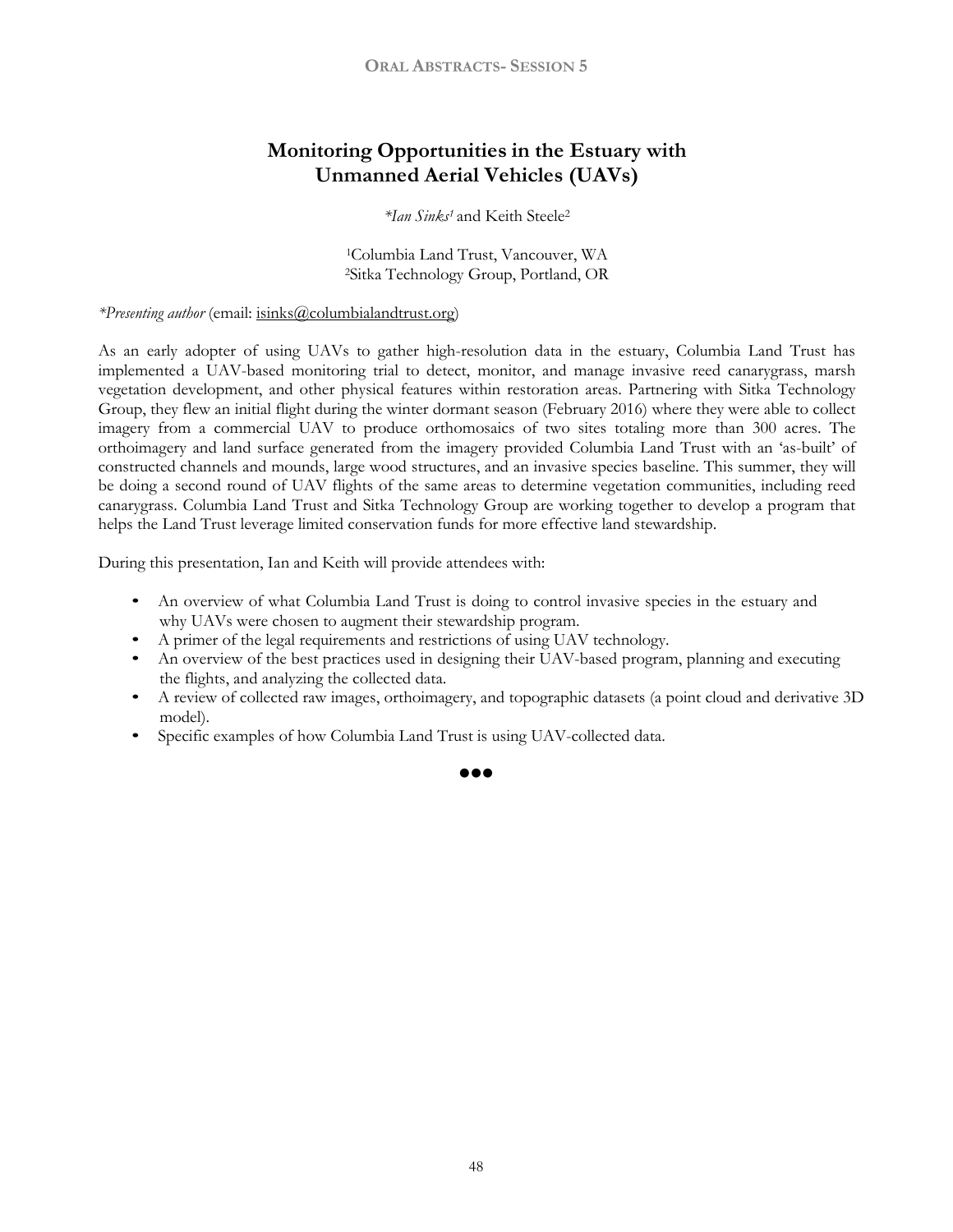# Monitoring Opportunities in the Estuary with Unmanned Aerial Vehicles (UAVs)

*\*Ian Sinks*[1] and Keith Steele[2]

[1]Columbia Land Trust, Vancouver, WA
[2]Sitka Technology Group, Portland, OR

*\*Presenting author* (email: isinks@columbialandtrust.org)

As an early adopter of using UAVs to gather high-resolution data in the estuary, Columbia Land Trust has implemented a UAV-based monitoring trial to detect, monitor, and manage invasive reed canarygrass, marsh vegetation development, and other physical features within restoration areas. Partnering with Sitka Technology Group, they flew an initial flight during the winter dormant season (February 2016) where they were able to collect imagery from a commercial UAV to produce orthomosaics of two sites totaling more than 300 acres. The orthoimagery and land surface generated from the imagery provided Columbia Land Trust with an 'as-built' of constructed channels and mounds, large wood structures, and an invasive species baseline. This summer, they will be doing a second round of UAV flights of the same areas to determine vegetation communities, including reed canarygrass. Columbia Land Trust and Sitka Technology Group are working together to develop a program that helps the Land Trust leverage limited conservation funds for more effective land stewardship.

During this presentation, Ian and Keith will provide attendees with:

- An overview of what Columbia Land Trust is doing to control invasive species in the estuary and why UAVs were chosen to augment their stewardship program.
- A primer of the legal requirements and restrictions of using UAV technology.
- An overview of the best practices used in designing their UAV-based program, planning and executing the flights, and analyzing the collected data.
- A review of collected raw images, orthoimagery, and topographic datasets (a point cloud and derivative 3D model).
- Specific examples of how Columbia Land Trust is using UAV-collected data.

●●●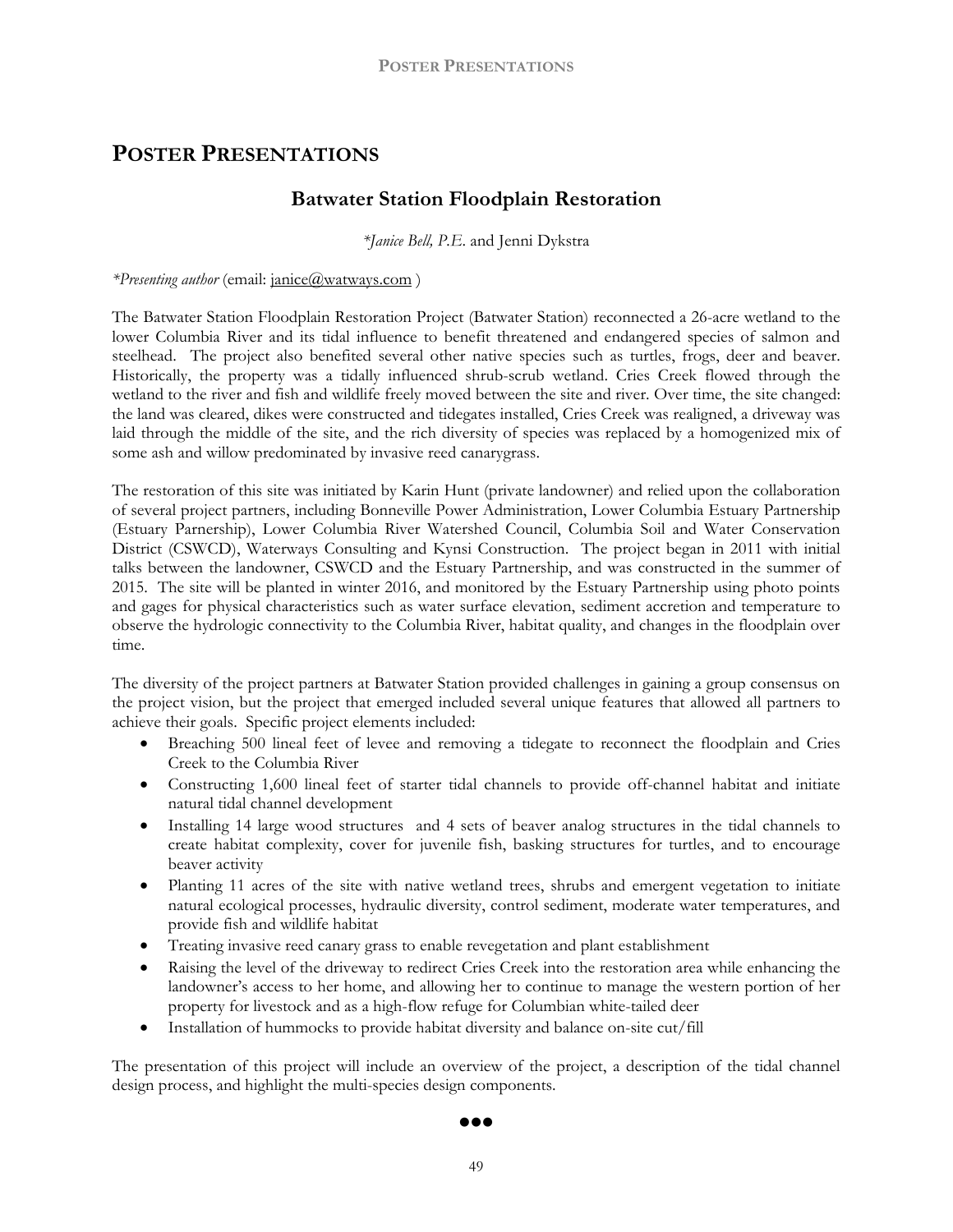# POSTER PRESENTATIONS

## Batwater Station Floodplain Restoration

*\*Janice Bell, P.E.* and Jenni Dykstra

*\*Presenting author* (email: janice@watways.com )

The Batwater Station Floodplain Restoration Project (Batwater Station) reconnected a 26-acre wetland to the lower Columbia River and its tidal influence to benefit threatened and endangered species of salmon and steelhead. The project also benefited several other native species such as turtles, frogs, deer and beaver. Historically, the property was a tidally influenced shrub-scrub wetland. Cries Creek flowed through the wetland to the river and fish and wildlife freely moved between the site and river. Over time, the site changed: the land was cleared, dikes were constructed and tidegates installed, Cries Creek was realigned, a driveway was laid through the middle of the site, and the rich diversity of species was replaced by a homogenized mix of some ash and willow predominated by invasive reed canarygrass.

The restoration of this site was initiated by Karin Hunt (private landowner) and relied upon the collaboration of several project partners, including Bonneville Power Administration, Lower Columbia Estuary Partnership (Estuary Parnership), Lower Columbia River Watershed Council, Columbia Soil and Water Conservation District (CSWCD), Waterways Consulting and Kynsi Construction. The project began in 2011 with initial talks between the landowner, CSWCD and the Estuary Partnership, and was constructed in the summer of 2015. The site will be planted in winter 2016, and monitored by the Estuary Partnership using photo points and gages for physical characteristics such as water surface elevation, sediment accretion and temperature to observe the hydrologic connectivity to the Columbia River, habitat quality, and changes in the floodplain over time.

The diversity of the project partners at Batwater Station provided challenges in gaining a group consensus on the project vision, but the project that emerged included several unique features that allowed all partners to achieve their goals. Specific project elements included:

- Breaching 500 lineal feet of levee and removing a tidegate to reconnect the floodplain and Cries Creek to the Columbia River
- Constructing 1,600 lineal feet of starter tidal channels to provide off-channel habitat and initiate natural tidal channel development
- Installing 14 large wood structures and 4 sets of beaver analog structures in the tidal channels to create habitat complexity, cover for juvenile fish, basking structures for turtles, and to encourage beaver activity
- Planting 11 acres of the site with native wetland trees, shrubs and emergent vegetation to initiate natural ecological processes, hydraulic diversity, control sediment, moderate water temperatures, and provide fish and wildlife habitat
- Treating invasive reed canary grass to enable revegetation and plant establishment
- Raising the level of the driveway to redirect Cries Creek into the restoration area while enhancing the landowner's access to her home, and allowing her to continue to manage the western portion of her property for livestock and as a high-flow refuge for Columbian white-tailed deer
- Installation of hummocks to provide habitat diversity and balance on-site cut/fill

The presentation of this project will include an overview of the project, a description of the tidal channel design process, and highlight the multi-species design components.

●●●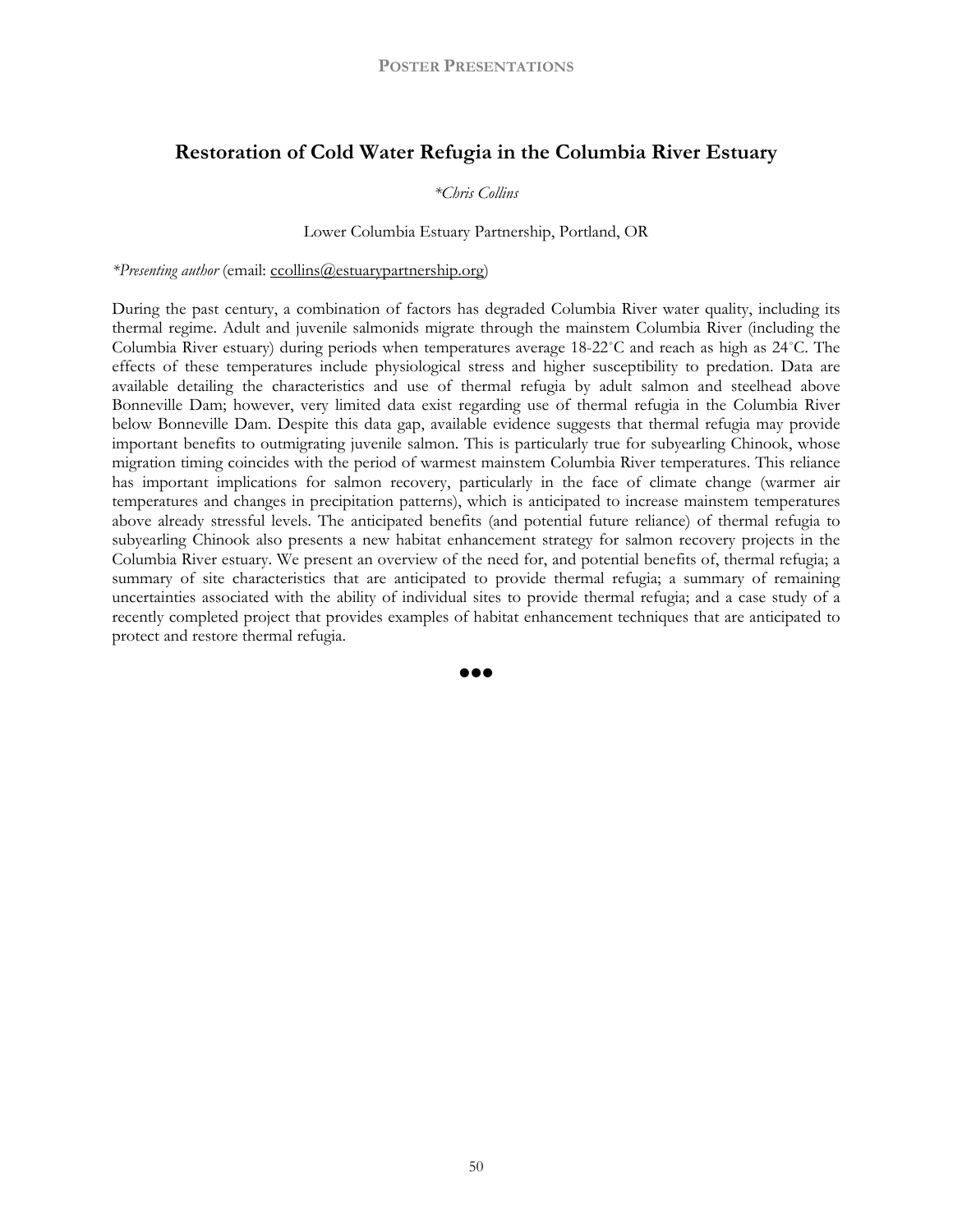## Restoration of Cold Water Refugia in the Columbia River Estuary

*\*Chris Collins*

Lower Columbia Estuary Partnership, Portland, OR

*\*Presenting author* (email: ccollins@estuarypartnership.org)

During the past century, a combination of factors has degraded Columbia River water quality, including its thermal regime. Adult and juvenile salmonids migrate through the mainstem Columbia River (including the Columbia River estuary) during periods when temperatures average 18-22°C and reach as high as 24°C. The effects of these temperatures include physiological stress and higher susceptibility to predation. Data are available detailing the characteristics and use of thermal refugia by adult salmon and steelhead above Bonneville Dam; however, very limited data exist regarding use of thermal refugia in the Columbia River below Bonneville Dam. Despite this data gap, available evidence suggests that thermal refugia may provide important benefits to outmigrating juvenile salmon. This is particularly true for subyearling Chinook, whose migration timing coincides with the period of warmest mainstem Columbia River temperatures. This reliance has important implications for salmon recovery, particularly in the face of climate change (warmer air temperatures and changes in precipitation patterns), which is anticipated to increase mainstem temperatures above already stressful levels. The anticipated benefits (and potential future reliance) of thermal refugia to subyearling Chinook also presents a new habitat enhancement strategy for salmon recovery projects in the Columbia River estuary. We present an overview of the need for, and potential benefits of, thermal refugia; a summary of site characteristics that are anticipated to provide thermal refugia; a summary of remaining uncertainties associated with the ability of individual sites to provide thermal refugia; and a case study of a recently completed project that provides examples of habitat enhancement techniques that are anticipated to protect and restore thermal refugia.

●●●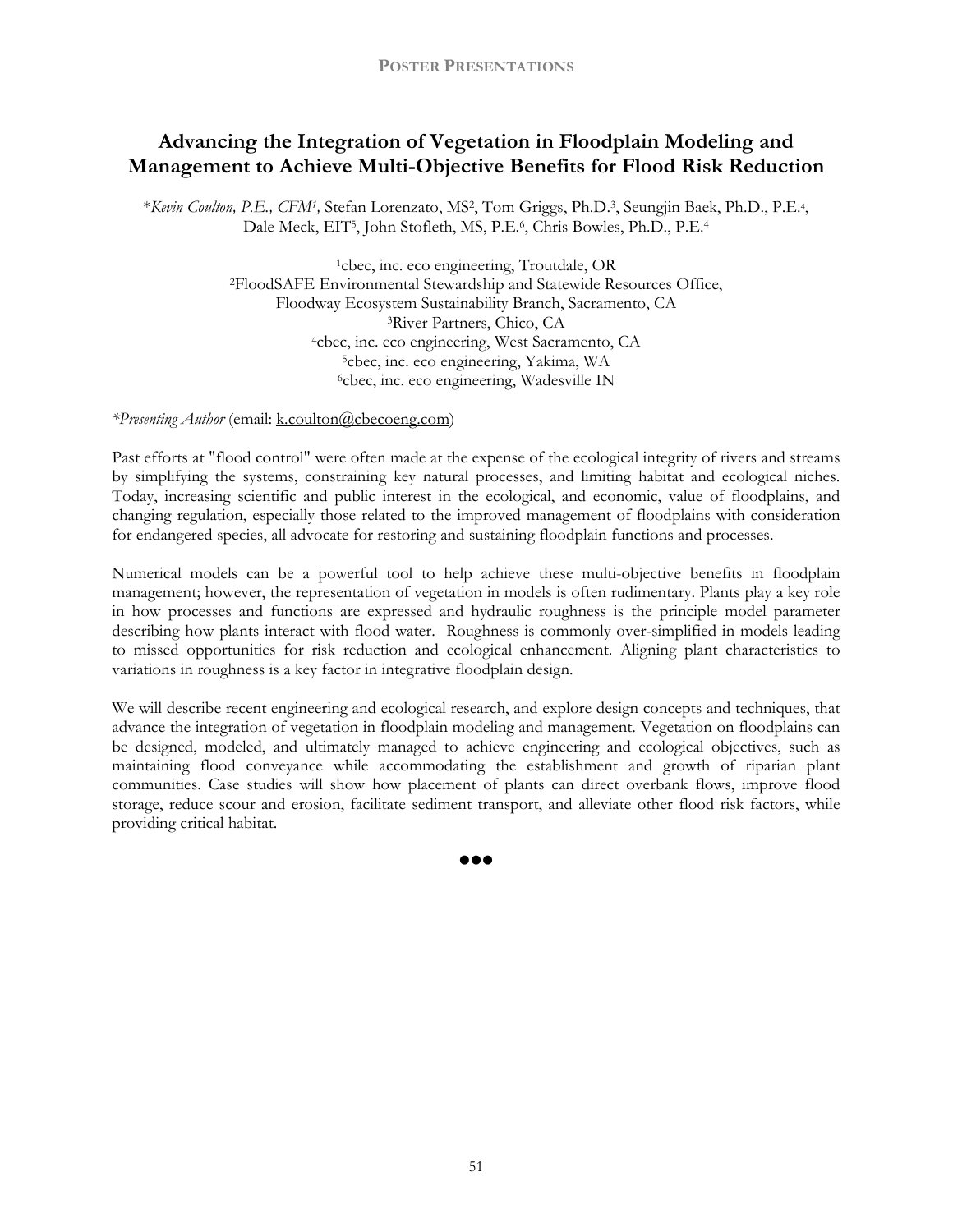# Advancing the Integration of Vegetation in Floodplain Modeling and Management to Achieve Multi-Objective Benefits for Flood Risk Reduction

\**Kevin Coulton, P.E., CFM*[1], Stefan Lorenzato, MS[2], Tom Griggs, Ph.D.[3], Seungjin Baek, Ph.D., P.E.[4], Dale Meck, EIT[5], John Stofleth, MS, P.E.[6], Chris Bowles, Ph.D., P.E.[4]

[1]cbec, inc. eco engineering, Troutdale, OR
[2]FloodSAFE Environmental Stewardship and Statewide Resources Office, Floodway Ecosystem Sustainability Branch, Sacramento, CA
[3]River Partners, Chico, CA
[4]cbec, inc. eco engineering, West Sacramento, CA
[5]cbec, inc. eco engineering, Yakima, WA
[6]cbec, inc. eco engineering, Wadesville IN

*\*Presenting Author* (email: k.coulton@cbecoeng.com)

Past efforts at "flood control" were often made at the expense of the ecological integrity of rivers and streams by simplifying the systems, constraining key natural processes, and limiting habitat and ecological niches. Today, increasing scientific and public interest in the ecological, and economic, value of floodplains, and changing regulation, especially those related to the improved management of floodplains with consideration for endangered species, all advocate for restoring and sustaining floodplain functions and processes.

Numerical models can be a powerful tool to help achieve these multi-objective benefits in floodplain management; however, the representation of vegetation in models is often rudimentary. Plants play a key role in how processes and functions are expressed and hydraulic roughness is the principle model parameter describing how plants interact with flood water. Roughness is commonly over-simplified in models leading to missed opportunities for risk reduction and ecological enhancement. Aligning plant characteristics to variations in roughness is a key factor in integrative floodplain design.

We will describe recent engineering and ecological research, and explore design concepts and techniques, that advance the integration of vegetation in floodplain modeling and management. Vegetation on floodplains can be designed, modeled, and ultimately managed to achieve engineering and ecological objectives, such as maintaining flood conveyance while accommodating the establishment and growth of riparian plant communities. Case studies will show how placement of plants can direct overbank flows, improve flood storage, reduce scour and erosion, facilitate sediment transport, and alleviate other flood risk factors, while providing critical habitat.

●●●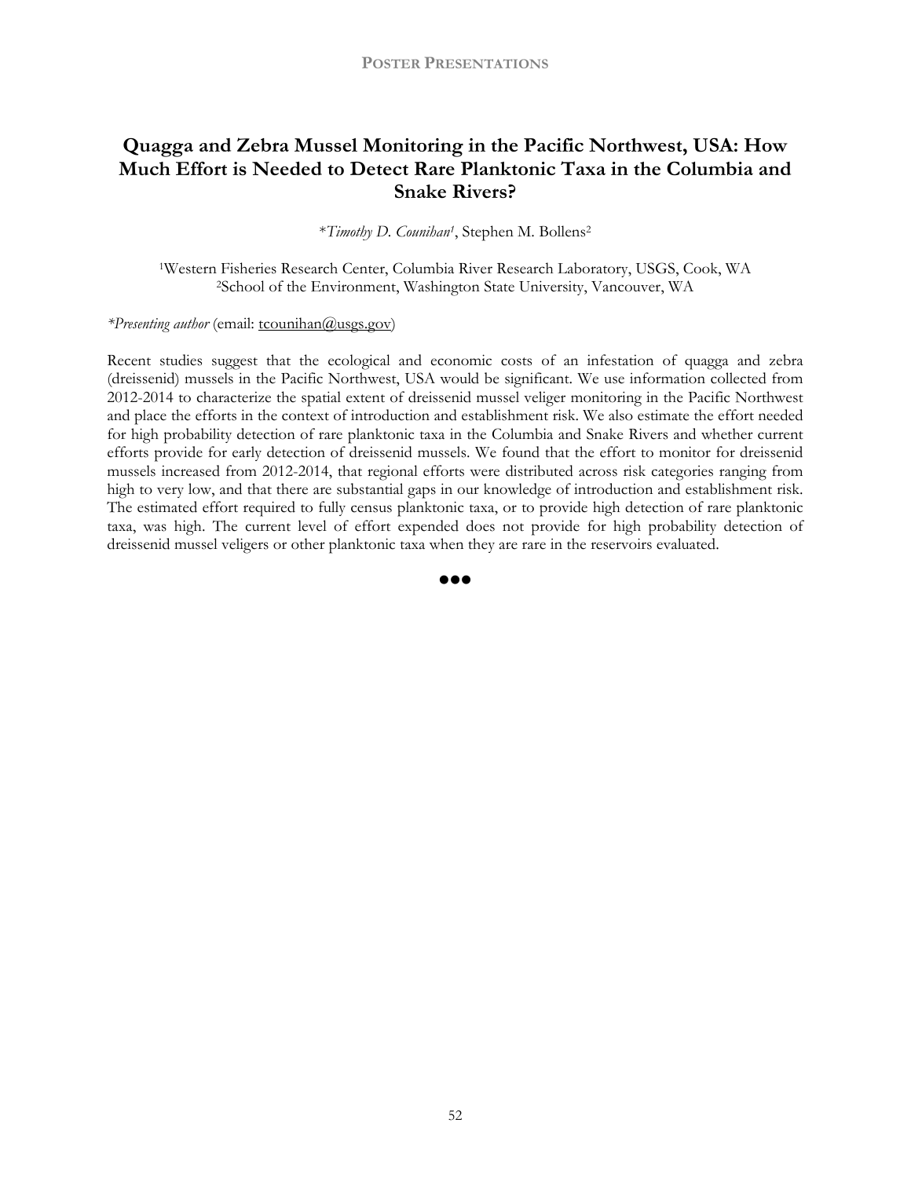# Quagga and Zebra Mussel Monitoring in the Pacific Northwest, USA: How Much Effort is Needed to Detect Rare Planktonic Taxa in the Columbia and Snake Rivers?

*\*Timothy D. Counihan*[1], Stephen M. Bollens[2]

[1]Western Fisheries Research Center, Columbia River Research Laboratory, USGS, Cook, WA
[2]School of the Environment, Washington State University, Vancouver, WA

*\*Presenting author* (email: tcounihan@usgs.gov)

Recent studies suggest that the ecological and economic costs of an infestation of quagga and zebra (dreissenid) mussels in the Pacific Northwest, USA would be significant. We use information collected from 2012-2014 to characterize the spatial extent of dreissenid mussel veliger monitoring in the Pacific Northwest and place the efforts in the context of introduction and establishment risk. We also estimate the effort needed for high probability detection of rare planktonic taxa in the Columbia and Snake Rivers and whether current efforts provide for early detection of dreissenid mussels. We found that the effort to monitor for dreissenid mussels increased from 2012-2014, that regional efforts were distributed across risk categories ranging from high to very low, and that there are substantial gaps in our knowledge of introduction and establishment risk. The estimated effort required to fully census planktonic taxa, or to provide high detection of rare planktonic taxa, was high. The current level of effort expended does not provide for high probability detection of dreissenid mussel veligers or other planktonic taxa when they are rare in the reservoirs evaluated.

●●●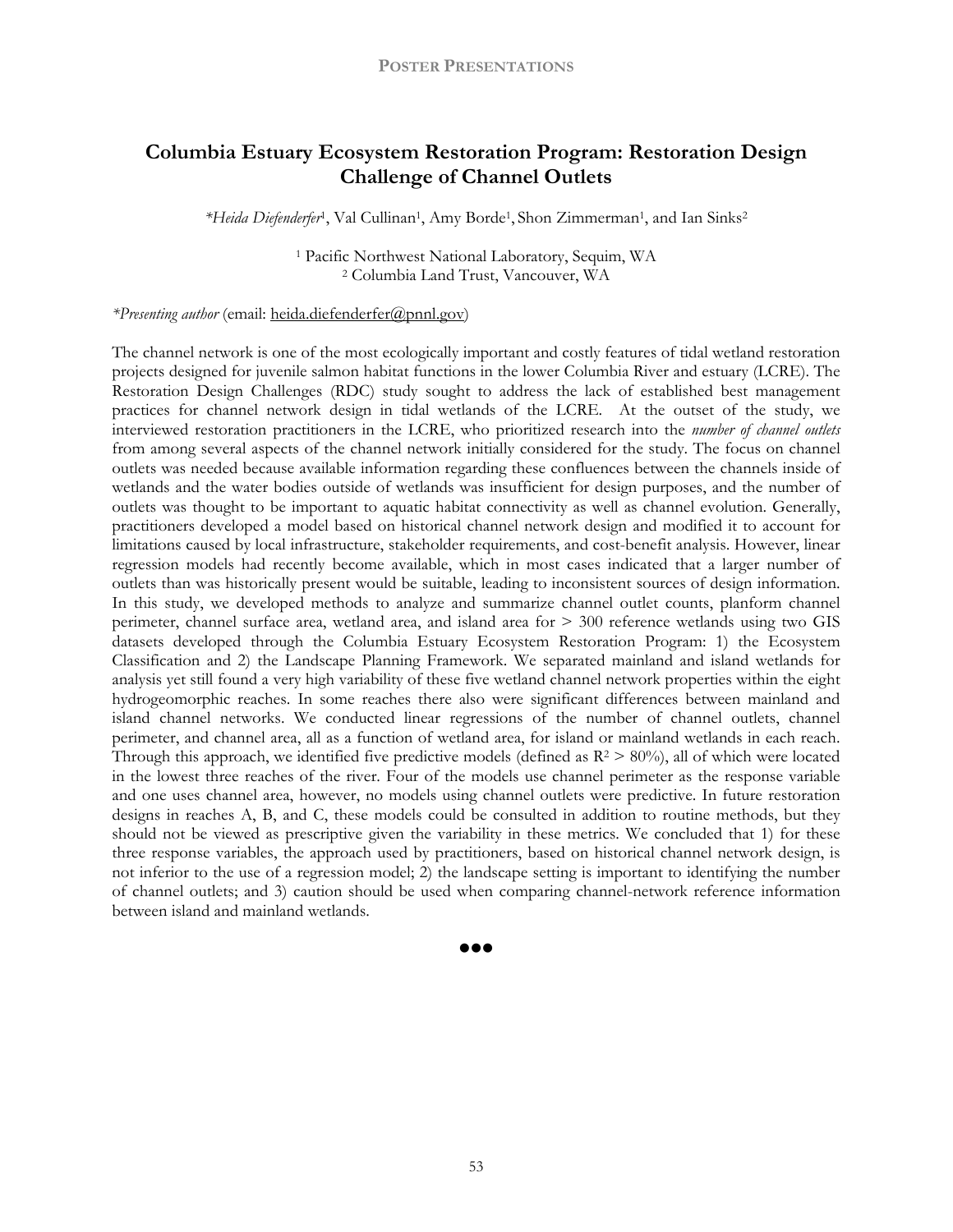# Columbia Estuary Ecosystem Restoration Program: Restoration Design Challenge of Channel Outlets

*\*Heida Diefenderfer*[1], Val Cullinan[1], Amy Borde[1], Shon Zimmerman[1], and Ian Sinks[2]

[1] Pacific Northwest National Laboratory, Sequim, WA
[2] Columbia Land Trust, Vancouver, WA

*\*Presenting author* (email: heida.diefenderfer@pnnl.gov)

The channel network is one of the most ecologically important and costly features of tidal wetland restoration projects designed for juvenile salmon habitat functions in the lower Columbia River and estuary (LCRE). The Restoration Design Challenges (RDC) study sought to address the lack of established best management practices for channel network design in tidal wetlands of the LCRE. At the outset of the study, we interviewed restoration practitioners in the LCRE, who prioritized research into the *number of channel outlets* from among several aspects of the channel network initially considered for the study. The focus on channel outlets was needed because available information regarding these confluences between the channels inside of wetlands and the water bodies outside of wetlands was insufficient for design purposes, and the number of outlets was thought to be important to aquatic habitat connectivity as well as channel evolution. Generally, practitioners developed a model based on historical channel network design and modified it to account for limitations caused by local infrastructure, stakeholder requirements, and cost-benefit analysis. However, linear regression models had recently become available, which in most cases indicated that a larger number of outlets than was historically present would be suitable, leading to inconsistent sources of design information. In this study, we developed methods to analyze and summarize channel outlet counts, planform channel perimeter, channel surface area, wetland area, and island area for > 300 reference wetlands using two GIS datasets developed through the Columbia Estuary Ecosystem Restoration Program: 1) the Ecosystem Classification and 2) the Landscape Planning Framework. We separated mainland and island wetlands for analysis yet still found a very high variability of these five wetland channel network properties within the eight hydrogeomorphic reaches. In some reaches there also were significant differences between mainland and island channel networks. We conducted linear regressions of the number of channel outlets, channel perimeter, and channel area, all as a function of wetland area, for island or mainland wetlands in each reach. Through this approach, we identified five predictive models (defined as $R^2 > 80\%$), all of which were located in the lowest three reaches of the river. Four of the models use channel perimeter as the response variable and one uses channel area, however, no models using channel outlets were predictive. In future restoration designs in reaches A, B, and C, these models could be consulted in addition to routine methods, but they should not be viewed as prescriptive given the variability in these metrics. We concluded that 1) for these three response variables, the approach used by practitioners, based on historical channel network design, is not inferior to the use of a regression model; 2) the landscape setting is important to identifying the number of channel outlets; and 3) caution should be used when comparing channel-network reference information between island and mainland wetlands.

●●●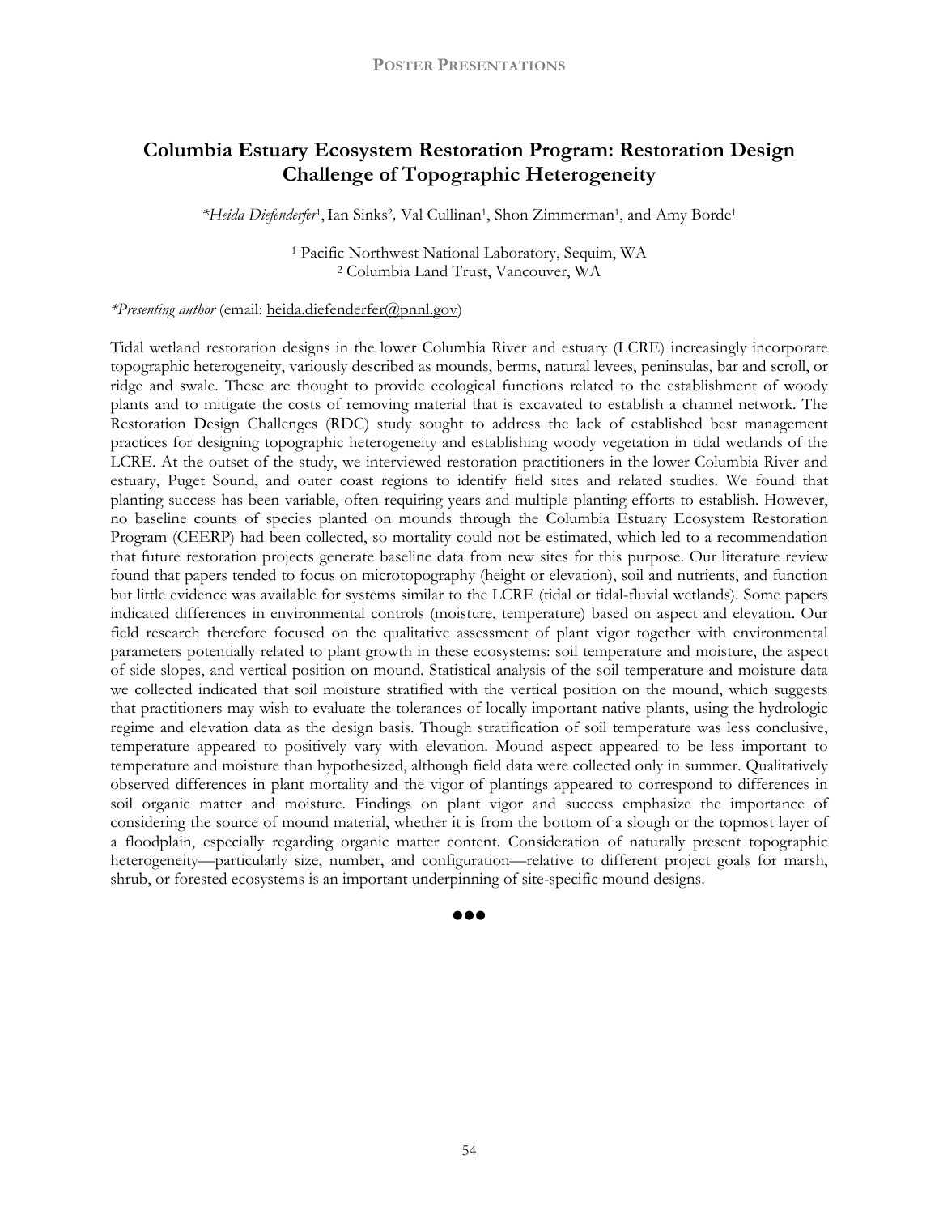## Columbia Estuary Ecosystem Restoration Program: Restoration Design Challenge of Topographic Heterogeneity

*Heida Diefenderfer[1], Ian Sinks[2], Val Cullinan[1], Shon Zimmerman[1], and Amy Borde[1]

[1] Pacific Northwest National Laboratory, Sequim, WA
[2] Columbia Land Trust, Vancouver, WA

*Presenting author* (email: heida.diefenderfer@pnnl.gov)

Tidal wetland restoration designs in the lower Columbia River and estuary (LCRE) increasingly incorporate topographic heterogeneity, variously described as mounds, berms, natural levees, peninsulas, bar and scroll, or ridge and swale. These are thought to provide ecological functions related to the establishment of woody plants and to mitigate the costs of removing material that is excavated to establish a channel network. The Restoration Design Challenges (RDC) study sought to address the lack of established best management practices for designing topographic heterogeneity and establishing woody vegetation in tidal wetlands of the LCRE. At the outset of the study, we interviewed restoration practitioners in the lower Columbia River and estuary, Puget Sound, and outer coast regions to identify field sites and related studies. We found that planting success has been variable, often requiring years and multiple planting efforts to establish. However, no baseline counts of species planted on mounds through the Columbia Estuary Ecosystem Restoration Program (CEERP) had been collected, so mortality could not be estimated, which led to a recommendation that future restoration projects generate baseline data from new sites for this purpose. Our literature review found that papers tended to focus on microtopography (height or elevation), soil and nutrients, and function but little evidence was available for systems similar to the LCRE (tidal or tidal-fluvial wetlands). Some papers indicated differences in environmental controls (moisture, temperature) based on aspect and elevation. Our field research therefore focused on the qualitative assessment of plant vigor together with environmental parameters potentially related to plant growth in these ecosystems: soil temperature and moisture, the aspect of side slopes, and vertical position on mound. Statistical analysis of the soil temperature and moisture data we collected indicated that soil moisture stratified with the vertical position on the mound, which suggests that practitioners may wish to evaluate the tolerances of locally important native plants, using the hydrologic regime and elevation data as the design basis. Though stratification of soil temperature was less conclusive, temperature appeared to positively vary with elevation. Mound aspect appeared to be less important to temperature and moisture than hypothesized, although field data were collected only in summer. Qualitatively observed differences in plant mortality and the vigor of plantings appeared to correspond to differences in soil organic matter and moisture. Findings on plant vigor and success emphasize the importance of considering the source of mound material, whether it is from the bottom of a slough or the topmost layer of a floodplain, especially regarding organic matter content. Consideration of naturally present topographic heterogeneity—particularly size, number, and configuration—relative to different project goals for marsh, shrub, or forested ecosystems is an important underpinning of site-specific mound designs.

●●●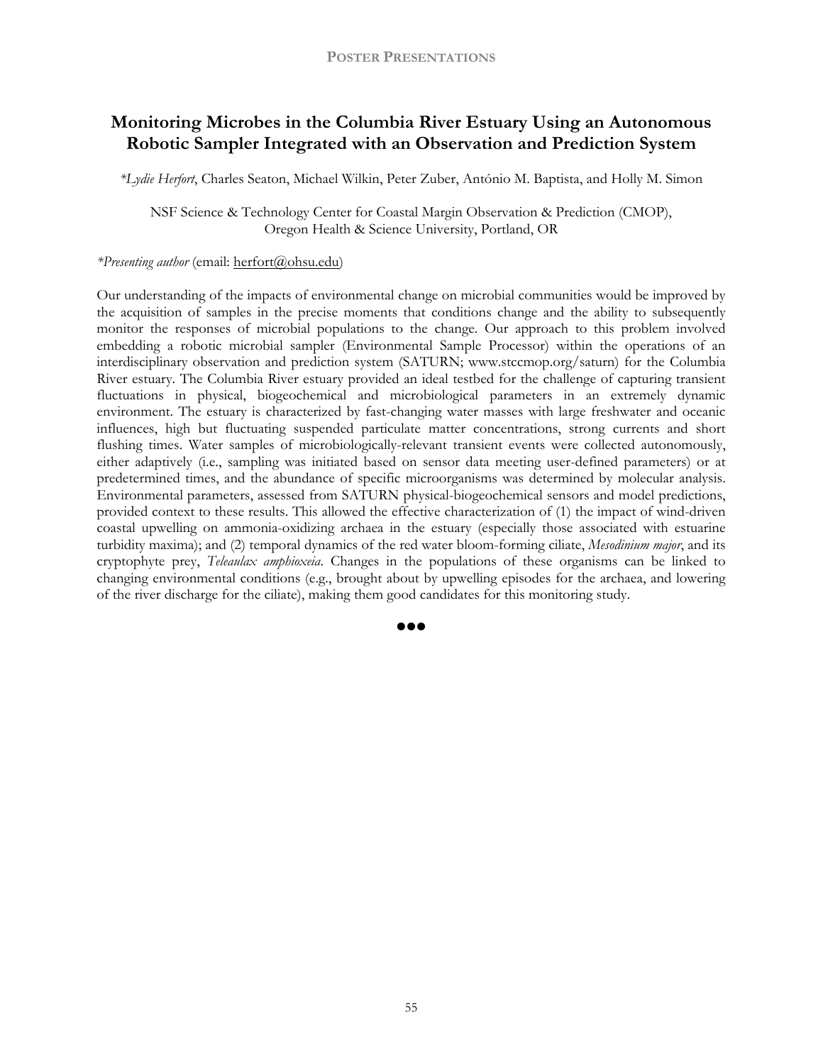## Monitoring Microbes in the Columbia River Estuary Using an Autonomous Robotic Sampler Integrated with an Observation and Prediction System

*\*Lydie Herfort*, Charles Seaton, Michael Wilkin, Peter Zuber, António M. Baptista, and Holly M. Simon

NSF Science & Technology Center for Coastal Margin Observation & Prediction (CMOP), Oregon Health & Science University, Portland, OR

*\*Presenting author* (email: herfort@ohsu.edu)

Our understanding of the impacts of environmental change on microbial communities would be improved by the acquisition of samples in the precise moments that conditions change and the ability to subsequently monitor the responses of microbial populations to the change. Our approach to this problem involved embedding a robotic microbial sampler (Environmental Sample Processor) within the operations of an interdisciplinary observation and prediction system (SATURN; www.stccmop.org/saturn) for the Columbia River estuary. The Columbia River estuary provided an ideal testbed for the challenge of capturing transient fluctuations in physical, biogeochemical and microbiological parameters in an extremely dynamic environment. The estuary is characterized by fast-changing water masses with large freshwater and oceanic influences, high but fluctuating suspended particulate matter concentrations, strong currents and short flushing times. Water samples of microbiologically-relevant transient events were collected autonomously, either adaptively (i.e., sampling was initiated based on sensor data meeting user-defined parameters) or at predetermined times, and the abundance of specific microorganisms was determined by molecular analysis. Environmental parameters, assessed from SATURN physical-biogeochemical sensors and model predictions, provided context to these results. This allowed the effective characterization of (1) the impact of wind-driven coastal upwelling on ammonia-oxidizing archaea in the estuary (especially those associated with estuarine turbidity maxima); and (2) temporal dynamics of the red water bloom-forming ciliate, *Mesodinium major*, and its cryptophyte prey, *Teleaulax amphioxeia*. Changes in the populations of these organisms can be linked to changing environmental conditions (e.g., brought about by upwelling episodes for the archaea, and lowering of the river discharge for the ciliate), making them good candidates for this monitoring study.

●●●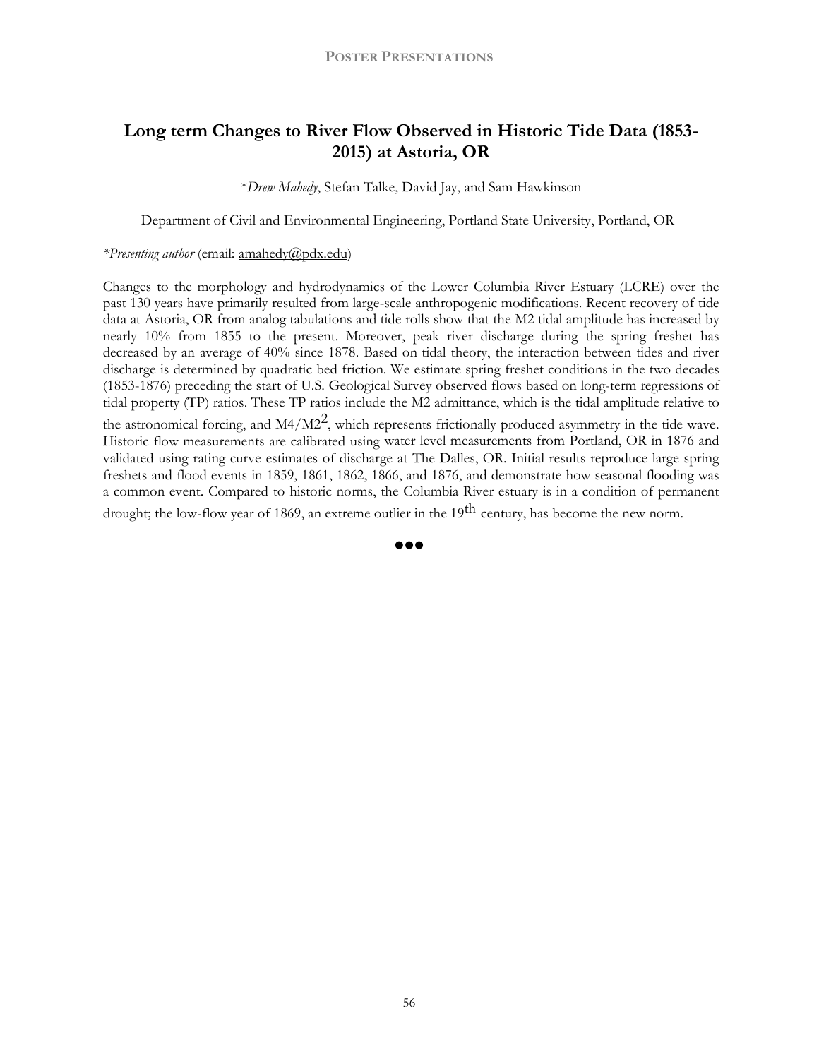## Long term Changes to River Flow Observed in Historic Tide Data (1853-2015) at Astoria, OR

\**Drew Mahedy*, Stefan Talke, David Jay, and Sam Hawkinson

Department of Civil and Environmental Engineering, Portland State University, Portland, OR

*\*Presenting author* (email: amahedy@pdx.edu)

Changes to the morphology and hydrodynamics of the Lower Columbia River Estuary (LCRE) over the past 130 years have primarily resulted from large-scale anthropogenic modifications. Recent recovery of tide data at Astoria, OR from analog tabulations and tide rolls show that the M2 tidal amplitude has increased by nearly 10% from 1855 to the present. Moreover, peak river discharge during the spring freshet has decreased by an average of 40% since 1878. Based on tidal theory, the interaction between tides and river discharge is determined by quadratic bed friction. We estimate spring freshet conditions in the two decades (1853-1876) preceding the start of U.S. Geological Survey observed flows based on long-term regressions of tidal property (TP) ratios. These TP ratios include the M2 admittance, which is the tidal amplitude relative to the astronomical forcing, and $M4/M2^2$, which represents frictionally produced asymmetry in the tide wave. Historic flow measurements are calibrated using water level measurements from Portland, OR in 1876 and validated using rating curve estimates of discharge at The Dalles, OR. Initial results reproduce large spring freshets and flood events in 1859, 1861, 1862, 1866, and 1876, and demonstrate how seasonal flooding was a common event. Compared to historic norms, the Columbia River estuary is in a condition of permanent drought; the low-flow year of 1869, an extreme outlier in the 19th century, has become the new norm.

●●●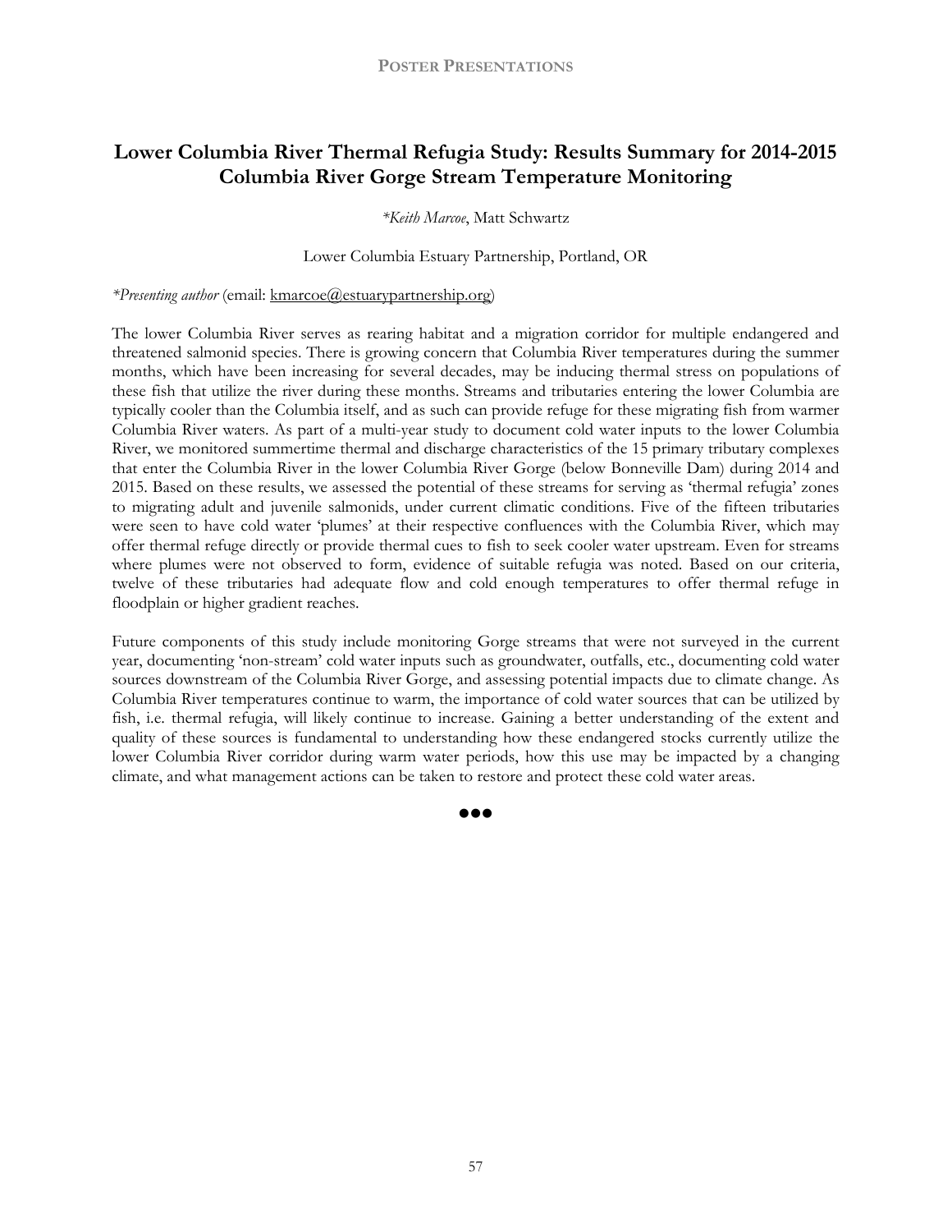# Lower Columbia River Thermal Refugia Study: Results Summary for 2014-2015 Columbia River Gorge Stream Temperature Monitoring

*\*Keith Marcoe*, Matt Schwartz

Lower Columbia Estuary Partnership, Portland, OR

*\*Presenting author* (email: kmarcoe@estuarypartnership.org)

The lower Columbia River serves as rearing habitat and a migration corridor for multiple endangered and threatened salmonid species. There is growing concern that Columbia River temperatures during the summer months, which have been increasing for several decades, may be inducing thermal stress on populations of these fish that utilize the river during these months. Streams and tributaries entering the lower Columbia are typically cooler than the Columbia itself, and as such can provide refuge for these migrating fish from warmer Columbia River waters. As part of a multi-year study to document cold water inputs to the lower Columbia River, we monitored summertime thermal and discharge characteristics of the 15 primary tributary complexes that enter the Columbia River in the lower Columbia River Gorge (below Bonneville Dam) during 2014 and 2015. Based on these results, we assessed the potential of these streams for serving as 'thermal refugia' zones to migrating adult and juvenile salmonids, under current climatic conditions. Five of the fifteen tributaries were seen to have cold water 'plumes' at their respective confluences with the Columbia River, which may offer thermal refuge directly or provide thermal cues to fish to seek cooler water upstream. Even for streams where plumes were not observed to form, evidence of suitable refugia was noted. Based on our criteria, twelve of these tributaries had adequate flow and cold enough temperatures to offer thermal refuge in floodplain or higher gradient reaches.

Future components of this study include monitoring Gorge streams that were not surveyed in the current year, documenting 'non-stream' cold water inputs such as groundwater, outfalls, etc., documenting cold water sources downstream of the Columbia River Gorge, and assessing potential impacts due to climate change. As Columbia River temperatures continue to warm, the importance of cold water sources that can be utilized by fish, i.e. thermal refugia, will likely continue to increase. Gaining a better understanding of the extent and quality of these sources is fundamental to understanding how these endangered stocks currently utilize the lower Columbia River corridor during warm water periods, how this use may be impacted by a changing climate, and what management actions can be taken to restore and protect these cold water areas.

●●●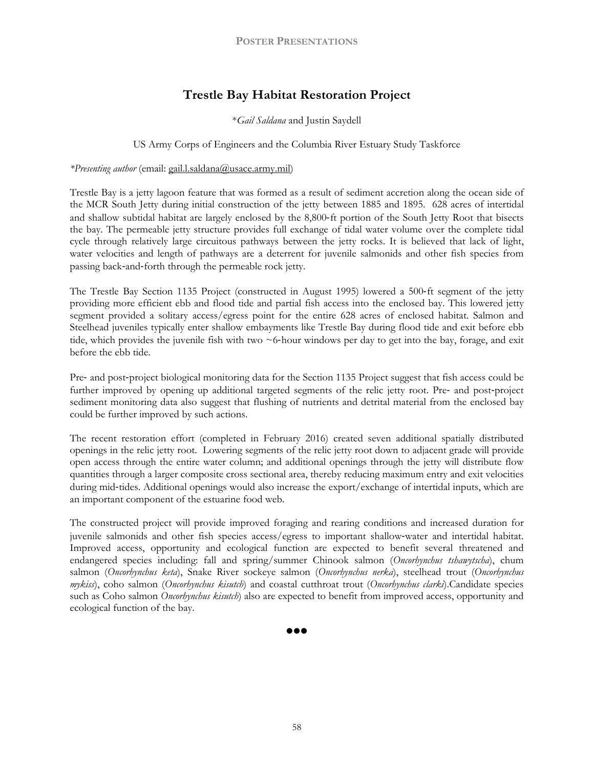# Trestle Bay Habitat Restoration Project

\**Gail Saldana* and Justin Saydell

US Army Corps of Engineers and the Columbia River Estuary Study Taskforce

**Presenting author* (email: gail.l.saldana@usace.army.mil)

Trestle Bay is a jetty lagoon feature that was formed as a result of sediment accretion along the ocean side of the MCR South Jetty during initial construction of the jetty between 1885 and 1895. 628 acres of intertidal and shallow subtidal habitat are largely enclosed by the 8,800-ft portion of the South Jetty Root that bisects the bay. The permeable jetty structure provides full exchange of tidal water volume over the complete tidal cycle through relatively large circuitous pathways between the jetty rocks. It is believed that lack of light, water velocities and length of pathways are a deterrent for juvenile salmonids and other fish species from passing back-and-forth through the permeable rock jetty.

The Trestle Bay Section 1135 Project (constructed in August 1995) lowered a 500-ft segment of the jetty providing more efficient ebb and flood tide and partial fish access into the enclosed bay. This lowered jetty segment provided a solitary access/egress point for the entire 628 acres of enclosed habitat. Salmon and Steelhead juveniles typically enter shallow embayments like Trestle Bay during flood tide and exit before ebb tide, which provides the juvenile fish with two ~6-hour windows per day to get into the bay, forage, and exit before the ebb tide.

Pre- and post-project biological monitoring data for the Section 1135 Project suggest that fish access could be further improved by opening up additional targeted segments of the relic jetty root. Pre- and post-project sediment monitoring data also suggest that flushing of nutrients and detrital material from the enclosed bay could be further improved by such actions.

The recent restoration effort (completed in February 2016) created seven additional spatially distributed openings in the relic jetty root. Lowering segments of the relic jetty root down to adjacent grade will provide open access through the entire water column; and additional openings through the jetty will distribute flow quantities through a larger composite cross sectional area, thereby reducing maximum entry and exit velocities during mid-tides. Additional openings would also increase the export/exchange of intertidal inputs, which are an important component of the estuarine food web.

The constructed project will provide improved foraging and rearing conditions and increased duration for juvenile salmonids and other fish species access/egress to important shallow-water and intertidal habitat. Improved access, opportunity and ecological function are expected to benefit several threatened and endangered species including: fall and spring/summer Chinook salmon (*Oncorhynchus tshawytscha*), chum salmon (*Oncorhynchus keta*), Snake River sockeye salmon (*Oncorhynchus nerka*), steelhead trout (*Oncorhynchus mykiss*), coho salmon (*Oncorhynchus kisutch*) and coastal cutthroat trout (*Oncorhynchus clarki*).Candidate species such as Coho salmon *Oncorhynchus kisutch*) also are expected to benefit from improved access, opportunity and ecological function of the bay.

●●●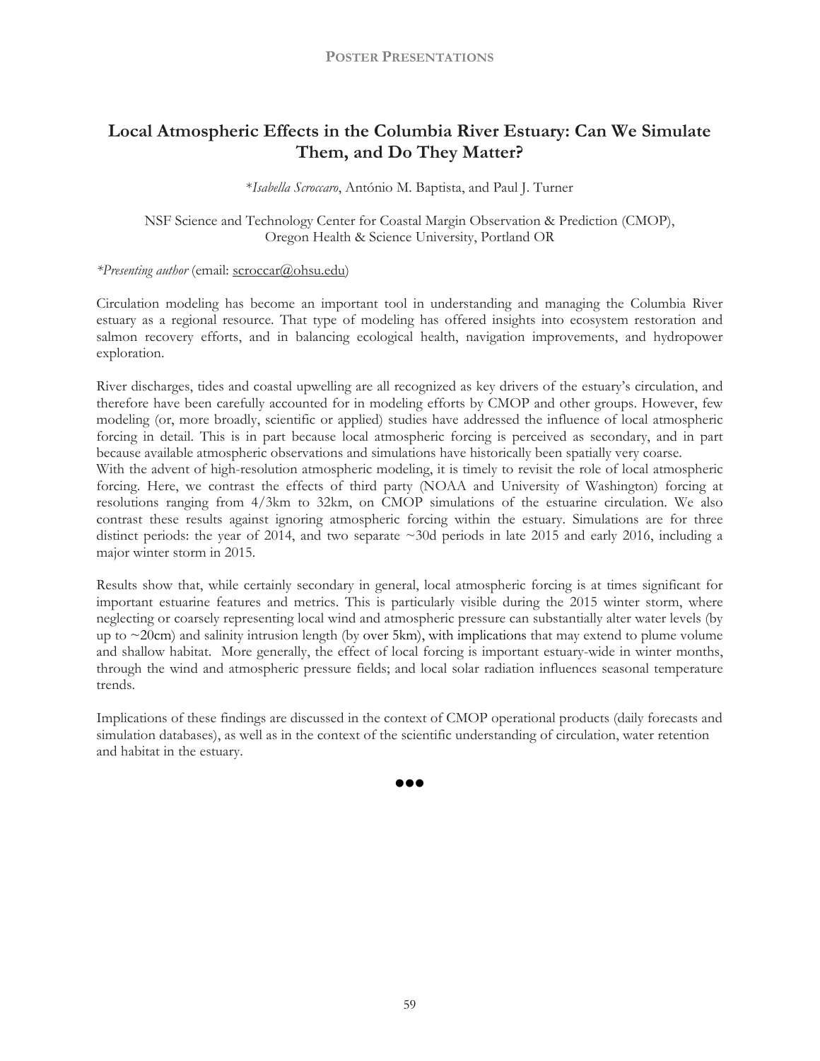# Local Atmospheric Effects in the Columbia River Estuary: Can We Simulate Them, and Do They Matter?

\**Isabella Scroccaro*, António M. Baptista, and Paul J. Turner

NSF Science and Technology Center for Coastal Margin Observation & Prediction (CMOP), Oregon Health & Science University, Portland OR

*\*Presenting author* (email: scroccar@ohsu.edu)

Circulation modeling has become an important tool in understanding and managing the Columbia River estuary as a regional resource. That type of modeling has offered insights into ecosystem restoration and salmon recovery efforts, and in balancing ecological health, navigation improvements, and hydropower exploration.

River discharges, tides and coastal upwelling are all recognized as key drivers of the estuary's circulation, and therefore have been carefully accounted for in modeling efforts by CMOP and other groups. However, few modeling (or, more broadly, scientific or applied) studies have addressed the influence of local atmospheric forcing in detail. This is in part because local atmospheric forcing is perceived as secondary, and in part because available atmospheric observations and simulations have historically been spatially very coarse.

With the advent of high-resolution atmospheric modeling, it is timely to revisit the role of local atmospheric forcing. Here, we contrast the effects of third party (NOAA and University of Washington) forcing at resolutions ranging from 4/3km to 32km, on CMOP simulations of the estuarine circulation. We also contrast these results against ignoring atmospheric forcing within the estuary. Simulations are for three distinct periods: the year of 2014, and two separate ~30d periods in late 2015 and early 2016, including a major winter storm in 2015.

Results show that, while certainly secondary in general, local atmospheric forcing is at times significant for important estuarine features and metrics. This is particularly visible during the 2015 winter storm, where neglecting or coarsely representing local wind and atmospheric pressure can substantially alter water levels (by up to ~20cm) and salinity intrusion length (by over 5km), with implications that may extend to plume volume and shallow habitat. More generally, the effect of local forcing is important estuary-wide in winter months, through the wind and atmospheric pressure fields; and local solar radiation influences seasonal temperature trends.

Implications of these findings are discussed in the context of CMOP operational products (daily forecasts and simulation databases), as well as in the context of the scientific understanding of circulation, water retention and habitat in the estuary.

●●●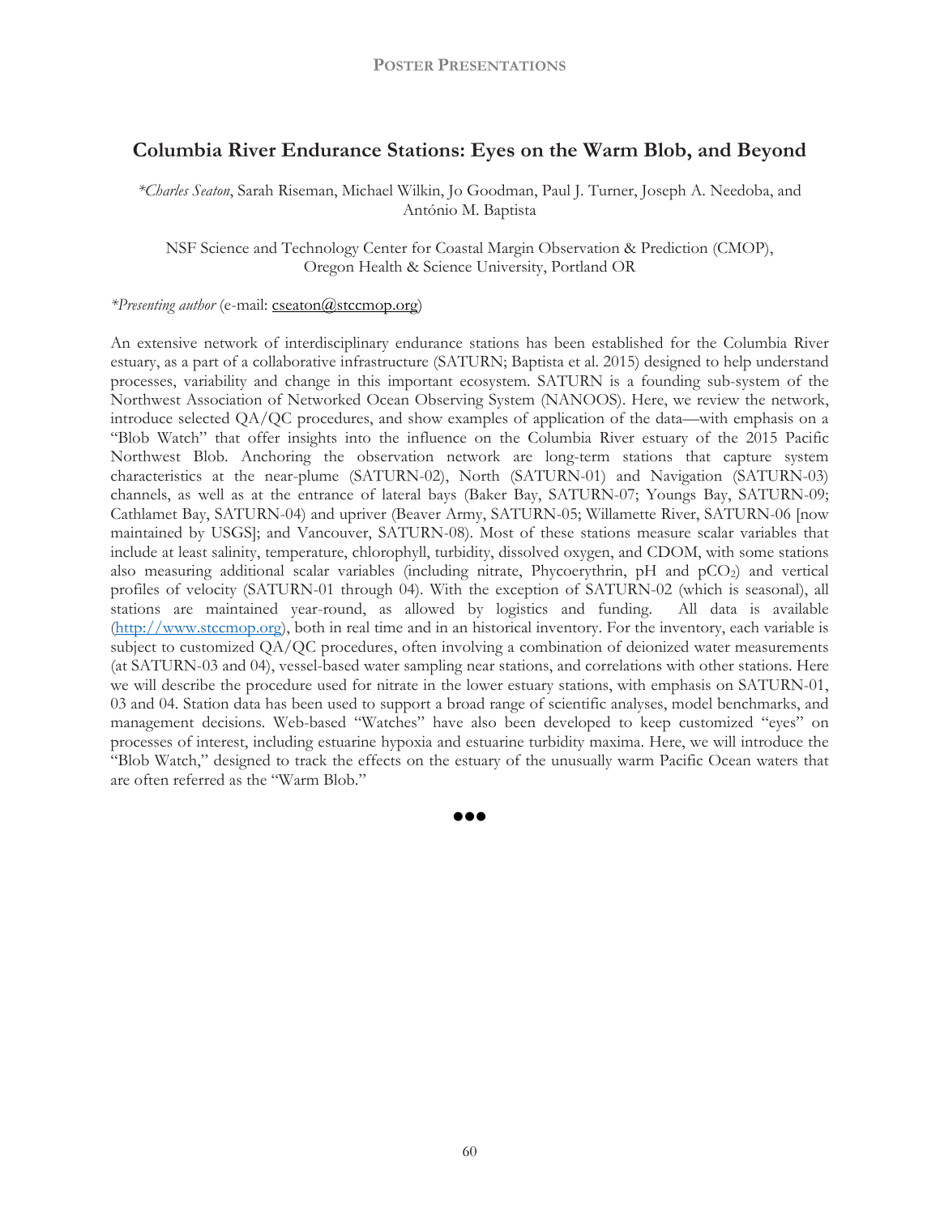## Columbia River Endurance Stations: Eyes on the Warm Blob, and Beyond

*\*Charles Seaton*, Sarah Riseman, Michael Wilkin, Jo Goodman, Paul J. Turner, Joseph A. Needoba, and António M. Baptista

NSF Science and Technology Center for Coastal Margin Observation & Prediction (CMOP), Oregon Health & Science University, Portland OR

*\*Presenting author* (e-mail: cseaton@stccmop.org)

An extensive network of interdisciplinary endurance stations has been established for the Columbia River estuary, as a part of a collaborative infrastructure (SATURN; Baptista et al. 2015) designed to help understand processes, variability and change in this important ecosystem. SATURN is a founding sub-system of the Northwest Association of Networked Ocean Observing System (NANOOS). Here, we review the network, introduce selected QA/QC procedures, and show examples of application of the data—with emphasis on a "Blob Watch" that offer insights into the influence on the Columbia River estuary of the 2015 Pacific Northwest Blob. Anchoring the observation network are long-term stations that capture system characteristics at the near-plume (SATURN-02), North (SATURN-01) and Navigation (SATURN-03) channels, as well as at the entrance of lateral bays (Baker Bay, SATURN-07; Youngs Bay, SATURN-09; Cathlamet Bay, SATURN-04) and upriver (Beaver Army, SATURN-05; Willamette River, SATURN-06 [now maintained by USGS]; and Vancouver, SATURN-08). Most of these stations measure scalar variables that include at least salinity, temperature, chlorophyll, turbidity, dissolved oxygen, and CDOM, with some stations also measuring additional scalar variables (including nitrate, Phycoerythrin, pH and $pCO_2$) and vertical profiles of velocity (SATURN-01 through 04). With the exception of SATURN-02 (which is seasonal), all stations are maintained year-round, as allowed by logistics and funding. All data is available (http://www.stccmop.org), both in real time and in an historical inventory. For the inventory, each variable is subject to customized QA/QC procedures, often involving a combination of deionized water measurements (at SATURN-03 and 04), vessel-based water sampling near stations, and correlations with other stations. Here we will describe the procedure used for nitrate in the lower estuary stations, with emphasis on SATURN-01, 03 and 04. Station data has been used to support a broad range of scientific analyses, model benchmarks, and management decisions. Web-based "Watches" have also been developed to keep customized "eyes" on processes of interest, including estuarine hypoxia and estuarine turbidity maxima. Here, we will introduce the "Blob Watch," designed to track the effects on the estuary of the unusually warm Pacific Ocean waters that are often referred as the "Warm Blob."

●●●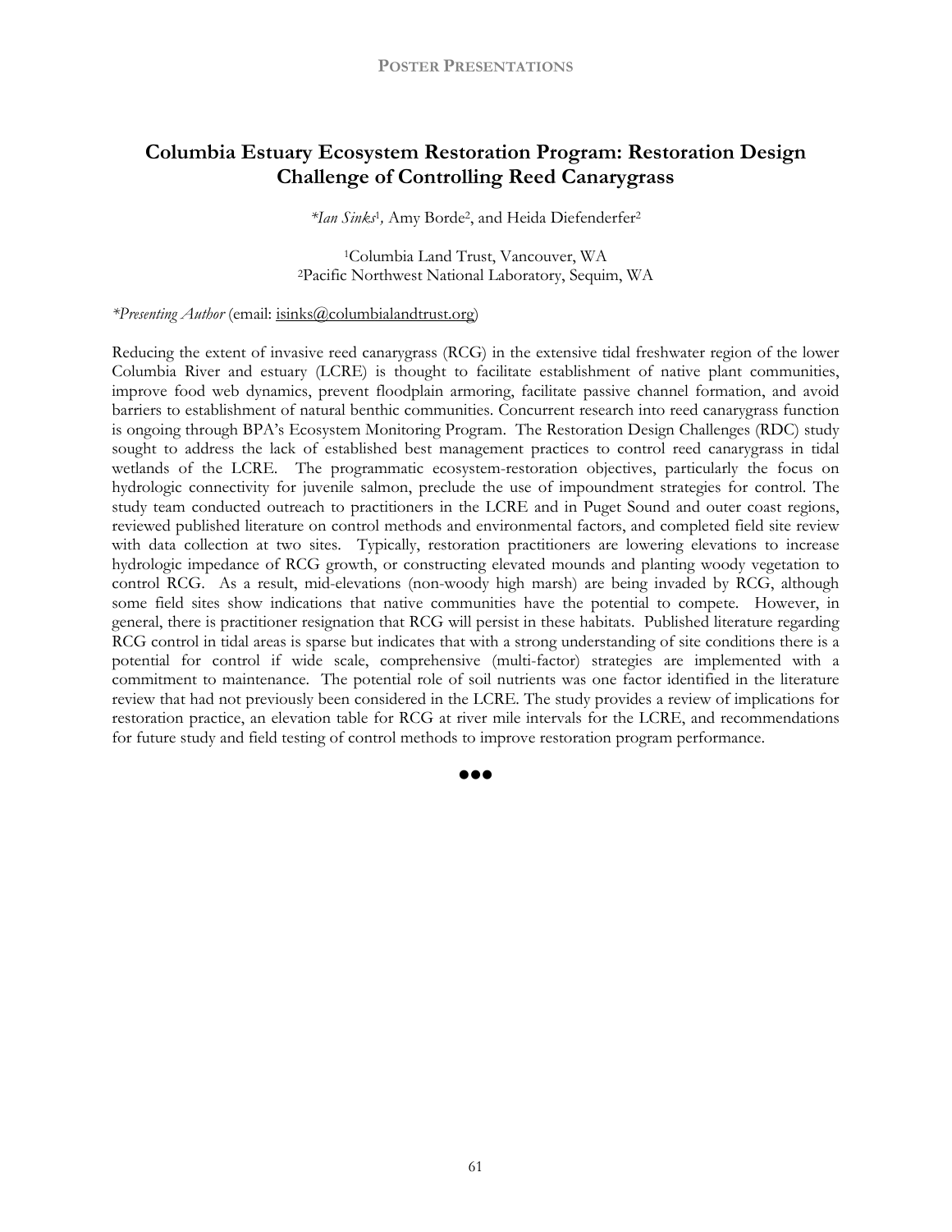# Columbia Estuary Ecosystem Restoration Program: Restoration Design Challenge of Controlling Reed Canarygrass

*\*Ian Sinks*[1], Amy Borde[2], and Heida Diefenderfer[2]

[1]Columbia Land Trust, Vancouver, WA
[2]Pacific Northwest National Laboratory, Sequim, WA

*\*Presenting Author* (email: isinks@columbialandtrust.org)

Reducing the extent of invasive reed canarygrass (RCG) in the extensive tidal freshwater region of the lower Columbia River and estuary (LCRE) is thought to facilitate establishment of native plant communities, improve food web dynamics, prevent floodplain armoring, facilitate passive channel formation, and avoid barriers to establishment of natural benthic communities. Concurrent research into reed canarygrass function is ongoing through BPA's Ecosystem Monitoring Program. The Restoration Design Challenges (RDC) study sought to address the lack of established best management practices to control reed canarygrass in tidal wetlands of the LCRE. The programmatic ecosystem-restoration objectives, particularly the focus on hydrologic connectivity for juvenile salmon, preclude the use of impoundment strategies for control. The study team conducted outreach to practitioners in the LCRE and in Puget Sound and outer coast regions, reviewed published literature on control methods and environmental factors, and completed field site review with data collection at two sites. Typically, restoration practitioners are lowering elevations to increase hydrologic impedance of RCG growth, or constructing elevated mounds and planting woody vegetation to control RCG. As a result, mid-elevations (non-woody high marsh) are being invaded by RCG, although some field sites show indications that native communities have the potential to compete. However, in general, there is practitioner resignation that RCG will persist in these habitats. Published literature regarding RCG control in tidal areas is sparse but indicates that with a strong understanding of site conditions there is a potential for control if wide scale, comprehensive (multi-factor) strategies are implemented with a commitment to maintenance. The potential role of soil nutrients was one factor identified in the literature review that had not previously been considered in the LCRE. The study provides a review of implications for restoration practice, an elevation table for RCG at river mile intervals for the LCRE, and recommendations for future study and field testing of control methods to improve restoration program performance.

●●●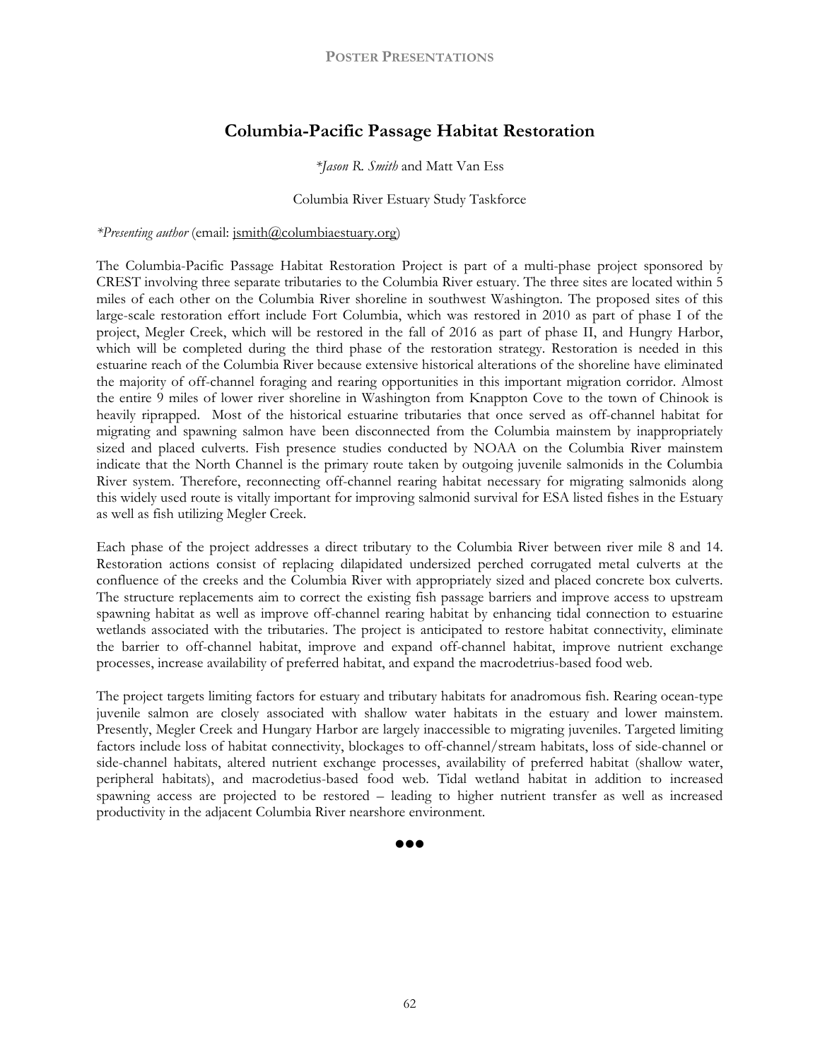## Columbia-Pacific Passage Habitat Restoration

*\*Jason R. Smith* and Matt Van Ess

Columbia River Estuary Study Taskforce

*\*Presenting author* (email: jsmith@columbiaestuary.org)

The Columbia-Pacific Passage Habitat Restoration Project is part of a multi-phase project sponsored by CREST involving three separate tributaries to the Columbia River estuary. The three sites are located within 5 miles of each other on the Columbia River shoreline in southwest Washington. The proposed sites of this large-scale restoration effort include Fort Columbia, which was restored in 2010 as part of phase I of the project, Megler Creek, which will be restored in the fall of 2016 as part of phase II, and Hungry Harbor, which will be completed during the third phase of the restoration strategy. Restoration is needed in this estuarine reach of the Columbia River because extensive historical alterations of the shoreline have eliminated the majority of off-channel foraging and rearing opportunities in this important migration corridor. Almost the entire 9 miles of lower river shoreline in Washington from Knappton Cove to the town of Chinook is heavily riprapped. Most of the historical estuarine tributaries that once served as off-channel habitat for migrating and spawning salmon have been disconnected from the Columbia mainstem by inappropriately sized and placed culverts. Fish presence studies conducted by NOAA on the Columbia River mainstem indicate that the North Channel is the primary route taken by outgoing juvenile salmonids in the Columbia River system. Therefore, reconnecting off-channel rearing habitat necessary for migrating salmonids along this widely used route is vitally important for improving salmonid survival for ESA listed fishes in the Estuary as well as fish utilizing Megler Creek.

Each phase of the project addresses a direct tributary to the Columbia River between river mile 8 and 14. Restoration actions consist of replacing dilapidated undersized perched corrugated metal culverts at the confluence of the creeks and the Columbia River with appropriately sized and placed concrete box culverts. The structure replacements aim to correct the existing fish passage barriers and improve access to upstream spawning habitat as well as improve off-channel rearing habitat by enhancing tidal connection to estuarine wetlands associated with the tributaries. The project is anticipated to restore habitat connectivity, eliminate the barrier to off-channel habitat, improve and expand off-channel habitat, improve nutrient exchange processes, increase availability of preferred habitat, and expand the macrodetrius-based food web.

The project targets limiting factors for estuary and tributary habitats for anadromous fish. Rearing ocean-type juvenile salmon are closely associated with shallow water habitats in the estuary and lower mainstem. Presently, Megler Creek and Hungary Harbor are largely inaccessible to migrating juveniles. Targeted limiting factors include loss of habitat connectivity, blockages to off-channel/stream habitats, loss of side-channel or side-channel habitats, altered nutrient exchange processes, availability of preferred habitat (shallow water, peripheral habitats), and macrodetius-based food web. Tidal wetland habitat in addition to increased spawning access are projected to be restored – leading to higher nutrient transfer as well as increased productivity in the adjacent Columbia River nearshore environment.

●●●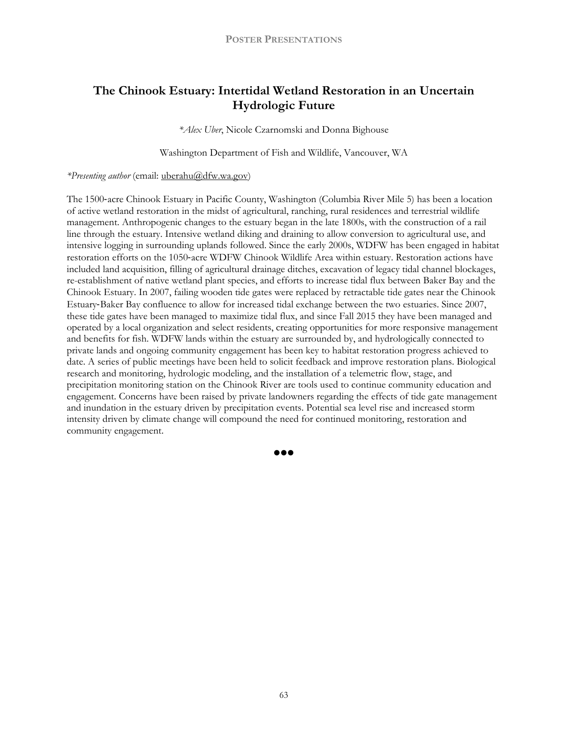## The Chinook Estuary: Intertidal Wetland Restoration in an Uncertain Hydrologic Future

*\*Alex Uber*, Nicole Czarnomski and Donna Bighouse

Washington Department of Fish and Wildlife, Vancouver, WA

*\*Presenting author* (email: uberahu@dfw.wa.gov)

The 1500-acre Chinook Estuary in Pacific County, Washington (Columbia River Mile 5) has been a location of active wetland restoration in the midst of agricultural, ranching, rural residences and terrestrial wildlife management. Anthropogenic changes to the estuary began in the late 1800s, with the construction of a rail line through the estuary. Intensive wetland diking and draining to allow conversion to agricultural use, and intensive logging in surrounding uplands followed. Since the early 2000s, WDFW has been engaged in habitat restoration efforts on the 1050-acre WDFW Chinook Wildlife Area within estuary. Restoration actions have included land acquisition, filling of agricultural drainage ditches, excavation of legacy tidal channel blockages, re-establishment of native wetland plant species, and efforts to increase tidal flux between Baker Bay and the Chinook Estuary. In 2007, failing wooden tide gates were replaced by retractable tide gates near the Chinook Estuary-Baker Bay confluence to allow for increased tidal exchange between the two estuaries. Since 2007, these tide gates have been managed to maximize tidal flux, and since Fall 2015 they have been managed and operated by a local organization and select residents, creating opportunities for more responsive management and benefits for fish. WDFW lands within the estuary are surrounded by, and hydrologically connected to private lands and ongoing community engagement has been key to habitat restoration progress achieved to date. A series of public meetings have been held to solicit feedback and improve restoration plans. Biological research and monitoring, hydrologic modeling, and the installation of a telemetric flow, stage, and precipitation monitoring station on the Chinook River are tools used to continue community education and engagement. Concerns have been raised by private landowners regarding the effects of tide gate management and inundation in the estuary driven by precipitation events. Potential sea level rise and increased storm intensity driven by climate change will compound the need for continued monitoring, restoration and community engagement.

●●●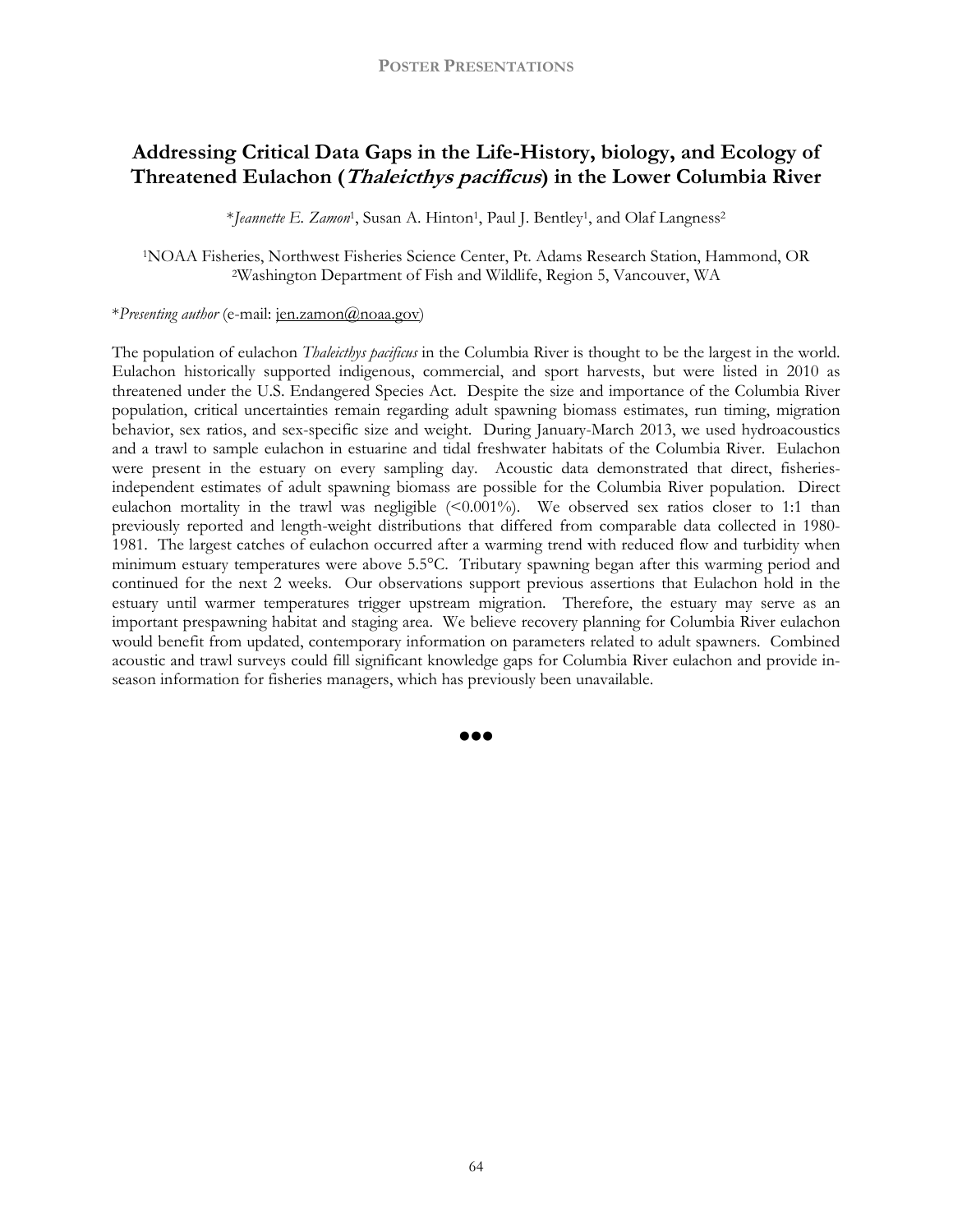## Addressing Critical Data Gaps in the Life-History, biology, and Ecology of Threatened Eulachon (*Thaleicthys pacificus*) in the Lower Columbia River

\**Jeannette E. Zamon*[1], Susan A. Hinton[1], Paul J. Bentley[1], and Olaf Langness[2]

[1]NOAA Fisheries, Northwest Fisheries Science Center, Pt. Adams Research Station, Hammond, OR
[2]Washington Department of Fish and Wildlife, Region 5, Vancouver, WA

\**Presenting author* (e-mail: jen.zamon@noaa.gov)

The population of eulachon *Thaleicthys pacificus* in the Columbia River is thought to be the largest in the world. Eulachon historically supported indigenous, commercial, and sport harvests, but were listed in 2010 as threatened under the U.S. Endangered Species Act. Despite the size and importance of the Columbia River population, critical uncertainties remain regarding adult spawning biomass estimates, run timing, migration behavior, sex ratios, and sex-specific size and weight. During January-March 2013, we used hydroacoustics and a trawl to sample eulachon in estuarine and tidal freshwater habitats of the Columbia River. Eulachon were present in the estuary on every sampling day. Acoustic data demonstrated that direct, fisheries-independent estimates of adult spawning biomass are possible for the Columbia River population. Direct eulachon mortality in the trawl was negligible (<0.001%). We observed sex ratios closer to 1:1 than previously reported and length-weight distributions that differed from comparable data collected in 1980-1981. The largest catches of eulachon occurred after a warming trend with reduced flow and turbidity when minimum estuary temperatures were above 5.5°C. Tributary spawning began after this warming period and continued for the next 2 weeks. Our observations support previous assertions that Eulachon hold in the estuary until warmer temperatures trigger upstream migration. Therefore, the estuary may serve as an important prespawning habitat and staging area. We believe recovery planning for Columbia River eulachon would benefit from updated, contemporary information on parameters related to adult spawners. Combined acoustic and trawl surveys could fill significant knowledge gaps for Columbia River eulachon and provide in-season information for fisheries managers, which has previously been unavailable.

●●●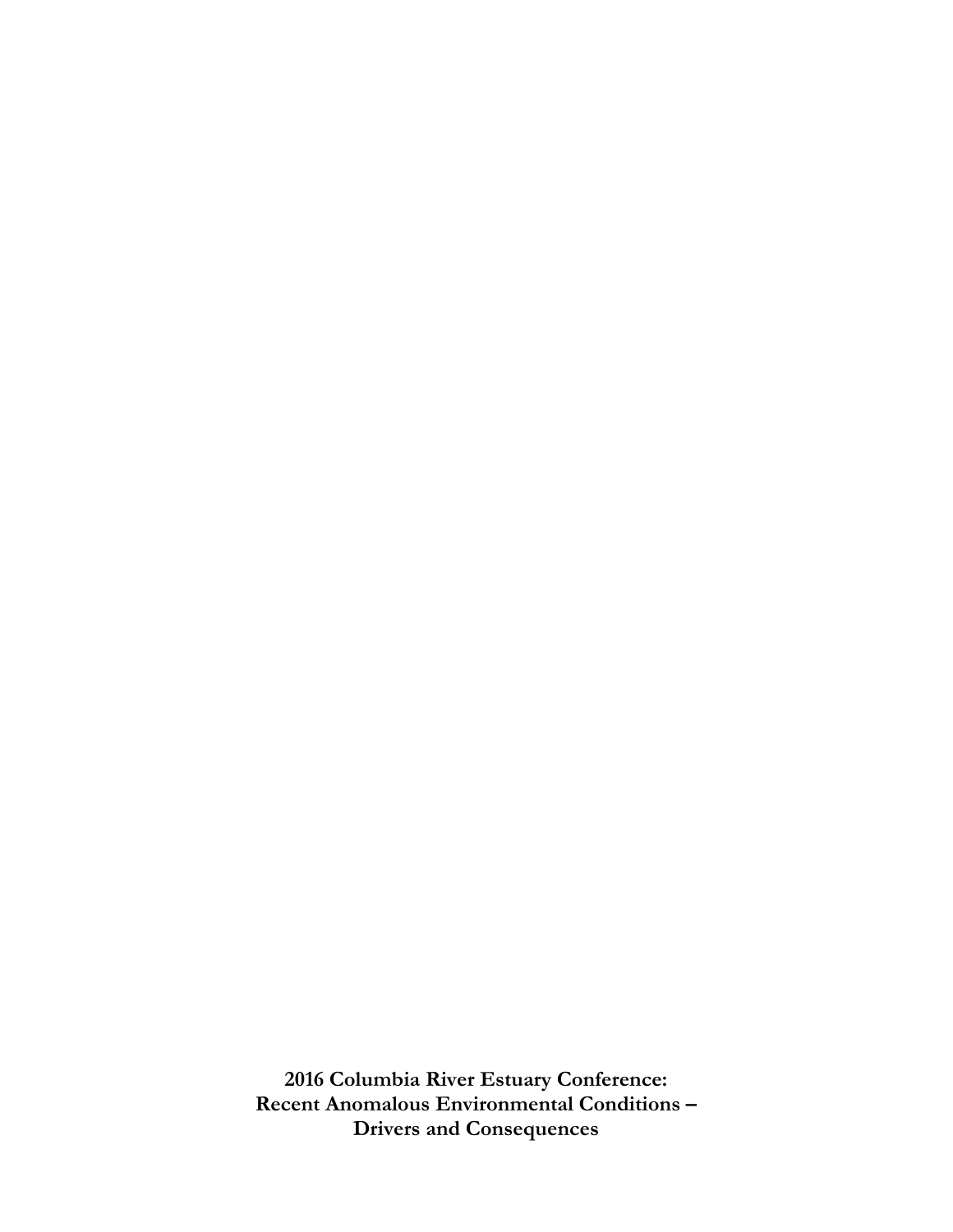**2016 Columbia River Estuary Conference:**
**Recent Anomalous Environmental Conditions –**
**Drivers and Consequences**